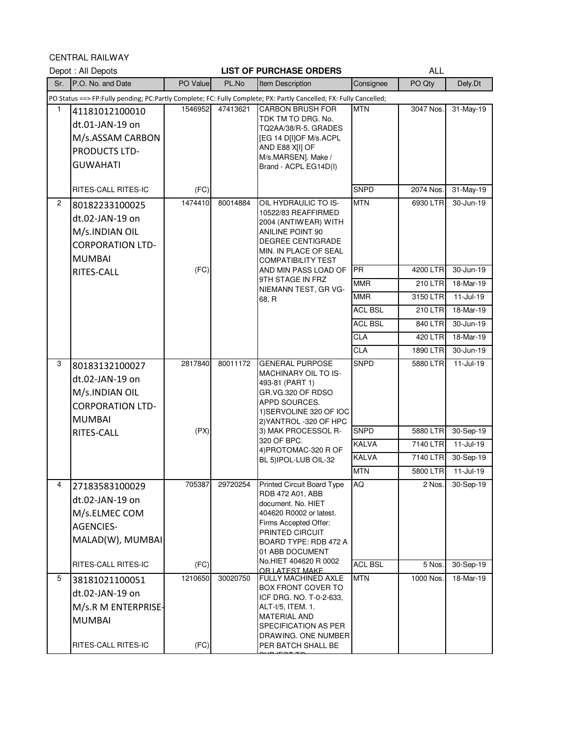CENTRAL RAILWAY

Depot : All Depots **LIST OF PURCHASE ORDERS** ALL

| Sr. | P.O. No. and Date | PO Value | PL.No | Item Description | Consignee | PO Qty | Dely.Dt |
|---|---|---|---|---|---|---|---|
| PO Status ==> FP:Fully pending; PC:Partly Complete; FC: Fully Complete; PX: Partly Cancelled; FX: Fully Cancelled; | | | | | | | |
| 1 | 41181012100010 dt.01-JAN-19 on M/s.ASSAM CARBON PRODUCTS LTD-GUWAHATI | 1546952 | 47413621 | CARBON BRUSH FOR TDK TM TO DRG. No. TQ2AA/38/R-5. GRADES [EG 14 D[I]OF M/s.ACPL AND E88 X[I] OF M/s.MARSEN]. Make / Brand - ACPL EG14D(I) | MTN | 3047 Nos. | 31-May-19 |
| | RITES-CALL RITES-IC | (FC) | | | SNPD | 2074 Nos. | 31-May-19 |
| 2 | 80182233100025 dt.02-JAN-19 on M/s.INDIAN OIL CORPORATION LTD-MUMBAI | 1474410 | 80014884 | OIL HYDRAULIC TO IS-10522/83 REAFFIRMED 2004 (ANTIWEAR) WITH ANILINE POINT 90 DEGREE CENTIGRADE MIN. IN PLACE OF SEAL COMPATIBILITY TEST AND MIN PASS LOAD OF 9TH STAGE IN FRZ NIEMANN TEST, GR VG-68, R | MTN | 6930 LTR | 30-Jun-19 |
| | RITES-CALL | (FC) | | | PR | 4200 LTR | 30-Jun-19 |
| | | | | | MMR | 210 LTR | 18-Mar-19 |
| | | | | | MMR | 3150 LTR | 11-Jul-19 |
| | | | | | ACL BSL | 210 LTR | 18-Mar-19 |
| | | | | | ACL BSL | 840 LTR | 30-Jun-19 |
| | | | | | CLA | 420 LTR | 18-Mar-19 |
| | | | | | CLA | 1890 LTR | 30-Jun-19 |
| 3 | 80183132100027 dt.02-JAN-19 on M/s.INDIAN OIL CORPORATION LTD-MUMBAI | 2817840 | 80011172 | GENERAL PURPOSE MACHINARY OIL TO IS-493-81 (PART 1) GR.VG.320 OF RDSO APPD SOURCES. 1)SERVOLINE 320 OF IOC 2)YANTROL -320 OF HPC 3) MAK PROCESSOL R-320 OF BPC. 4)PROTOMAC-320 R OF BL 5)IPOL-LUB OIL-32 | SNPD | 5880 LTR | 11-Jul-19 |
| | RITES-CALL | (PX) | | | SNPD | 5880 LTR | 30-Sep-19 |
| | | | | | KALVA | 7140 LTR | 11-Jul-19 |
| | | | | | KALVA | 7140 LTR | 30-Sep-19 |
| | | | | | MTN | 5800 LTR | 11-Jul-19 |
| 4 | 27183583100029 dt.02-JAN-19 on M/s.ELMEC COM AGENCIES-MALAD(W), MUMBAI | 705387 | 29720254 | Printed Circuit Board Type RDB 472 A01, ABB document. No. HIET 404620 R0002 or latest. Firms Accepted Offer: PRINTED CIRCUIT BOARD TYPE: RDB 472 A 01 ABB DOCUMENT No.HIET 404620 R 0002 OR LATEST MAKE | AQ | 2 Nos. | 30-Sep-19 |
| | RITES-CALL RITES-IC | (FC) | | | ACL BSL | 5 Nos. | 30-Sep-19 |
| 5 | 38181021100051 dt.02-JAN-19 on M/s.R M ENTERPRISE-MUMBAI | 1210650 | 30020750 | FULLY MACHINED AXLE BOX FRONT COVER TO ICF DRG. NO. T-0-2-633, ALT-t/5, ITEM. 1. MATERIAL AND SPECIFICATION AS PER DRAWING. ONE NUMBER PER BATCH SHALL BE SUBJECT TO | MTN | 1000 Nos. | 18-Mar-19 |
| | RITES-CALL RITES-IC | (FC) | | | | | |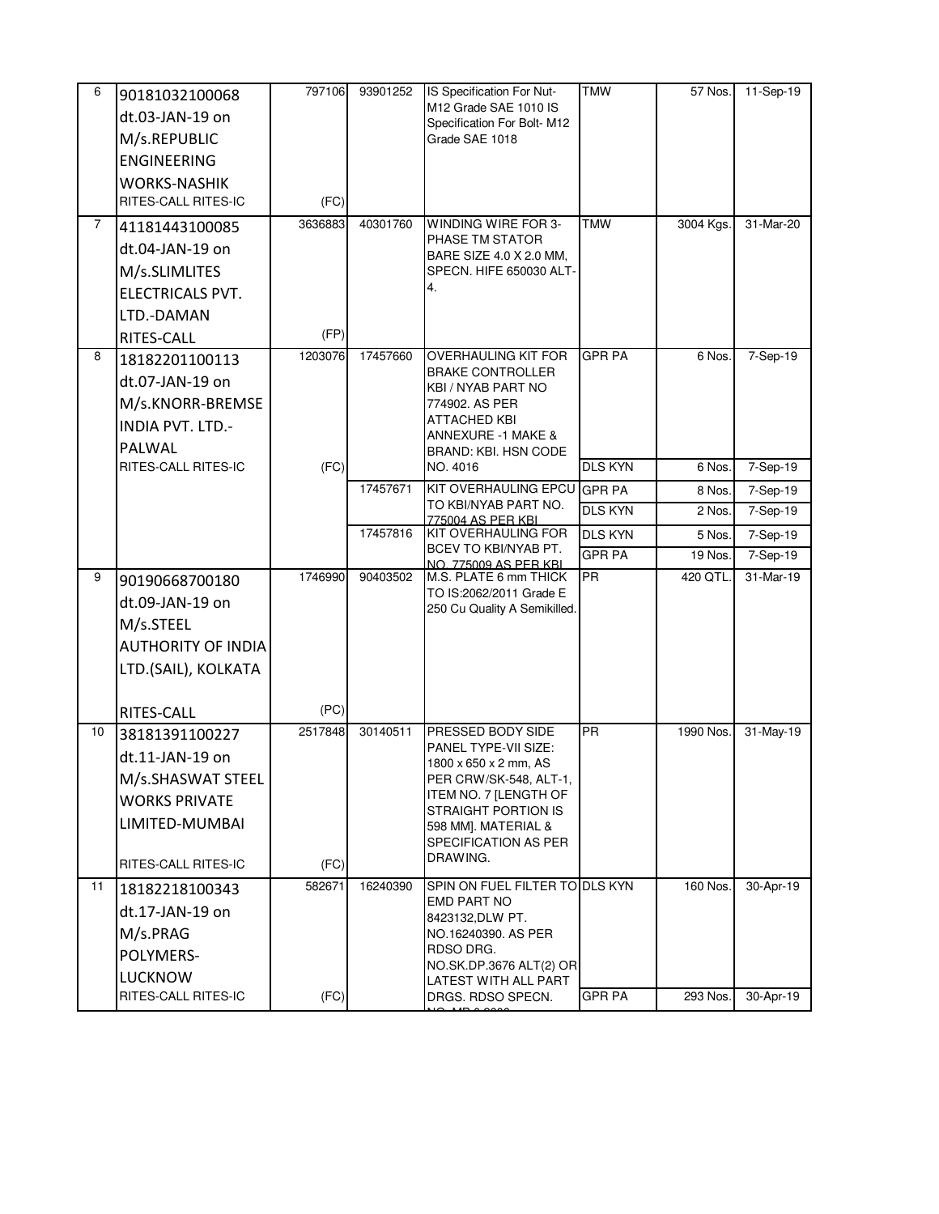| | | | | | | | |
|---|---|---|---|---|---|---|---|
| 6 | 90181032100068 dt.03-JAN-19 on M/s.REPUBLIC ENGINEERING WORKS-NASHIK RITES-CALL RITES-IC | 797106 (FC) | 93901252 | IS Specification For Nut- M12 Grade SAE 1010 IS Specification For Bolt- M12 Grade SAE 1018 | TMW | 57 Nos. | 11-Sep-19 |
| 7 | 41181443100085 dt.04-JAN-19 on M/s.SLIMLITES ELECTRICALS PVT. LTD.-DAMAN RITES-CALL | 3636883 (FP) | 40301760 | WINDING WIRE FOR 3-PHASE TM STATOR BARE SIZE 4.0 X 2.0 MM, SPECN. HIFE 650030 ALT-4. | TMW | 3004 Kgs. | 31-Mar-20 |
| 8 | 18182201100113 dt.07-JAN-19 on M/s.KNORR-BREMSE INDIA PVT. LTD.-PALWAL RITES-CALL RITES-IC | 1203076 (FC) | 17457660 | OVERHAULING KIT FOR BRAKE CONTROLLER KBI / NYAB PART NO 774902. AS PER ATTACHED KBI ANNEXURE -1 MAKE & BRAND: KBI. HSN CODE NO. 4016 | GPR PA | 6 Nos. | 7-Sep-19 |
| | | | | | DLS KYN | 6 Nos. | 7-Sep-19 |
| | | | 17457671 | KIT OVERHAULING EPCU TO KBI/NYAB PART NO. 775004 AS PER KBI | GPR PA | 8 Nos. | 7-Sep-19 |
| | | | | | DLS KYN | 2 Nos. | 7-Sep-19 |
| | | | 17457816 | KIT OVERHAULING FOR BCEV TO KBI/NYAB PT. NO. 775009 AS PER KBI | DLS KYN | 5 Nos. | 7-Sep-19 |
| | | | | | GPR PA | 19 Nos. | 7-Sep-19 |
| 9 | 90190668700180 dt.09-JAN-19 on M/s.STEEL AUTHORITY OF INDIA LTD.(SAIL), KOLKATA RITES-CALL | 1746990 (PC) | 90403502 | M.S. PLATE 6 mm THICK TO IS:2062/2011 Grade E 250 Cu Quality A Semikilled. | PR | 420 QTL. | 31-Mar-19 |
| 10 | 38181391100227 dt.11-JAN-19 on M/s.SHASWAT STEEL WORKS PRIVATE LIMITED-MUMBAI RITES-CALL RITES-IC | 2517848 (FC) | 30140511 | PRESSED BODY SIDE PANEL TYPE-VII SIZE: 1800 x 650 x 2 mm, AS PER CRW/SK-548, ALT-1, ITEM NO. 7 [LENGTH OF STRAIGHT PORTION IS 598 MM]. MATERIAL & SPECIFICATION AS PER DRAWING. | PR | 1990 Nos. | 31-May-19 |
| 11 | 18182218100343 dt.17-JAN-19 on M/s.PRAG POLYMERS-LUCKNOW RITES-CALL RITES-IC | 582671 (FC) | 16240390 | SPIN ON FUEL FILTER TO EMD PART NO 8423132,DLW PT. NO.16240390. AS PER RDSO DRG. NO.SK.DP.3676 ALT(2) OR LATEST WITH ALL PART DRGS. RDSO SPECN. NO. MP.0.2300 | DLS KYN | 160 Nos. | 30-Apr-19 |
| | | | | | GPR PA | 293 Nos. | 30-Apr-19 |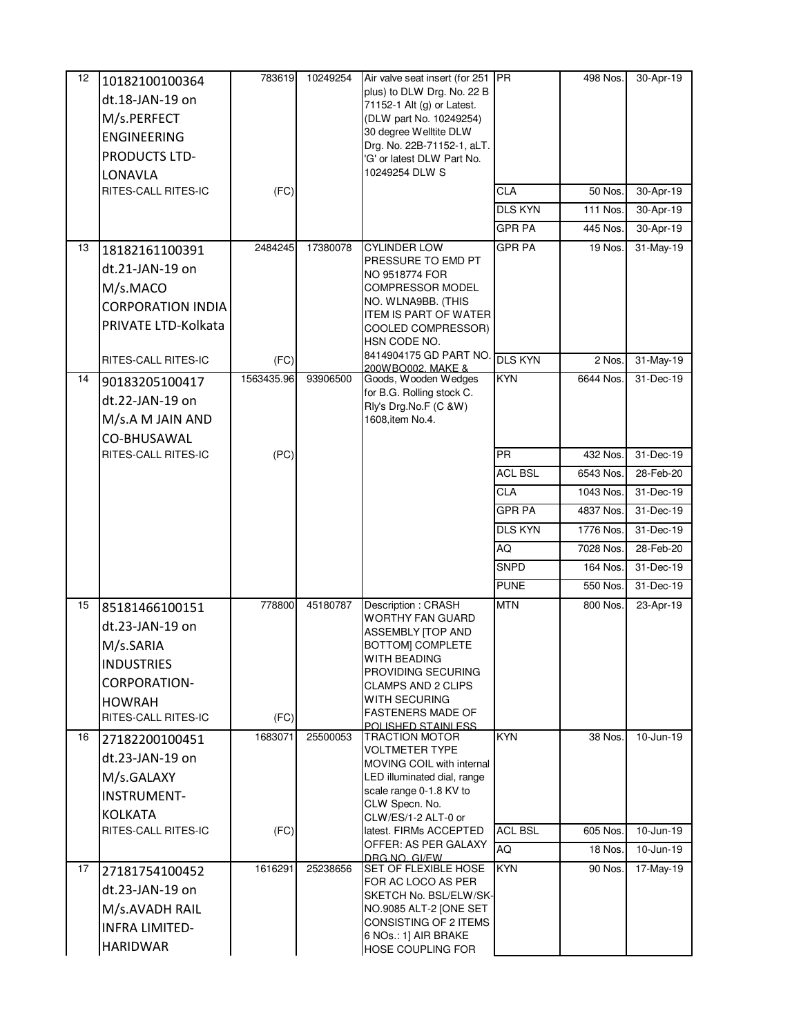| 12 | 10182100100364 dt.18-JAN-19 on M/s.PERFECT ENGINEERING PRODUCTS LTD-LONAVLA RITES-CALL RITES-IC | 783619 (FC) | 10249254 | Air valve seat insert (for 251 plus) to DLW Drg. No. 22 B 71152-1 Alt (g) or Latest. (DLW part No. 10249254) 30 degree Welltite DLW Drg. No. 22B-71152-1, aLT. 'G' or latest DLW Part No. 10249254 DLW S | PR | 498 Nos. | 30-Apr-19 |
|---|---|---|---|---|---|---|---|
| | | | | | CLA | 50 Nos. | 30-Apr-19 |
| | | | | | DLS KYN | 111 Nos. | 30-Apr-19 |
| | | | | | GPR PA | 445 Nos. | 30-Apr-19 |
| 13 | 18182161100391 dt.21-JAN-19 on M/s.MACO CORPORATION INDIA PRIVATE LTD-Kolkata RITES-CALL RITES-IC | 2484245 (FC) | 17380078 | CYLINDER LOW PRESSURE TO EMD PT NO 9518774 FOR COMPRESSOR MODEL NO. WLNA9BB. (THIS ITEM IS PART OF WATER COOLED COMPRESSOR) HSN CODE NO. 8414904175 GD PART NO. 200WBO002, MAKE & | GPR PA | 19 Nos. | 31-May-19 |
| | | | | | DLS KYN | 2 Nos. | 31-May-19 |
| 14 | 90183205100417 dt.22-JAN-19 on M/s.A M JAIN AND CO-BHUSAWAL RITES-CALL RITES-IC | 1563435.96 (PC) | 93906500 | Goods, Wooden Wedges for B.G. Rolling stock C. Rly's Drg.No.F (C &W) 1608,item No.4. | KYN | 6644 Nos. | 31-Dec-19 |
| | | | | | PR | 432 Nos. | 31-Dec-19 |
| | | | | | ACL BSL | 6543 Nos. | 28-Feb-20 |
| | | | | | CLA | 1043 Nos. | 31-Dec-19 |
| | | | | | GPR PA | 4837 Nos. | 31-Dec-19 |
| | | | | | DLS KYN | 1776 Nos. | 31-Dec-19 |
| | | | | | AQ | 7028 Nos. | 28-Feb-20 |
| | | | | | SNPD | 164 Nos. | 31-Dec-19 |
| | | | | | PUNE | 550 Nos. | 31-Dec-19 |
| 15 | 85181466100151 dt.23-JAN-19 on M/s.SARIA INDUSTRIES CORPORATION-HOWRAH RITES-CALL RITES-IC | 778800 (FC) | 45180787 | Description : CRASH WORTHY FAN GUARD ASSEMBLY [TOP AND BOTTOM] COMPLETE WITH BEADING PROVIDING SECURING CLAMPS AND 2 CLIPS WITH SECURING FASTENERS MADE OF POLISHED STAINLESS | MTN | 800 Nos. | 23-Apr-19 |
| 16 | 27182200100451 dt.23-JAN-19 on M/s.GALAXY INSTRUMENT-KOLKATA RITES-CALL RITES-IC | 1683071 (FC) | 25500053 | TRACTION MOTOR VOLTMETER TYPE MOVING COIL with internal LED illuminated dial, range scale range 0-1.8 KV to CLW Specn. No. CLW/ES/1-2 ALT-0 or latest. FIRMs ACCEPTED OFFER: AS PER GALAXY DRG.NO. GI/EW | KYN | 38 Nos. | 10-Jun-19 |
| | | | | | ACL BSL | 605 Nos. | 10-Jun-19 |
| | | | | | AQ | 18 Nos. | 10-Jun-19 |
| 17 | 27181754100452 dt.23-JAN-19 on M/s.AVADH RAIL INFRA LIMITED-HARIDWAR | 1616291 | 25238656 | SET OF FLEXIBLE HOSE FOR AC LOCO AS PER SKETCH No. BSL/ELW/SK-NO.9085 ALT-2 [ONE SET CONSISTING OF 2 ITEMS 6 NOs.: 1] AIR BRAKE HOSE COUPLING FOR | KYN | 90 Nos. | 17-May-19 |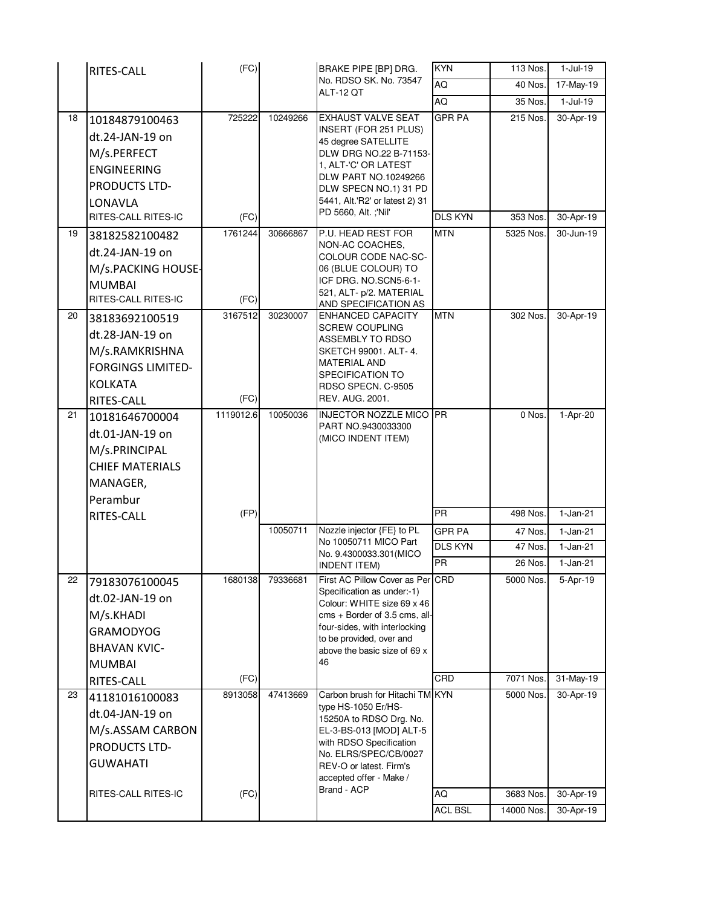| | | | | | | | |
|---|---|---|---|---|---|---|---|
| | RITES-CALL | (FC) | | BRAKE PIPE [BP] DRG. No. RDSO SK. No. 73547 ALT-12 QT | KYN | 113 Nos. | 1-Jul-19 |
| | | | | | AQ | 40 Nos. | 17-May-19 |
| | | | | | AQ | 35 Nos. | 1-Jul-19 |
| 18 | 10184879100463 dt.24-JAN-19 on M/s.PERFECT ENGINEERING PRODUCTS LTD-LONAVLA | 725222 | 10249266 | EXHAUST VALVE SEAT INSERT (FOR 251 PLUS) 45 degree SATELLITE DLW DRG NO.22 B-71153-1, ALT-'C' OR LATEST DLW PART NO.10249266 DLW SPECN NO.1) 31 PD 5441, Alt.'R2' or latest 2) 31 PD 5660, Alt. ;'Nil' | GPR PA | 215 Nos. | 30-Apr-19 |
| | RITES-CALL RITES-IC | (FC) | | | DLS KYN | 353 Nos. | 30-Apr-19 |
| 19 | 38182582100482 dt.24-JAN-19 on M/s.PACKING HOUSE-MUMBAI | 1761244 | 30666867 | P.U. HEAD REST FOR NON-AC COACHES, COLOUR CODE NAC-SC-06 (BLUE COLOUR) TO ICF DRG. NO.SCN5-6-1-521, ALT- p/2. MATERIAL AND SPECIFICATION AS | MTN | 5325 Nos. | 30-Jun-19 |
| | RITES-CALL RITES-IC | (FC) | | | | | |
| 20 | 38183692100519 dt.28-JAN-19 on M/s.RAMKRISHNA FORGINGS LIMITED-KOLKATA | 3167512 | 30230007 | ENHANCED CAPACITY SCREW COUPLING ASSEMBLY TO RDSO SKETCH 99001. ALT- 4. MATERIAL AND SPECIFICATION TO RDSO SPECN. C-9505 REV. AUG. 2001. | MTN | 302 Nos. | 30-Apr-19 |
| | RITES-CALL | (FC) | | | | | |
| 21 | 10181646700004 dt.01-JAN-19 on M/s.PRINCIPAL CHIEF MATERIALS MANAGER, Perambur | 1119012.6 | 10050036 | INJECTOR NOZZLE MICO PART NO.9430033300 (MICO INDENT ITEM) | PR | 0 Nos. | 1-Apr-20 |
| | RITES-CALL | (FP) | | | PR | 498 Nos. | 1-Jan-21 |
| | | | 10050711 | Nozzle injector {FE} to PL No 10050711 MICO Part No. 9.4300033.301(MICO INDENT ITEM) | GPR PA | 47 Nos. | 1-Jan-21 |
| | | | | | DLS KYN | 47 Nos. | 1-Jan-21 |
| | | | | | PR | 26 Nos. | 1-Jan-21 |
| 22 | 79183076100045 dt.02-JAN-19 on M/s.KHADI GRAMODYOG BHAVAN KVIC-MUMBAI | 1680138 | 79336681 | First AC Pillow Cover as Per Specification as under:-1) Colour: WHITE size 69 x 46 cms + Border of 3.5 cms, all-four-sides, with interlocking to be provided, over and above the basic size of 69 x 46 | CRD | 5000 Nos. | 5-Apr-19 |
| | RITES-CALL | (FC) | | | CRD | 7071 Nos. | 31-May-19 |
| 23 | 41181016100083 dt.04-JAN-19 on M/s.ASSAM CARBON PRODUCTS LTD-GUWAHATI | 8913058 | 47413669 | Carbon brush for Hitachi TM type HS-1050 Er/HS-15250A to RDSO Drg. No. EL-3-BS-013 [MOD] ALT-5 with RDSO Specification No. ELRS/SPEC/CB/0027 REV-O or latest. Firm's accepted offer - Make / Brand - ACP | KYN | 5000 Nos. | 30-Apr-19 |
| | RITES-CALL RITES-IC | (FC) | | | AQ | 3683 Nos. | 30-Apr-19 |
| | | | | | ACL BSL | 14000 Nos. | 30-Apr-19 |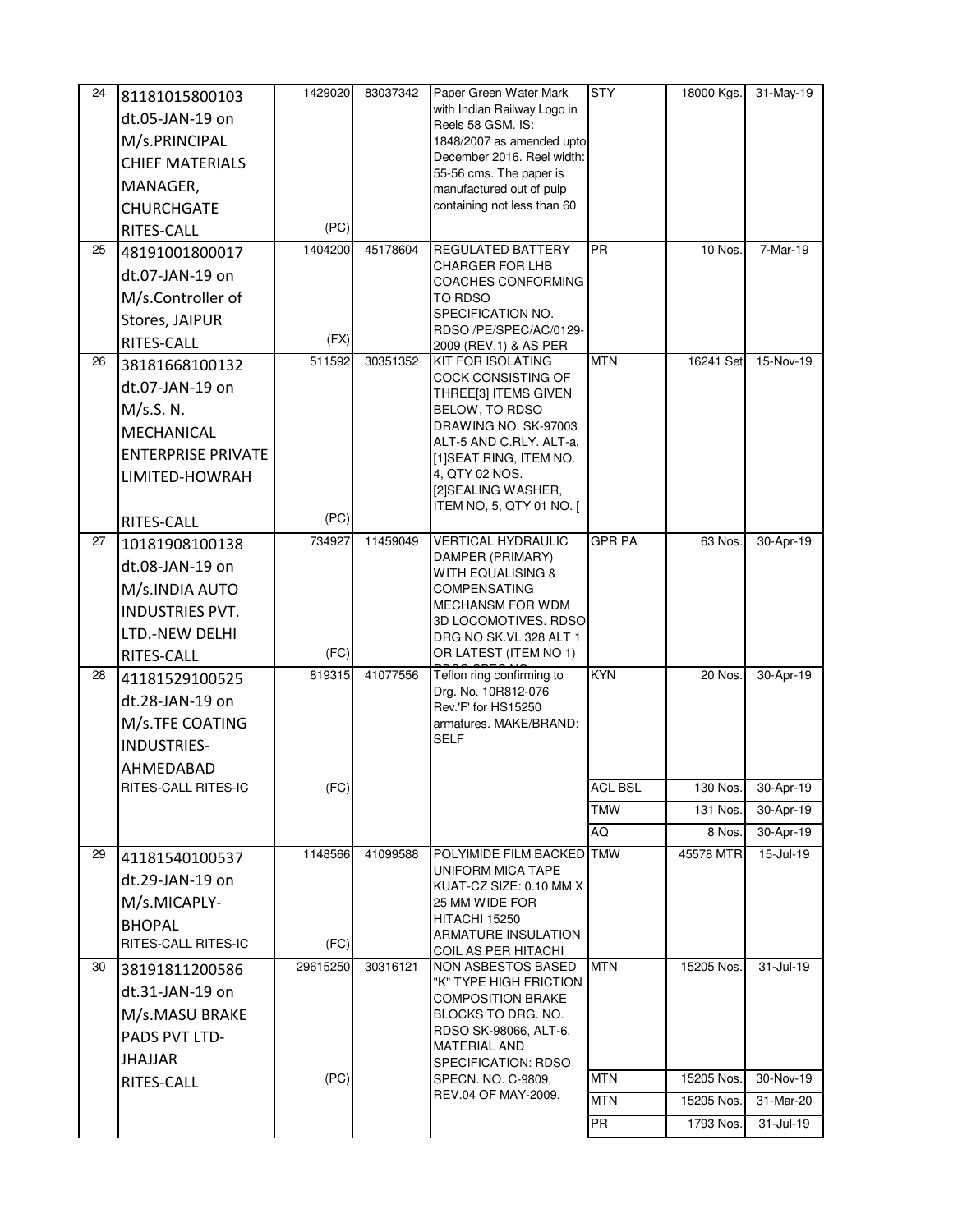| | | | | | | | |
|---|---|---|---|---|---|---|---|
| 24 | 81181015800103 dt.05-JAN-19 on M/s.PRINCIPAL CHIEF MATERIALS MANAGER, CHURCHGATE RITES-CALL | 1429020 (PC) | 83037342 | Paper Green Water Mark with Indian Railway Logo in Reels 58 GSM. IS: 1848/2007 as amended upto December 2016. Reel width: 55-56 cms. The paper is manufactured out of pulp containing not less than 60 | STY | 18000 Kgs. | 31-May-19 |
| 25 | 48191001800017 dt.07-JAN-19 on M/s.Controller of Stores, JAIPUR RITES-CALL | 1404200 (FX) | 45178604 | REGULATED BATTERY CHARGER FOR LHB COACHES CONFORMING TO RDSO SPECIFICATION NO. RDSO /PE/SPEC/AC/0129-2009 (REV.1) & AS PER | PR | 10 Nos. | 7-Mar-19 |
| 26 | 38181668100132 dt.07-JAN-19 on M/s.S. N. MECHANICAL ENTERPRISE PRIVATE LIMITED-HOWRAH RITES-CALL | 511592 (PC) | 30351352 | KIT FOR ISOLATING COCK CONSISTING OF THREE[3] ITEMS GIVEN BELOW, TO RDSO DRAWING NO. SK-97003 ALT-5 AND C.RLY. ALT-a. [1]SEAT RING, ITEM NO. 4, QTY 02 NOS. [2]SEALING WASHER, ITEM NO, 5, QTY 01 NO. [ | MTN | 16241 Set | 15-Nov-19 |
| 27 | 10181908100138 dt.08-JAN-19 on M/s.INDIA AUTO INDUSTRIES PVT. LTD.-NEW DELHI RITES-CALL | 734927 (FC) | 11459049 | VERTICAL HYDRAULIC DAMPER (PRIMARY) WITH EQUALISING & COMPENSATING MECHANSM FOR WDM 3D LOCOMOTIVES. RDSO DRG NO SK.VL 328 ALT 1 OR LATEST (ITEM NO 1) | GPR PA | 63 Nos. | 30-Apr-19 |
| 28 | 41181529100525 dt.28-JAN-19 on M/s.TFE COATING INDUSTRIES-AHMEDABAD RITES-CALL RITES-IC | 819315 (FC) | 41077556 | Teflon ring confirming to Drg. No. 10R812-076 Rev.'F' for HS15250 armatures. MAKE/BRAND: SELF | KYN | 20 Nos. | 30-Apr-19 |
| | | | | | ACL BSL | 130 Nos. | 30-Apr-19 |
| | | | | | TMW | 131 Nos. | 30-Apr-19 |
| | | | | | AQ | 8 Nos. | 30-Apr-19 |
| 29 | 41181540100537 dt.29-JAN-19 on M/s.MICAPLY-BHOPAL RITES-CALL RITES-IC | 1148566 (FC) | 41099588 | POLYIMIDE FILM BACKED UNIFORM MICA TAPE KUAT-CZ SIZE: 0.10 MM X 25 MM WIDE FOR HITACHI 15250 ARMATURE INSULATION COIL AS PER HITACHI | TMW | 45578 MTR | 15-Jul-19 |
| 30 | 38191811200586 dt.31-JAN-19 on M/s.MASU BRAKE PADS PVT LTD-JHAJJAR RITES-CALL | 29615250 (PC) | 30316121 | NON ASBESTOS BASED "K" TYPE HIGH FRICTION COMPOSITION BRAKE BLOCKS TO DRG. NO. RDSO SK-98066, ALT-6. MATERIAL AND SPECIFICATION: RDSO SPECN. NO. C-9809, REV.04 OF MAY-2009. | MTN | 15205 Nos. | 31-Jul-19 |
| | | | | | MTN | 15205 Nos. | 30-Nov-19 |
| | | | | | MTN | 15205 Nos. | 31-Mar-20 |
| | | | | | PR | 1793 Nos. | 31-Jul-19 |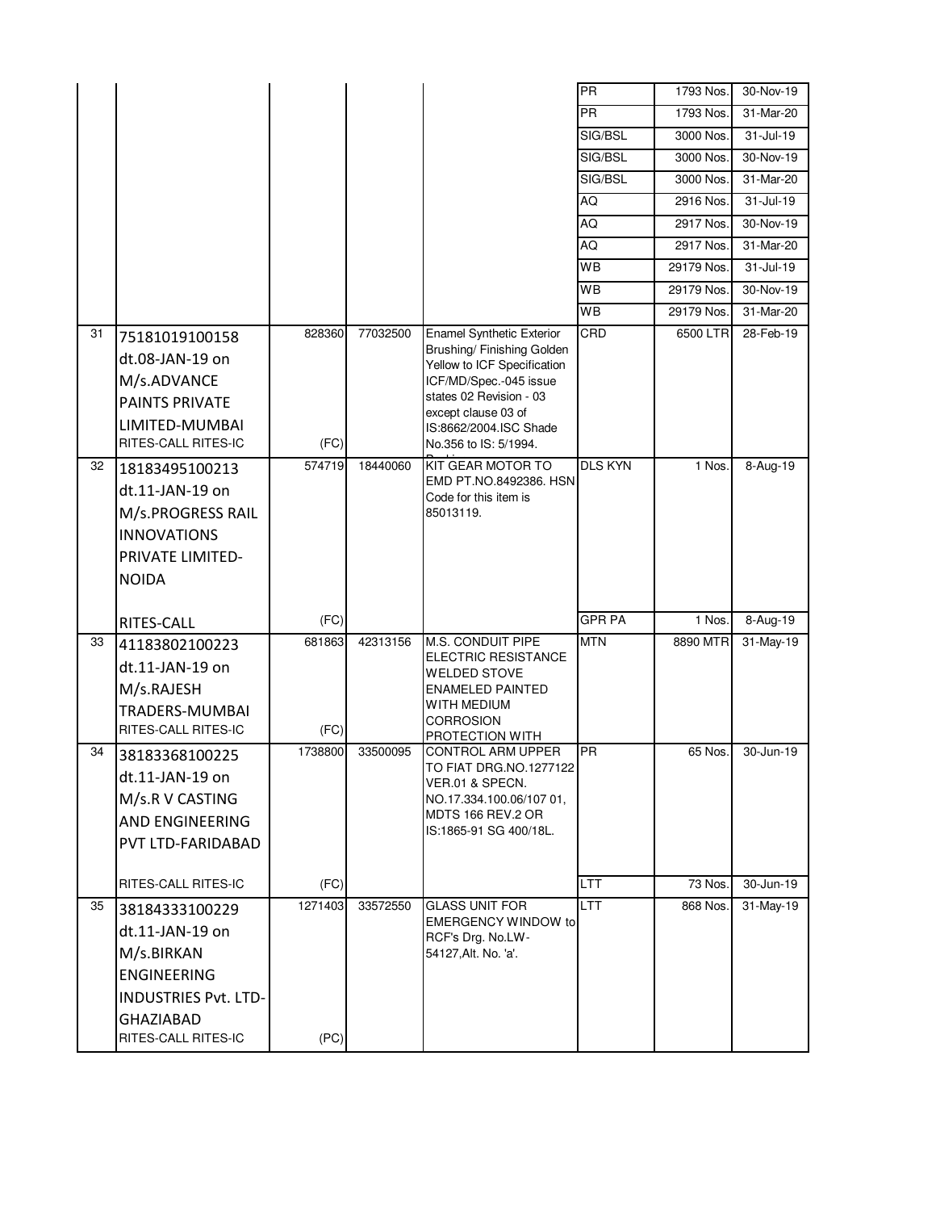| | | | | | | | |
|---|---|---|---|---|---|---|---|
| | | | | | PR | 1793 Nos. | 30-Nov-19 |
| | | | | | PR | 1793 Nos. | 31-Mar-20 |
| | | | | | SIG/BSL | 3000 Nos. | 31-Jul-19 |
| | | | | | SIG/BSL | 3000 Nos. | 30-Nov-19 |
| | | | | | SIG/BSL | 3000 Nos. | 31-Mar-20 |
| | | | | | AQ | 2916 Nos. | 31-Jul-19 |
| | | | | | AQ | 2917 Nos. | 30-Nov-19 |
| | | | | | AQ | 2917 Nos. | 31-Mar-20 |
| | | | | | WB | 29179 Nos. | 31-Jul-19 |
| | | | | | WB | 29179 Nos. | 30-Nov-19 |
| | | | | | WB | 29179 Nos. | 31-Mar-20 |
| 31 | 75181019100158 dt.08-JAN-19 on M/s.ADVANCE PAINTS PRIVATE LIMITED-MUMBAI RITES-CALL RITES-IC | 828360 (FC) | 77032500 | Enamel Synthetic Exterior Brushing/ Finishing Golden Yellow to ICF Specification ICF/MD/Spec.-045 issue states 02 Revision - 03 except clause 03 of IS:8662/2004.ISC Shade No.356 to IS: 5/1994. | CRD | 6500 LTR | 28-Feb-19 |
| 32 | 18183495100213 dt.11-JAN-19 on M/s.PROGRESS RAIL INNOVATIONS PRIVATE LIMITED-NOIDA RITES-CALL | 574719 (FC) | 18440060 | KIT GEAR MOTOR TO EMD PT.NO.8492386. HSN Code for this item is 85013119. | DLS KYN | 1 Nos. | 8-Aug-19 |
| | | | | | GPR PA | 1 Nos. | 8-Aug-19 |
| 33 | 41183802100223 dt.11-JAN-19 on M/s.RAJESH TRADERS-MUMBAI RITES-CALL RITES-IC | 681863 (FC) | 42313156 | M.S. CONDUIT PIPE ELECTRIC RESISTANCE WELDED STOVE ENAMELED PAINTED WITH MEDIUM CORROSION PROTECTION WITH | MTN | 8890 MTR | 31-May-19 |
| 34 | 38183368100225 dt.11-JAN-19 on M/s.R V CASTING AND ENGINEERING PVT LTD-FARIDABAD RITES-CALL RITES-IC | 1738800 (FC) | 33500095 | CONTROL ARM UPPER TO FIAT DRG.NO.1277122 VER.01 & SPECN. NO.17.334.100.06/107 01, MDTS 166 REV.2 OR IS:1865-91 SG 400/18L. | PR | 65 Nos. | 30-Jun-19 |
| | | | | | LTT | 73 Nos. | 30-Jun-19 |
| 35 | 38184333100229 dt.11-JAN-19 on M/s.BIRKAN ENGINEERING INDUSTRIES Pvt. LTD-GHAZIABAD RITES-CALL RITES-IC | 1271403 (PC) | 33572550 | GLASS UNIT FOR EMERGENCY WINDOW to RCF's Drg. No.LW-54127,Alt. No. 'a'. | LTT | 868 Nos. | 31-May-19 |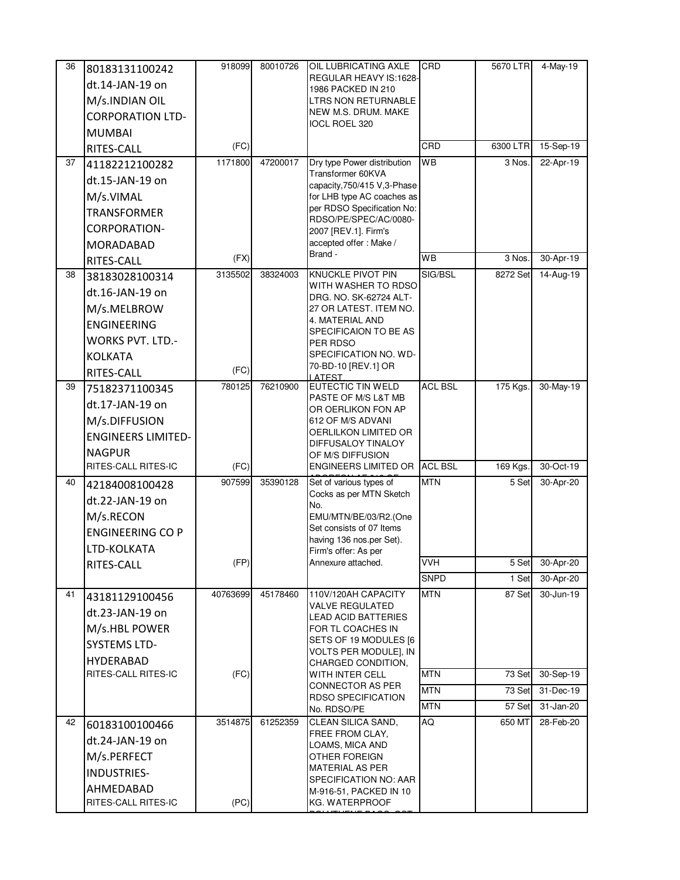| | | | | | | | |
|---|---|---|---|---|---|---|---|
| 36 | 80183131100242 dt.14-JAN-19 on M/s.INDIAN OIL CORPORATION LTD-MUMBAI RITES-CALL | 918099 (FC) | 80010726 | OIL LUBRICATING AXLE REGULAR HEAVY IS:1628-1986 PACKED IN 210 LTRS NON RETURNABLE NEW M.S. DRUM. MAKE IOCL ROEL 320 | CRD | 5670 LTR | 4-May-19 |
| | | | | | CRD | 6300 LTR | 15-Sep-19 |
| 37 | 41182212100282 dt.15-JAN-19 on M/s.VIMAL TRANSFORMER CORPORATION-MORADABAD RITES-CALL | 1171800 (FX) | 47200017 | Dry type Power distribution Transformer 60KVA capacity,750/415 V,3-Phase for LHB type AC coaches as per RDSO Specification No: RDSO/PE/SPEC/AC/0080-2007 [REV.1]. Firm's accepted offer : Make / Brand - | WB | 3 Nos. | 22-Apr-19 |
| | | | | | WB | 3 Nos. | 30-Apr-19 |
| 38 | 38183028100314 dt.16-JAN-19 on M/s.MELBROW ENGINEERING WORKS PVT. LTD.-KOLKATA RITES-CALL | 3135502 (FC) | 38324003 | KNUCKLE PIVOT PIN WITH WASHER TO RDSO DRG. NO. SK-62724 ALT-27 OR LATEST. ITEM NO. 4. MATERIAL AND SPECIFICAION TO BE AS PER RDSO SPECIFICATION NO. WD-70-BD-10 [REV.1] OR LATEST | SIG/BSL | 8272 Set | 14-Aug-19 |
| 39 | 75182371100345 dt.17-JAN-19 on M/s.DIFFUSION ENGINEERS LIMITED-NAGPUR RITES-CALL RITES-IC | 780125 (FC) | 76210900 | EUTECTIC TIN WELD PASTE OF M/S L&T MB OR OERLIKON FON AP 612 OF M/S ADVANI OERLILKON LIMITED OR DIFFUSALOY TINALOY OF M/S DIFFUSION ENGINEERS LIMITED OR | ACL BSL | 175 Kgs. | 30-May-19 |
| | | | | | ACL BSL | 169 Kgs. | 30-Oct-19 |
| 40 | 42184008100428 dt.22-JAN-19 on M/s.RECON ENGINEERING CO P LTD-KOLKATA RITES-CALL | 907599 (FP) | 35390128 | Set of various types of Cocks as per MTN Sketch No. EMU/MTN/BE/03/R2.(One Set consists of 07 Items having 136 nos.per Set). Firm's offer: As per Annexure attached. | MTN | 5 Set | 30-Apr-20 |
| | | | | | VVH | 5 Set | 30-Apr-20 |
| | | | | | SNPD | 1 Set | 30-Apr-20 |
| 41 | 43181129100456 dt.23-JAN-19 on M/s.HBL POWER SYSTEMS LTD-HYDERABAD RITES-CALL RITES-IC | 40763699 (FC) | 45178460 | 110V/120AH CAPACITY VALVE REGULATED LEAD ACID BATTERIES FOR TL COACHES IN SETS OF 19 MODULES [6 VOLTS PER MODULE], IN CHARGED CONDITION, WITH INTER CELL CONNECTOR AS PER RDSO SPECIFICATION No. RDSO/PE | MTN | 87 Set | 30-Jun-19 |
| | | | | | MTN | 73 Set | 30-Sep-19 |
| | | | | | MTN | 73 Set | 31-Dec-19 |
| | | | | | MTN | 57 Set | 31-Jan-20 |
| 42 | 60183100100466 dt.24-JAN-19 on M/s.PERFECT INDUSTRIES-AHMEDABAD RITES-CALL RITES-IC | 3514875 (PC) | 61252359 | CLEAN SILICA SAND, FREE FROM CLAY, LOAMS, MICA AND OTHER FOREIGN MATERIAL AS PER SPECIFICATION NO: AAR M-916-51, PACKED IN 10 KG. WATERPROOF | AQ | 650 MT | 28-Feb-20 |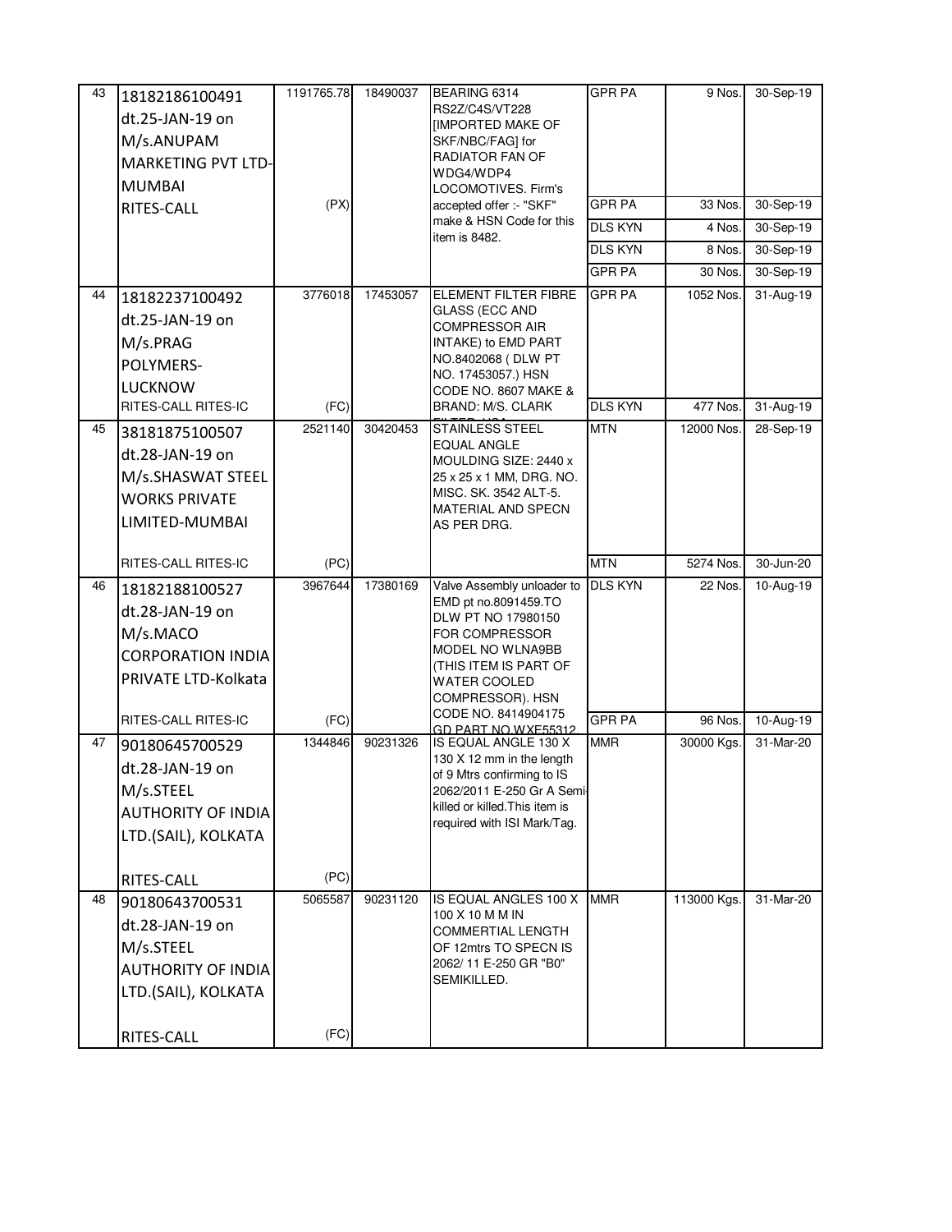| 43 | 18182186100491 dt.25-JAN-19 on M/s.ANUPAM MARKETING PVT LTD-MUMBAI RITES-CALL | 1191765.78 (PX) | 18490037 | BEARING 6314 RS2Z/C4S/VT228 [IMPORTED MAKE OF SKF/NBC/FAG] for RADIATOR FAN OF WDG4/WDP4 LOCOMOTIVES. Firm's accepted offer :- "SKF" make & HSN Code for this item is 8482. | GPR PA | 9 Nos. | 30-Sep-19 |
|---|---|---|---|---|---|---|---|
| | | | | | GPR PA | 33 Nos. | 30-Sep-19 |
| | | | | | DLS KYN | 4 Nos. | 30-Sep-19 |
| | | | | | DLS KYN | 8 Nos. | 30-Sep-19 |
| | | | | | GPR PA | 30 Nos. | 30-Sep-19 |
| 44 | 18182237100492 dt.25-JAN-19 on M/s.PRAG POLYMERS-LUCKNOW RITES-CALL RITES-IC | 3776018 (FC) | 17453057 | ELEMENT FILTER FIBRE GLASS (ECC AND COMPRESSOR AIR INTAKE) to EMD PART NO.8402068 ( DLW PT NO. 17453057.) HSN CODE NO. 8607 MAKE & BRAND: M/S. CLARK FILTER, USA | GPR PA | 1052 Nos. | 31-Aug-19 |
| | | | | | DLS KYN | 477 Nos. | 31-Aug-19 |
| 45 | 38181875100507 dt.28-JAN-19 on M/s.SHASWAT STEEL WORKS PRIVATE LIMITED-MUMBAI RITES-CALL RITES-IC | 2521140 (PC) | 30420453 | STAINLESS STEEL EQUAL ANGLE MOULDING SIZE: 2440 x 25 x 25 x 1 MM, DRG. NO. MISC. SK. 3542 ALT-5. MATERIAL AND SPECN AS PER DRG. | MTN | 12000 Nos. | 28-Sep-19 |
| | | | | | MTN | 5274 Nos. | 30-Jun-20 |
| 46 | 18182188100527 dt.28-JAN-19 on M/s.MACO CORPORATION INDIA PRIVATE LTD-Kolkata RITES-CALL RITES-IC | 3967644 (FC) | 17380169 | Valve Assembly unloader to EMD pt no.8091459.TO DLW PT NO 17980150 FOR COMPRESSOR MODEL NO WLNA9BB (THIS ITEM IS PART OF WATER COOLED COMPRESSOR). HSN CODE NO. 8414904175 GD PART NO.WXE55312 | DLS KYN | 22 Nos. | 10-Aug-19 |
| | | | | | GPR PA | 96 Nos. | 10-Aug-19 |
| 47 | 90180645700529 dt.28-JAN-19 on M/s.STEEL AUTHORITY OF INDIA LTD.(SAIL), KOLKATA RITES-CALL | 1344846 (PC) | 90231326 | IS EQUAL ANGLE 130 X 130 X 12 mm in the length of 9 Mtrs confirming to IS 2062/2011 E-250 Gr A Semi-killed or killed.This item is required with ISI Mark/Tag. | MMR | 30000 Kgs. | 31-Mar-20 |
| 48 | 90180643700531 dt.28-JAN-19 on M/s.STEEL AUTHORITY OF INDIA LTD.(SAIL), KOLKATA RITES-CALL | 5065587 (FC) | 90231120 | IS EQUAL ANGLES 100 X 100 X 10 M M IN COMMERTIAL LENGTH OF 12mtrs TO SPECN IS 2062/ 11 E-250 GR "B0" SEMIKILLED. | MMR | 113000 Kgs. | 31-Mar-20 |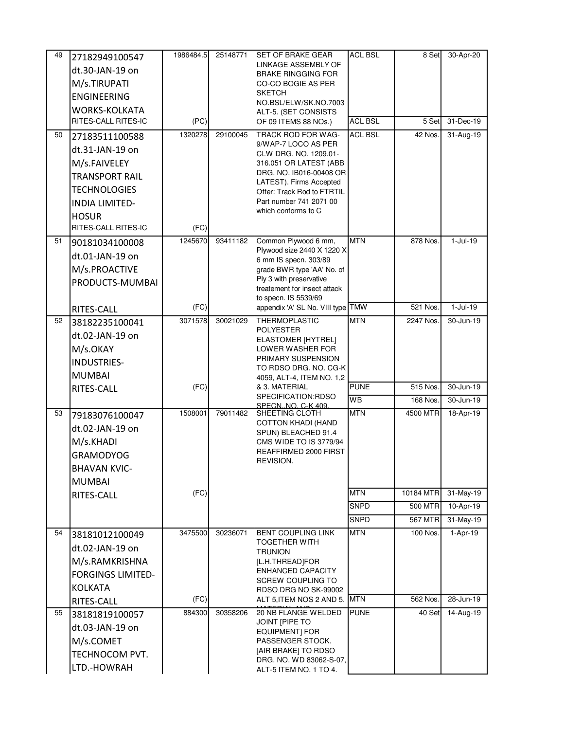| | | | | | | | |
|---|---|---|---|---|---|---|---|
| 49 | 27182949100547 dt.30-JAN-19 on M/s.TIRUPATI ENGINEERING WORKS-KOLKATA RITES-CALL RITES-IC | 1986484.5 (PC) | 25148771 | SET OF BRAKE GEAR LINKAGE ASSEMBLY OF BRAKE RINGGING FOR CO-CO BOGIE AS PER SKETCH NO.BSL/ELW/SK.NO.7003 ALT-5. (SET CONSISTS OF 09 ITEMS 88 NOs.) | ACL BSL | 8 Set | 30-Apr-20 |
| | | | | | ACL BSL | 5 Set | 31-Dec-19 |
| 50 | 27183511100588 dt.31-JAN-19 on M/s.FAIVELEY TRANSPORT RAIL TECHNOLOGIES INDIA LIMITED-HOSUR RITES-CALL RITES-IC | 1320278 (FC) | 29100045 | TRACK ROD FOR WAG-9/WAP-7 LOCO AS PER CLW DRG. NO. 1209.01-316.051 OR LATEST (ABB DRG. NO. IB016-00408 OR LATEST). Firms Accepted Offer: Track Rod to FTRTIL Part number 741 2071 00 which conforms to C | ACL BSL | 42 Nos. | 31-Aug-19 |
| 51 | 90181034100008 dt.01-JAN-19 on M/s.PROACTIVE PRODUCTS-MUMBAI RITES-CALL | 1245670 (FC) | 93411182 | Common Plywood 6 mm, Plywood size 2440 X 1220 X 6 mm IS specn. 303/89 grade BWR type 'AA' No. of Ply 3 with preservative treatement for insect attack to specn. IS 5539/69 appendix 'A' SL No. VIII type | MTN | 878 Nos. | 1-Jul-19 |
| | | | | | TMW | 521 Nos. | 1-Jul-19 |
| 52 | 38182235100041 dt.02-JAN-19 on M/s.OKAY INDUSTRIES-MUMBAI RITES-CALL | 3071578 (FC) | 30021029 | THERMOPLASTIC POLYESTER ELASTOMER [HYTREL] LOWER WASHER FOR PRIMARY SUSPENSION TO RDSO DRG. NO. CG-K 4059, ALT-4, ITEM NO. 1,2 & 3. MATERIAL SPECIFICATION:RDSO SPECN..NO. C-K 409. | MTN | 2247 Nos. | 30-Jun-19 |
| | | | | | PUNE | 515 Nos. | 30-Jun-19 |
| | | | | | WB | 168 Nos. | 30-Jun-19 |
| 53 | 79183076100047 dt.02-JAN-19 on M/s.KHADI GRAMODYOG BHAVAN KVIC-MUMBAI RITES-CALL | 1508001 (FC) | 79011482 | SHEETING CLOTH COTTON KHADI (HAND SPUN) BLEACHED 91.4 CMS WIDE TO IS 3779/94 REAFFIRMED 2000 FIRST REVISION. | MTN | 4500 MTR | 18-Apr-19 |
| | | | | | MTN | 10184 MTR | 31-May-19 |
| | | | | | SNPD | 500 MTR | 10-Apr-19 |
| | | | | | SNPD | 567 MTR | 31-May-19 |
| 54 | 38181012100049 dt.02-JAN-19 on M/s.RAMKRISHNA FORGINGS LIMITED-KOLKATA RITES-CALL | 3475500 (FC) | 30236071 | BENT COUPLING LINK TOGETHER WITH TRUNION [L.H.THREAD]FOR ENHANCED CAPACITY SCREW COUPLING TO RDSO DRG NO SK-99002 ALT 5,ITEM NOS 2 AND 5. MATERIAL AND | MTN | 100 Nos. | 1-Apr-19 |
| | | | | | MTN | 562 Nos. | 28-Jun-19 |
| 55 | 38181819100057 dt.03-JAN-19 on M/s.COMET TECHNOCOM PVT. LTD.-HOWRAH | 884300 | 30358206 | 20 NB FLANGE WELDED JOINT [PIPE TO EQUIPMENT] FOR PASSENGER STOCK. [AIR BRAKE] TO RDSO DRG. NO. WD 83062-S-07, ALT-5 ITEM NO. 1 TO 4. | PUNE | 40 Set | 14-Aug-19 |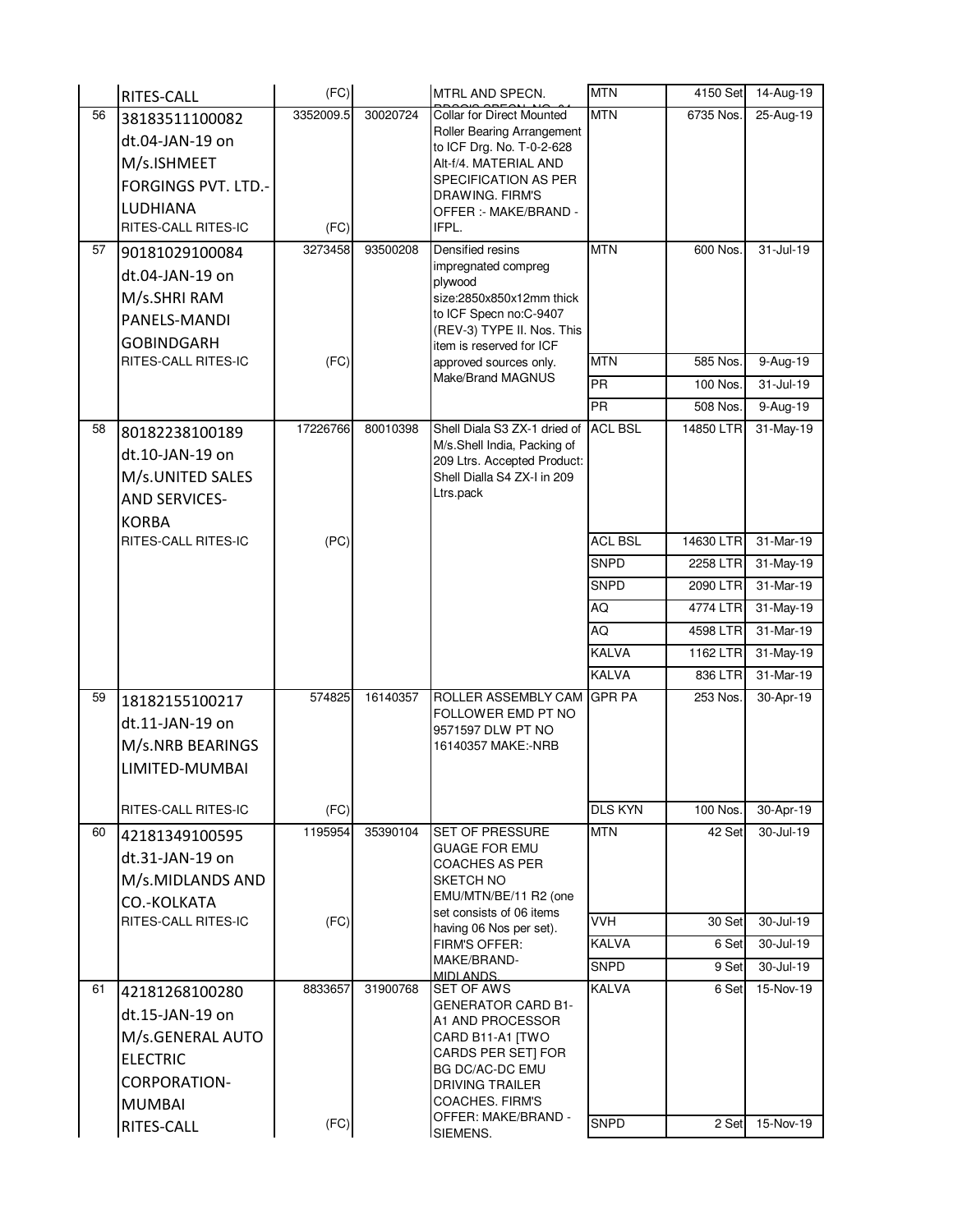| | | | | | | | |
|---|---|---|---|---|---|---|---|
| | RITES-CALL | (FC) | | MTRL AND SPECN. | MTN | 4150 Set | 14-Aug-19 |
| 56 | 38183511100082 dt.04-JAN-19 on M/s.ISHMEET FORGINGS PVT. LTD.-LUDHIANA RITES-CALL RITES-IC | 3352009.5 (FC) | 30020724 | Collar for Direct Mounted Roller Bearing Arrangement to ICF Drg. No. T-0-2-628 Alt-f/4. MATERIAL AND SPECIFICATION AS PER DRAWING. FIRM'S OFFER :- MAKE/BRAND - IFPL. | MTN | 6735 Nos. | 25-Aug-19 |
| 57 | 90181029100084 dt.04-JAN-19 on M/s.SHRI RAM PANELS-MANDI GOBINDGARH RITES-CALL RITES-IC | 3273458 (FC) | 93500208 | Densified resins impregnated compreg plywood size:2850x850x12mm thick to ICF Specn no:C-9407 (REV-3) TYPE II. Nos. This item is reserved for ICF approved sources only. Make/Brand MAGNUS | MTN | 600 Nos. | 31-Jul-19 |
| | | | | | MTN | 585 Nos. | 9-Aug-19 |
| | | | | | PR | 100 Nos. | 31-Jul-19 |
| | | | | | PR | 508 Nos. | 9-Aug-19 |
| 58 | 80182238100189 dt.10-JAN-19 on M/s.UNITED SALES AND SERVICES-KORBA RITES-CALL RITES-IC | 17226766 (PC) | 80010398 | Shell Diala S3 ZX-1 dried of M/s.Shell India, Packing of 209 Ltrs. Accepted Product: Shell Dialla S4 ZX-I in 209 Ltrs.pack | ACL BSL | 14850 LTR | 31-May-19 |
| | | | | | ACL BSL | 14630 LTR | 31-Mar-19 |
| | | | | | SNPD | 2258 LTR | 31-May-19 |
| | | | | | SNPD | 2090 LTR | 31-Mar-19 |
| | | | | | AQ | 4774 LTR | 31-May-19 |
| | | | | | AQ | 4598 LTR | 31-Mar-19 |
| | | | | | KALVA | 1162 LTR | 31-May-19 |
| | | | | | KALVA | 836 LTR | 31-Mar-19 |
| 59 | 18182155100217 dt.11-JAN-19 on M/s.NRB BEARINGS LIMITED-MUMBAI RITES-CALL RITES-IC | 574825 (FC) | 16140357 | ROLLER ASSEMBLY CAM FOLLOWER EMD PT NO 9571597 DLW PT NO 16140357 MAKE:-NRB | GPR PA | 253 Nos. | 30-Apr-19 |
| | | | | | DLS KYN | 100 Nos. | 30-Apr-19 |
| 60 | 42181349100595 dt.31-JAN-19 on M/s.MIDLANDS AND CO.-KOLKATA RITES-CALL RITES-IC | 1195954 (FC) | 35390104 | SET OF PRESSURE GUAGE FOR EMU COACHES AS PER SKETCH NO EMU/MTN/BE/11 R2 (one set consists of 06 items having 06 Nos per set). FIRM'S OFFER: MAKE/BRAND-MIDLANDS | MTN | 42 Set | 30-Jul-19 |
| | | | | | VVH | 30 Set | 30-Jul-19 |
| | | | | | KALVA | 6 Set | 30-Jul-19 |
| | | | | | SNPD | 9 Set | 30-Jul-19 |
| 61 | 42181268100280 dt.15-JAN-19 on M/s.GENERAL AUTO ELECTRIC CORPORATION-MUMBAI RITES-CALL | 8833657 (FC) | 31900768 | SET OF AWS GENERATOR CARD B1-A1 AND PROCESSOR CARD B11-A1 [TWO CARDS PER SET] FOR BG DC/AC-DC EMU DRIVING TRAILER COACHES. FIRM'S OFFER: MAKE/BRAND - SIEMENS. | KALVA | 6 Set | 15-Nov-19 |
| | | | | | SNPD | 2 Set | 15-Nov-19 |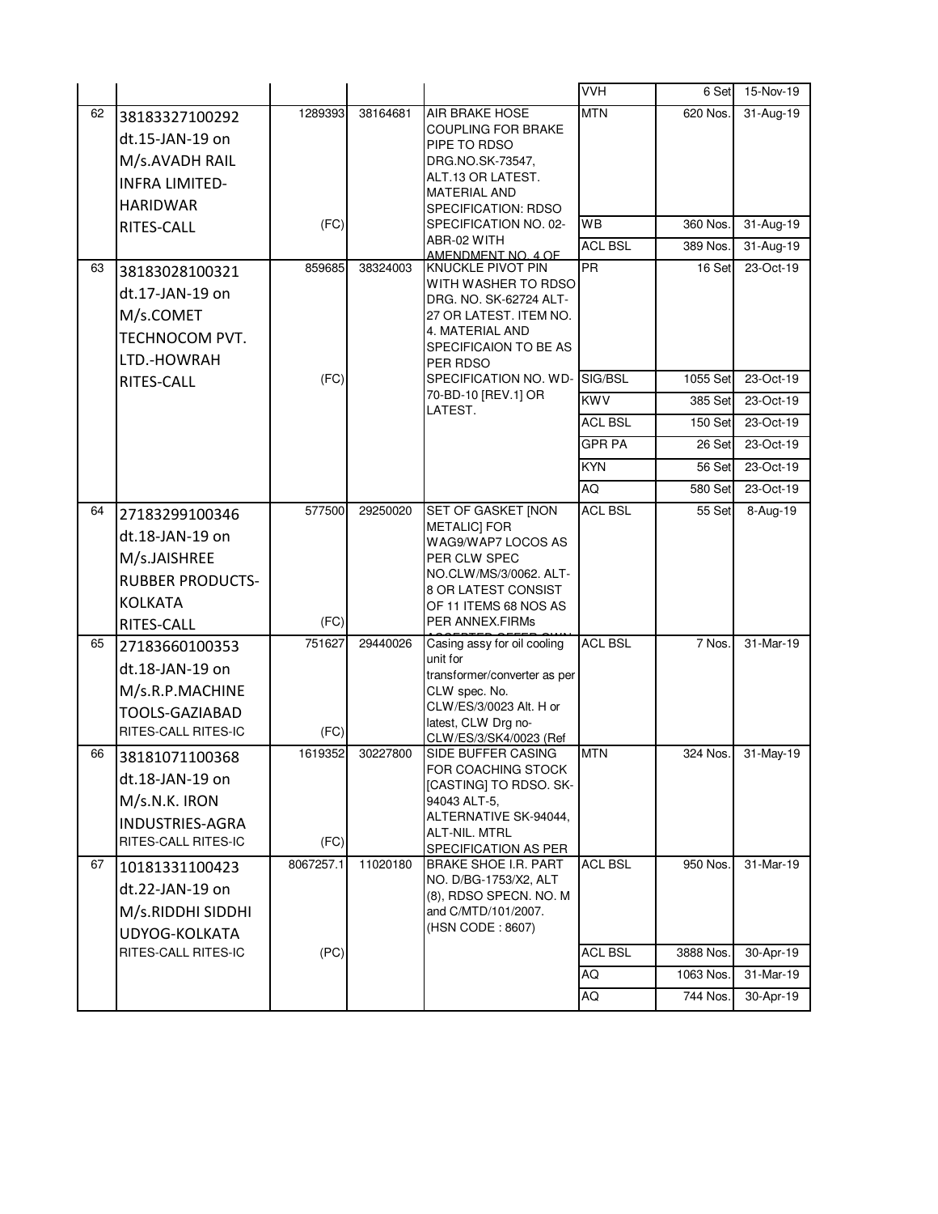|  |  |  |  |  | VVH | 6 Set | 15-Nov-19 |
|---|---|---|---|---|---|---|---|
| 62 | 38183327100292 dt.15-JAN-19 on M/s.AVADH RAIL INFRA LIMITED-HARIDWAR RITES-CALL | 1289393 (FC) | 38164681 | AIR BRAKE HOSE COUPLING FOR BRAKE PIPE TO RDSO DRG.NO.SK-73547, ALT.13 OR LATEST. MATERIAL AND SPECIFICATION: RDSO SPECIFICATION NO. 02-ABR-02 WITH AMENDMENT NO. 4 OF | MTN | 620 Nos. | 31-Aug-19 |
|  |  |  |  |  | WB | 360 Nos. | 31-Aug-19 |
|  |  |  |  |  | ACL BSL | 389 Nos. | 31-Aug-19 |
| 63 | 38183028100321 dt.17-JAN-19 on M/s.COMET TECHNOCOM PVT. LTD.-HOWRAH RITES-CALL | 859685 (FC) | 38324003 | KNUCKLE PIVOT PIN WITH WASHER TO RDSO DRG. NO. SK-62724 ALT-27 OR LATEST. ITEM NO. 4. MATERIAL AND SPECIFICAION TO BE AS PER RDSO SPECIFICATION NO. WD-70-BD-10 [REV.1] OR LATEST. | PR | 16 Set | 23-Oct-19 |
|  |  |  |  |  | SIG/BSL | 1055 Set | 23-Oct-19 |
|  |  |  |  |  | KWV | 385 Set | 23-Oct-19 |
|  |  |  |  |  | ACL BSL | 150 Set | 23-Oct-19 |
|  |  |  |  |  | GPR PA | 26 Set | 23-Oct-19 |
|  |  |  |  |  | KYN | 56 Set | 23-Oct-19 |
|  |  |  |  |  | AQ | 580 Set | 23-Oct-19 |
| 64 | 27183299100346 dt.18-JAN-19 on M/s.JAISHREE RUBBER PRODUCTS-KOLKATA RITES-CALL | 577500 (FC) | 29250020 | SET OF GASKET [NON METALIC] FOR WAG9/WAP7 LOCOS AS PER CLW SPEC NO.CLW/MS/3/0062. ALT-8 OR LATEST CONSIST OF 11 ITEMS 68 NOS AS PER ANNEX.FIRMs | ACL BSL | 55 Set | 8-Aug-19 |
| 65 | 27183660100353 dt.18-JAN-19 on M/s.R.P.MACHINE TOOLS-GAZIABAD RITES-CALL RITES-IC | 751627 (FC) | 29440026 | Casing assy for oil cooling unit for transformer/converter as per CLW spec. No. CLW/ES/3/0023 Alt. H or latest, CLW Drg no- CLW/ES/3/SK4/0023 (Ref | ACL BSL | 7 Nos. | 31-Mar-19 |
| 66 | 38181071100368 dt.18-JAN-19 on M/s.N.K. IRON INDUSTRIES-AGRA RITES-CALL RITES-IC | 1619352 (FC) | 30227800 | SIDE BUFFER CASING FOR COACHING STOCK [CASTING] TO RDSO. SK-94043 ALT-5, ALTERNATIVE SK-94044, ALT-NIL. MTRL SPECIFICATION AS PER | MTN | 324 Nos. | 31-May-19 |
| 67 | 10181331100423 dt.22-JAN-19 on M/s.RIDDHI SIDDHI UDYOG-KOLKATA RITES-CALL RITES-IC | 8067257.1 (PC) | 11020180 | BRAKE SHOE I.R. PART NO. D/BG-1753/X2, ALT (8), RDSO SPECN. NO. M and C/MTD/101/2007. (HSN CODE : 8607) | ACL BSL | 950 Nos. | 31-Mar-19 |
|  |  |  |  |  | ACL BSL | 3888 Nos. | 30-Apr-19 |
|  |  |  |  |  | AQ | 1063 Nos. | 31-Mar-19 |
|  |  |  |  |  | AQ | 744 Nos. | 30-Apr-19 |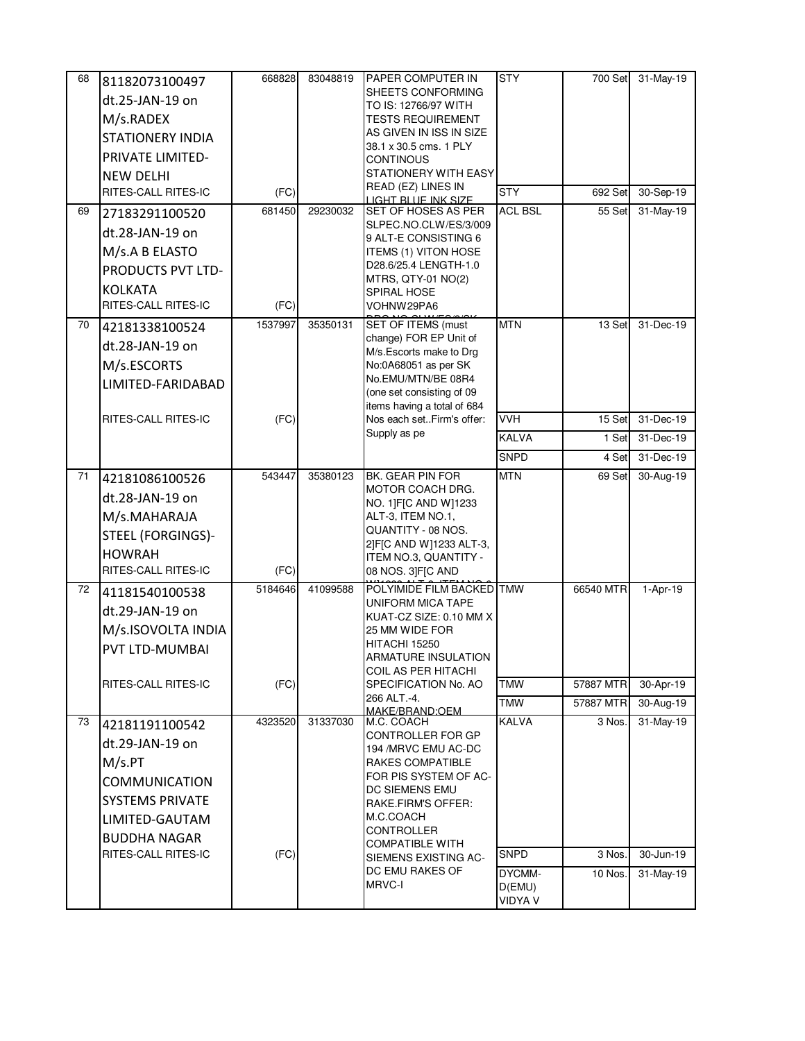| | | | | | | | |
|---|---|---|---|---|---|---|---|
| 68 | 81182073100497 dt.25-JAN-19 on M/s.RADEX STATIONERY INDIA PRIVATE LIMITED-NEW DELHI RITES-CALL RITES-IC | 668828 (FC) | 83048819 | PAPER COMPUTER IN SHEETS CONFORMING TO IS: 12766/97 WITH TESTS REQUIREMENT AS GIVEN IN ISS IN SIZE 38.1 x 30.5 cms. 1 PLY CONTINOUS STATIONERY WITH EASY READ (EZ) LINES IN LIGHT BLUE INK SIZE | STY | 700 Set | 31-May-19 |
| | | | | | STY | 692 Set | 30-Sep-19 |
| 69 | 27183291100520 dt.28-JAN-19 on M/s.A B ELASTO PRODUCTS PVT LTD-KOLKATA RITES-CALL RITES-IC | 681450 (FC) | 29230032 | SET OF HOSES AS PER SLPEC.NO.CLW/ES/3/0099 ALT-E CONSISTING 6 ITEMS (1) VITON HOSE D28.6/25.4 LENGTH-1.0 MTRS, QTY-01 NO(2) SPIRAL HOSE VOHNW29PA6 | ACL BSL | 55 Set | 31-May-19 |
| 70 | 42181338100524 dt.28-JAN-19 on M/s.ESCORTS LIMITED-FARIDABAD RITES-CALL RITES-IC | 1537997 (FC) | 35350131 | SET OF ITEMS (must change) FOR EP Unit of M/s.Escorts make to Drg No:0A68051 as per SK No.EMU/MTN/BE 08R4 (one set consisting of 09 items having a total of 684 Nos each set..Firm's offer: Supply as pe | MTN | 13 Set | 31-Dec-19 |
| | | | | | VVH | 15 Set | 31-Dec-19 |
| | | | | | KALVA | 1 Set | 31-Dec-19 |
| | | | | | SNPD | 4 Set | 31-Dec-19 |
| 71 | 42181086100526 dt.28-JAN-19 on M/s.MAHARAJA STEEL (FORGINGS)-HOWRAH RITES-CALL RITES-IC | 543447 (FC) | 35380123 | BK. GEAR PIN FOR MOTOR COACH DRG. NO. 1]F[C AND W]1233 ALT-3, ITEM NO.1, QUANTITY - 08 NOS. 2]F[C AND W]1233 ALT-3, ITEM NO.3, QUANTITY - 08 NOS. 3]F[C AND | MTN | 69 Set | 30-Aug-19 |
| 72 | 41181540100538 dt.29-JAN-19 on M/s.ISOVOLTA INDIA PVT LTD-MUMBAI RITES-CALL RITES-IC | 5184646 (FC) | 41099588 | POLYIMIDE FILM BACKED UNIFORM MICA TAPE KUAT-CZ SIZE: 0.10 MM X 25 MM WIDE FOR HITACHI 15250 ARMATURE INSULATION COIL AS PER HITACHI SPECIFICATION No. AO 266 ALT.-4. MAKE/BRAND:OEM | TMW | 66540 MTR | 1-Apr-19 |
| | | | | | TMW | 57887 MTR | 30-Apr-19 |
| | | | | | TMW | 57887 MTR | 30-Aug-19 |
| 73 | 42181191100542 dt.29-JAN-19 on M/s.PT COMMUNICATION SYSTEMS PRIVATE LIMITED-GAUTAM BUDDHA NAGAR RITES-CALL RITES-IC | 4323520 (FC) | 31337030 | M.C. COACH CONTROLLER FOR GP 194 /MRVC EMU AC-DC RAKES COMPATIBLE FOR PIS SYSTEM OF AC-DC SIEMENS EMU RAKE.FIRM'S OFFER: M.C.COACH CONTROLLER COMPATIBLE WITH SIEMENS EXISTING AC-DC EMU RAKES OF MRVC-I | KALVA | 3 Nos. | 31-May-19 |
| | | | | | SNPD | 3 Nos. | 30-Jun-19 |
| | | | | | DYCMM-D(EMU) VIDYA V | 10 Nos. | 31-May-19 |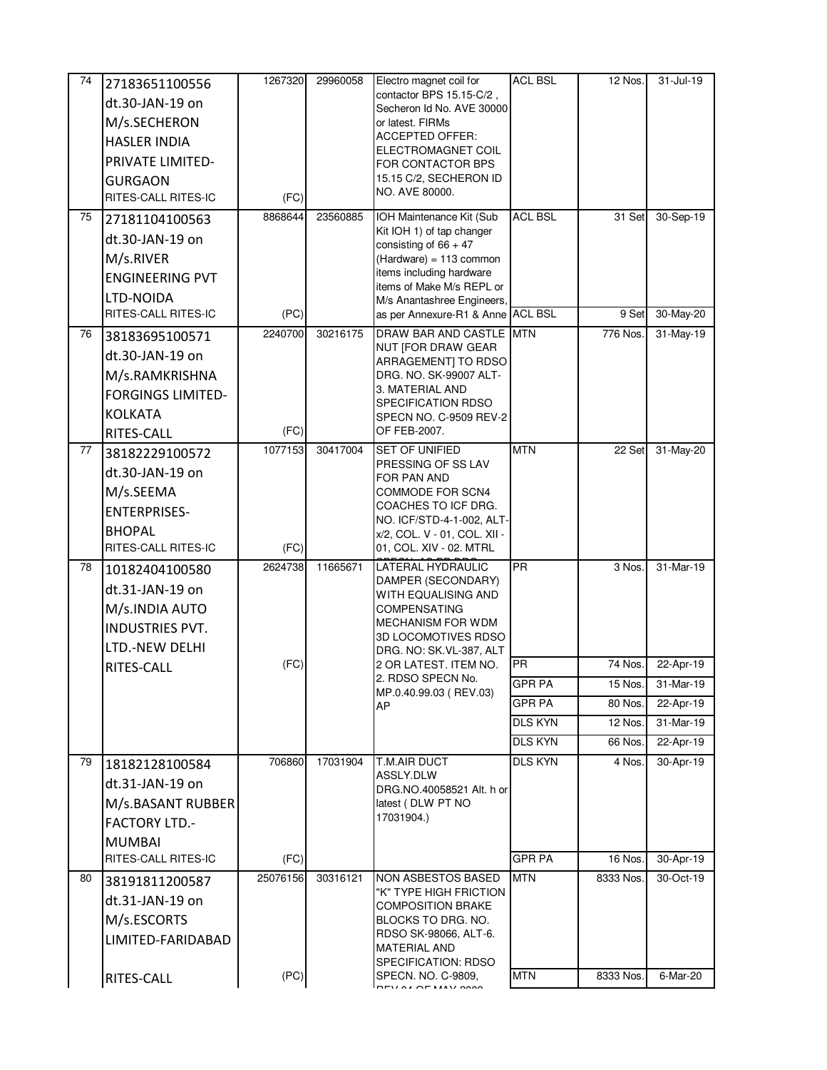| 74 | 27183651100556 dt.30-JAN-19 on M/s.SECHERON HASLER INDIA PRIVATE LIMITED-GURGAON RITES-CALL RITES-IC | 1267320 (FC) | 29960058 | Electro magnet coil for contactor BPS 15.15-C/2 , Secheron Id No. AVE 30000 or latest. FIRMs ACCEPTED OFFER: ELECTROMAGNET COIL FOR CONTACTOR BPS 15.15 C/2, SECHERON ID NO. AVE 80000. | ACL BSL | 12 Nos. | 31-Jul-19 |
|---|---|---|---|---|---|---|---|
| 75 | 27181104100563 dt.30-JAN-19 on M/s.RIVER ENGINEERING PVT LTD-NOIDA RITES-CALL RITES-IC | 8868644 (PC) | 23560885 | IOH Maintenance Kit (Sub Kit IOH 1) of tap changer consisting of 66 + 47 (Hardware) = 113 common items including hardware items of Make M/s REPL or M/s Anantashree Engineers, as per Annexure-R1 & Anne | ACL BSL | 31 Set | 30-Sep-19 |
| | | | | | ACL BSL | 9 Set | 30-May-20 |
| 76 | 38183695100571 dt.30-JAN-19 on M/s.RAMKRISHNA FORGINGS LIMITED-KOLKATA RITES-CALL | 2240700 (FC) | 30216175 | DRAW BAR AND CASTLE NUT [FOR DRAW GEAR ARRAGEMENT] TO RDSO DRG. NO. SK-99007 ALT-3. MATERIAL AND SPECIFICATION RDSO SPECN NO. C-9509 REV-2 OF FEB-2007. | MTN | 776 Nos. | 31-May-19 |
| 77 | 38182229100572 dt.30-JAN-19 on M/s.SEEMA ENTERPRISES-BHOPAL RITES-CALL RITES-IC | 1077153 (FC) | 30417004 | SET OF UNIFIED PRESSING OF SS LAV FOR PAN AND COMMODE FOR SCN4 COACHES TO ICF DRG. NO. ICF/STD-4-1-002, ALT-x/2, COL. V - 01, COL. XII - 01, COL. XIV - 02. MTRL | MTN | 22 Set | 31-May-20 |
| 78 | 10182404100580 dt.31-JAN-19 on M/s.INDIA AUTO INDUSTRIES PVT. LTD.-NEW DELHI RITES-CALL | 2624738 (FC) | 11665671 | LATERAL HYDRAULIC DAMPER (SECONDARY) WITH EQUALISING AND COMPENSATING MECHANISM FOR WDM 3D LOCOMOTIVES RDSO DRG. NO: SK.VL-387, ALT 2 OR LATEST. ITEM NO. 2. RDSO SPECN No. MP.0.40.99.03 ( REV.03) AP | PR | 3 Nos. | 31-Mar-19 |
| | | | | | PR | 74 Nos. | 22-Apr-19 |
| | | | | | GPR PA | 15 Nos. | 31-Mar-19 |
| | | | | | GPR PA | 80 Nos. | 22-Apr-19 |
| | | | | | DLS KYN | 12 Nos. | 31-Mar-19 |
| | | | | | DLS KYN | 66 Nos. | 22-Apr-19 |
| 79 | 18182128100584 dt.31-JAN-19 on M/s.BASANT RUBBER FACTORY LTD.-MUMBAI RITES-CALL RITES-IC | 706860 (FC) | 17031904 | T.M.AIR DUCT ASSLY.DLW DRG.NO.40058521 Alt. h or latest ( DLW PT NO 17031904.) | DLS KYN | 4 Nos. | 30-Apr-19 |
| | | | | | GPR PA | 16 Nos. | 30-Apr-19 |
| 80 | 38191811200587 dt.31-JAN-19 on M/s.ESCORTS LIMITED-FARIDABAD RITES-CALL | 25076156 (PC) | 30316121 | NON ASBESTOS BASED "K" TYPE HIGH FRICTION COMPOSITION BRAKE BLOCKS TO DRG. NO. RDSO SK-98066, ALT-6. MATERIAL AND SPECIFICATION: RDSO SPECN. NO. C-9809, | MTN | 8333 Nos. | 30-Oct-19 |
| | | | | | MTN | 8333 Nos. | 6-Mar-20 |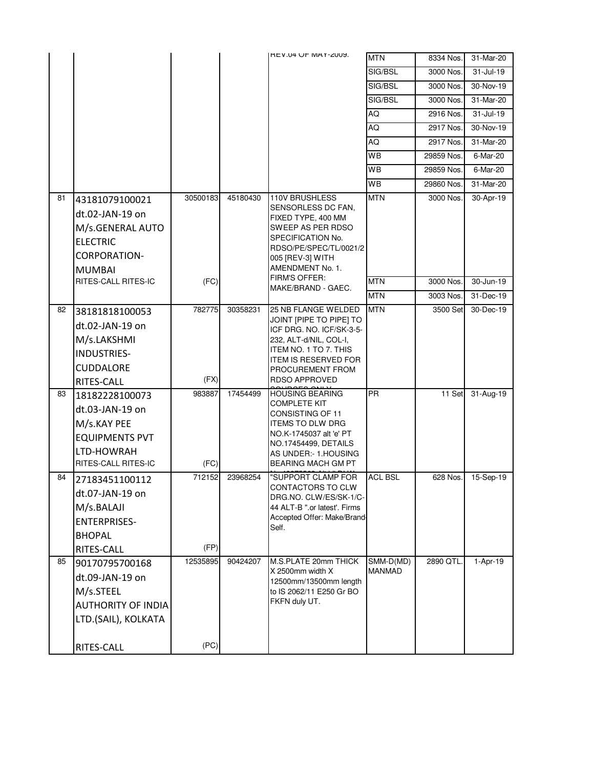| | | | | REV.04 OF MAY-2009. | MTN | 8334 Nos. | 31-Mar-20 |
|---|---|---|---|---|---|---|---|
| | | | | | SIG/BSL | 3000 Nos. | 31-Jul-19 |
| | | | | | SIG/BSL | 3000 Nos. | 30-Nov-19 |
| | | | | | SIG/BSL | 3000 Nos. | 31-Mar-20 |
| | | | | | AQ | 2916 Nos. | 31-Jul-19 |
| | | | | | AQ | 2917 Nos. | 30-Nov-19 |
| | | | | | AQ | 2917 Nos. | 31-Mar-20 |
| | | | | | WB | 29859 Nos. | 6-Mar-20 |
| | | | | | WB | 29859 Nos. | 6-Mar-20 |
| | | | | | WB | 29860 Nos. | 31-Mar-20 |
| 81 | 43181079100021 dt.02-JAN-19 on M/s.GENERAL AUTO ELECTRIC CORPORATION-MUMBAI RITES-CALL RITES-IC | 30500183 (FC) | 45180430 | 110V BRUSHLESS SENSORLESS DC FAN, FIXED TYPE, 400 MM SWEEP AS PER RDSO SPECIFICATION No. RDSO/PE/SPEC/TL/0021/2005 [REV-3] WITH AMENDMENT No. 1. FIRM'S OFFER: MAKE/BRAND - GAEC. | MTN | 3000 Nos. | 30-Apr-19 |
| | | | | | MTN | 3000 Nos. | 30-Jun-19 |
| | | | | | MTN | 3003 Nos. | 31-Dec-19 |
| 82 | 38181818100053 dt.02-JAN-19 on M/s.LAKSHMI INDUSTRIES-CUDDALORE RITES-CALL | 782775 (FX) | 30358231 | 25 NB FLANGE WELDED JOINT [PIPE TO PIPE] TO ICF DRG. NO. ICF/SK-3-5-232, ALT-d/NIL, COL-I, ITEM NO. 1 TO 7. THIS ITEM IS RESERVED FOR PROCUREMENT FROM RDSO APPROVED SOURCES ONLY | MTN | 3500 Set | 30-Dec-19 |
| 83 | 18182228100073 dt.03-JAN-19 on M/s.KAY PEE EQUIPMENTS PVT LTD-HOWRAH RITES-CALL RITES-IC | 983887 (FC) | 17454499 | HOUSING BEARING COMPLETE KIT CONSISTING OF 11 ITEMS TO DLW DRG NO.K-1745037 alt 'e' PT NO.17454499, DETAILS AS UNDER:- 1.HOUSING BEARING MACH GM PT | PR | 11 Set | 31-Aug-19 |
| 84 | 27183451100112 dt.07-JAN-19 on M/s.BALAJI ENTERPRISES-BHOPAL RITES-CALL | 712152 (FP) | 23968254 | "SUPPORT CLAMP FOR CONTACTORS TO CLW DRG.NO. CLW/ES/SK-1/C-44 ALT-B ".or latest'. Firms Accepted Offer: Make/Brand-Self. | ACL BSL | 628 Nos. | 15-Sep-19 |
| 85 | 90170795700168 dt.09-JAN-19 on M/s.STEEL AUTHORITY OF INDIA LTD.(SAIL), KOLKATA RITES-CALL | 12535895 (PC) | 90424207 | M.S.PLATE 20mm THICK X 2500mm width X 12500mm/13500mm length to IS 2062/11 E250 Gr BO FKFN duly UT. | SMM-D(MD) MANMAD | 2890 QTL. | 1-Apr-19 |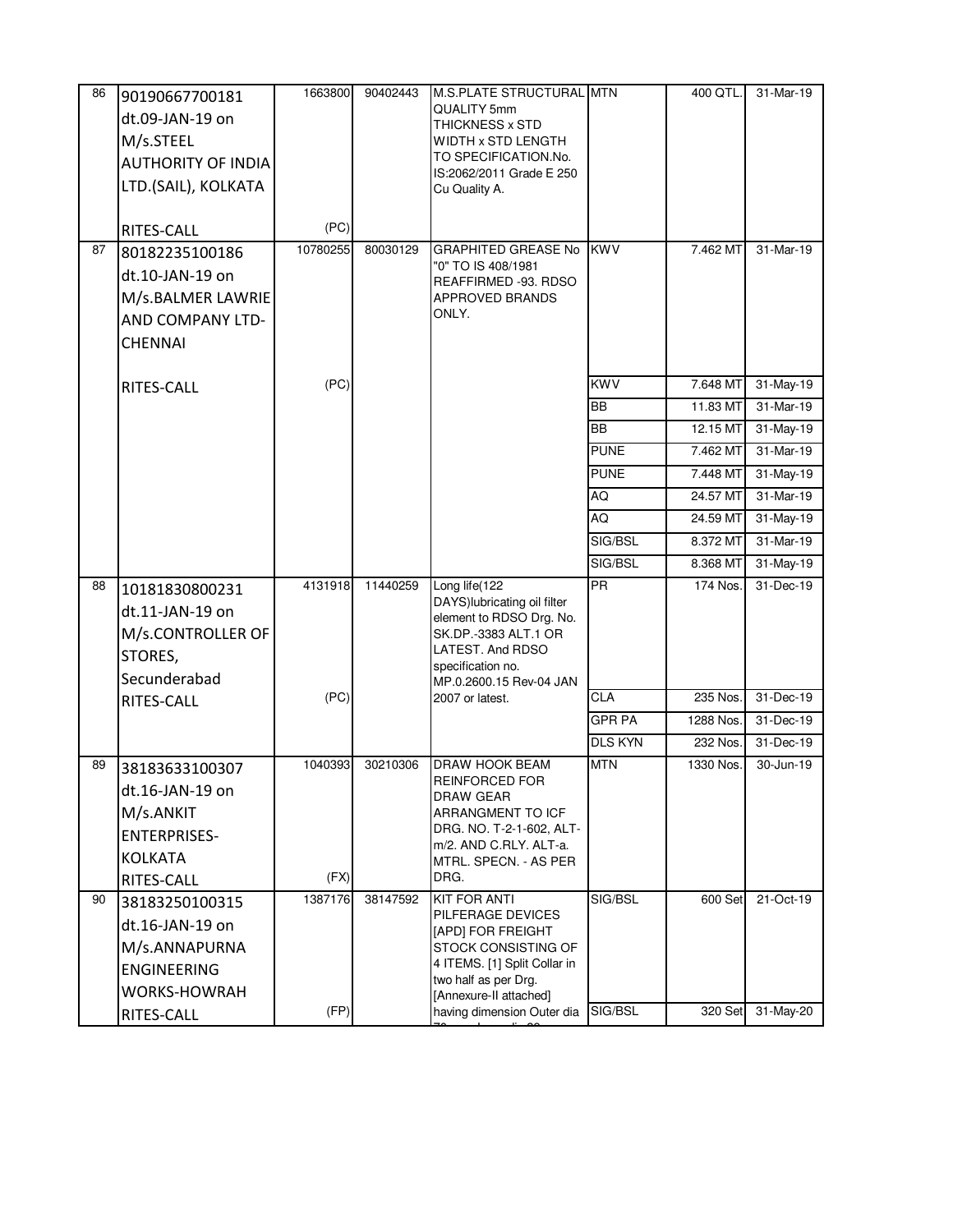| 86 | 90190667700181 dt.09-JAN-19 on M/s.STEEL AUTHORITY OF INDIA LTD.(SAIL), KOLKATA RITES-CALL | 1663800 (PC) | 90402443 | M.S.PLATE STRUCTURAL QUALITY 5mm THICKNESS x STD WIDTH x STD LENGTH TO SPECIFICATION.No. IS:2062/2011 Grade E 250 Cu Quality A. | MTN | 400 QTL. | 31-Mar-19 |
|---|---|---|---|---|---|---|---|
| 87 | 80182235100186 dt.10-JAN-19 on M/s.BALMER LAWRIE AND COMPANY LTD-CHENNAI RITES-CALL | 10780255 (PC) | 80030129 | GRAPHITED GREASE No "0" TO IS 408/1981 REAFFIRMED -93. RDSO APPROVED BRANDS ONLY. | KWV | 7.462 MT | 31-Mar-19 |
| | | | | | KWV | 7.648 MT | 31-May-19 |
| | | | | | BB | 11.83 MT | 31-Mar-19 |
| | | | | | BB | 12.15 MT | 31-May-19 |
| | | | | | PUNE | 7.462 MT | 31-Mar-19 |
| | | | | | PUNE | 7.448 MT | 31-May-19 |
| | | | | | AQ | 24.57 MT | 31-Mar-19 |
| | | | | | AQ | 24.59 MT | 31-May-19 |
| | | | | | SIG/BSL | 8.372 MT | 31-Mar-19 |
| | | | | | SIG/BSL | 8.368 MT | 31-May-19 |
| 88 | 10181830800231 dt.11-JAN-19 on M/s.CONTROLLER OF STORES, Secunderabad RITES-CALL | 4131918 (PC) | 11440259 | Long life(122 DAYS)lubricating oil filter element to RDSO Drg. No. SK.DP.-3383 ALT.1 OR LATEST. And RDSO specification no. MP.0.2600.15 Rev-04 JAN 2007 or latest. | PR | 174 Nos. | 31-Dec-19 |
| | | | | | CLA | 235 Nos. | 31-Dec-19 |
| | | | | | GPR PA | 1288 Nos. | 31-Dec-19 |
| | | | | | DLS KYN | 232 Nos. | 31-Dec-19 |
| 89 | 38183633100307 dt.16-JAN-19 on M/s.ANKIT ENTERPRISES-KOLKATA RITES-CALL | 1040393 (FX) | 30210306 | DRAW HOOK BEAM REINFORCED FOR DRAW GEAR ARRANGMENT TO ICF DRG. NO. T-2-1-602, ALT-m/2. AND C.RLY. ALT-a. MTRL. SPECN. - AS PER DRG. | MTN | 1330 Nos. | 30-Jun-19 |
| 90 | 38183250100315 dt.16-JAN-19 on M/s.ANNAPURNA ENGINEERING WORKS-HOWRAH RITES-CALL | 1387176 (FP) | 38147592 | KIT FOR ANTI PILFERAGE DEVICES [APD] FOR FREIGHT STOCK CONSISTING OF 4 ITEMS. [1] Split Collar in two half as per Drg. [Annexure-II attached] having dimension Outer dia | SIG/BSL | 600 Set | 21-Oct-19 |
| | | | | | SIG/BSL | 320 Set | 31-May-20 |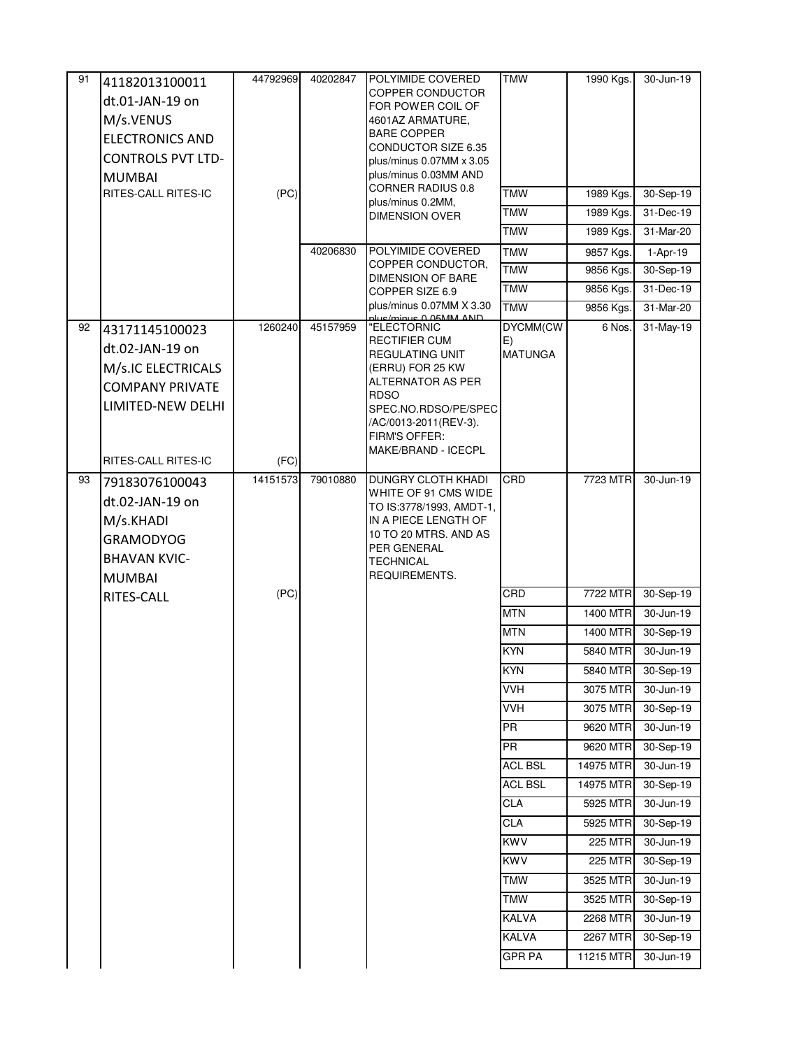| 91 | 41182013100011 dt.01-JAN-19 on M/s.VENUS ELECTRONICS AND CONTROLS PVT LTD-MUMBAI RITES-CALL RITES-IC | 44792969 (PC) | 40202847 | POLYIMIDE COVERED COPPER CONDUCTOR FOR POWER COIL OF 4601AZ ARMATURE, BARE COPPER CONDUCTOR SIZE 6.35 plus/minus 0.07MM x 3.05 plus/minus 0.03MM AND CORNER RADIUS 0.8 plus/minus 0.2MM, DIMENSION OVER | TMW | 1990 Kgs. | 30-Jun-19 |
|---|---|---|---|---|---|---|---|
| | | | | | TMW | 1989 Kgs. | 30-Sep-19 |
| | | | | | TMW | 1989 Kgs. | 31-Dec-19 |
| | | | | | TMW | 1989 Kgs. | 31-Mar-20 |
| | | | 40206830 | POLYIMIDE COVERED COPPER CONDUCTOR, DIMENSION OF BARE COPPER SIZE 6.9 plus/minus 0.07MM X 3.30 plus/minus 0.05MM AND | TMW | 9857 Kgs. | 1-Apr-19 |
| | | | | | TMW | 9856 Kgs. | 30-Sep-19 |
| | | | | | TMW | 9856 Kgs. | 31-Dec-19 |
| | | | | | TMW | 9856 Kgs. | 31-Mar-20 |
| 92 | 43171145100023 dt.02-JAN-19 on M/s.IC ELECTRICALS COMPANY PRIVATE LIMITED-NEW DELHI RITES-CALL RITES-IC | 1260240 (FC) | 45157959 | "ELECTORNIC RECTIFIER CUM REGULATING UNIT (ERRU) FOR 25 KW ALTERNATOR AS PER RDSO SPEC.NO.RDSO/PE/SPEC/AC/0013-2011(REV-3). FIRM'S OFFER: MAKE/BRAND - ICECPL | DYCMM(CWE) MATUNGA | 6 Nos. | 31-May-19 |
| 93 | 79183076100043 dt.02-JAN-19 on M/s.KHADI GRAMODYOG BHAVAN KVIC-MUMBAI RITES-CALL | 14151573 (PC) | 79010880 | DUNGRY CLOTH KHADI WHITE OF 91 CMS WIDE TO IS:3778/1993, AMDT-1, IN A PIECE LENGTH OF 10 TO 20 MTRS. AND AS PER GENERAL TECHNICAL REQUIREMENTS. | CRD | 7723 MTR | 30-Jun-19 |
| | | | | | CRD | 7722 MTR | 30-Sep-19 |
| | | | | | MTN | 1400 MTR | 30-Jun-19 |
| | | | | | MTN | 1400 MTR | 30-Sep-19 |
| | | | | | KYN | 5840 MTR | 30-Jun-19 |
| | | | | | KYN | 5840 MTR | 30-Sep-19 |
| | | | | | VVH | 3075 MTR | 30-Jun-19 |
| | | | | | VVH | 3075 MTR | 30-Sep-19 |
| | | | | | PR | 9620 MTR | 30-Jun-19 |
| | | | | | PR | 9620 MTR | 30-Sep-19 |
| | | | | | ACL BSL | 14975 MTR | 30-Jun-19 |
| | | | | | ACL BSL | 14975 MTR | 30-Sep-19 |
| | | | | | CLA | 5925 MTR | 30-Jun-19 |
| | | | | | CLA | 5925 MTR | 30-Sep-19 |
| | | | | | KWV | 225 MTR | 30-Jun-19 |
| | | | | | KWV | 225 MTR | 30-Sep-19 |
| | | | | | TMW | 3525 MTR | 30-Jun-19 |
| | | | | | TMW | 3525 MTR | 30-Sep-19 |
| | | | | | KALVA | 2268 MTR | 30-Jun-19 |
| | | | | | KALVA | 2267 MTR | 30-Sep-19 |
| | | | | | GPR PA | 11215 MTR | 30-Jun-19 |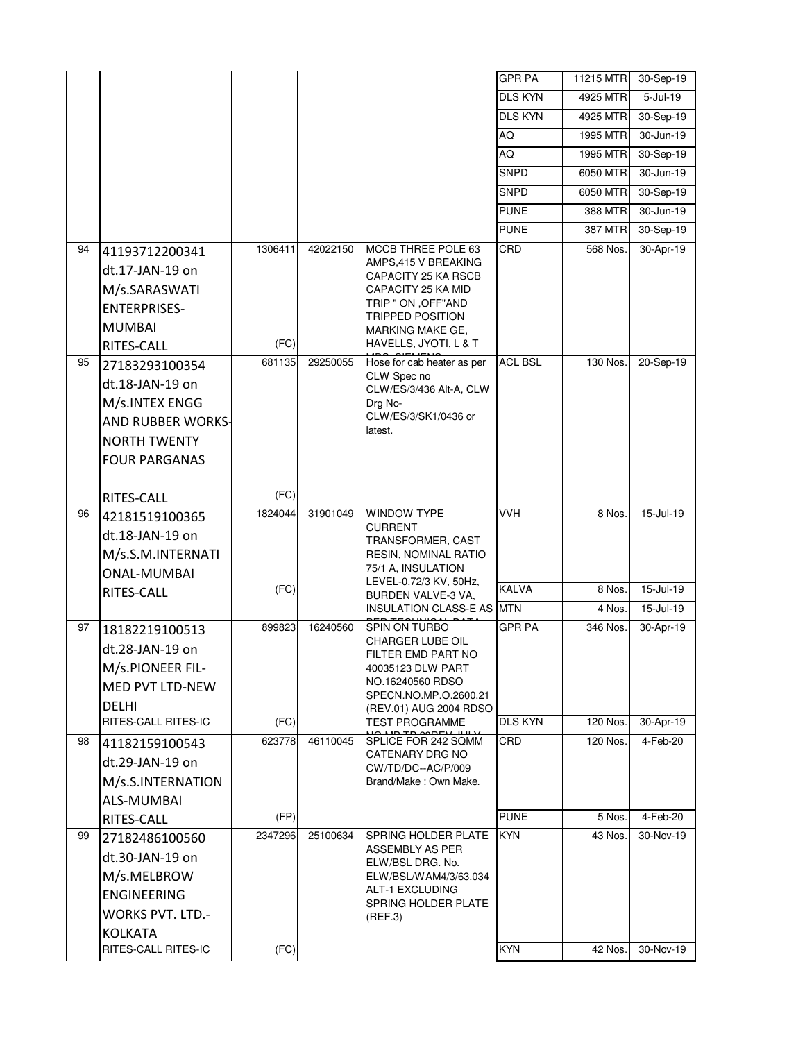|  |  |  |  |  | Consignee | Quantity | Delivery Date |
|---|---|---|---|---|---|---|---|
|  |  |  |  |  | GPR PA | 11215 MTR | 30-Sep-19 |
|  |  |  |  |  | DLS KYN | 4925 MTR | 5-Jul-19 |
|  |  |  |  |  | DLS KYN | 4925 MTR | 30-Sep-19 |
|  |  |  |  |  | AQ | 1995 MTR | 30-Jun-19 |
|  |  |  |  |  | AQ | 1995 MTR | 30-Sep-19 |
|  |  |  |  |  | SNPD | 6050 MTR | 30-Jun-19 |
|  |  |  |  |  | SNPD | 6050 MTR | 30-Sep-19 |
|  |  |  |  |  | PUNE | 388 MTR | 30-Jun-19 |
|  |  |  |  |  | PUNE | 387 MTR | 30-Sep-19 |
| 94 | 41193712200341 dt.17-JAN-19 on M/s.SARASWATI ENTERPRISES-MUMBAI RITES-CALL | 1306411 (FC) | 42022150 | MCCB THREE POLE 63 AMPS,415 V BREAKING CAPACITY 25 KA RSCB CAPACITY 25 KA MID TRIP " ON ,OFF"AND TRIPPED POSITION MARKING MAKE GE, HAVELLS, JYOTI, L & T | CRD | 568 Nos. | 30-Apr-19 |
| 95 | 27183293100354 dt.18-JAN-19 on M/s.INTEX ENGG AND RUBBER WORKS-NORTH TWENTY FOUR PARGANAS RITES-CALL | 681135 (FC) | 29250055 | Hose for cab heater as per CLW Spec no CLW/ES/3/436 Alt-A, CLW Drg No- CLW/ES/3/SK1/0436 or latest. | ACL BSL | 130 Nos. | 20-Sep-19 |
| 96 | 42181519100365 dt.18-JAN-19 on M/s.S.M.INTERNATIONAL-MUMBAI RITES-CALL | 1824044 (FC) | 31901049 | WINDOW TYPE CURRENT TRANSFORMER, CAST RESIN, NOMINAL RATIO 75/1 A, INSULATION LEVEL-0.72/3 KV, 50Hz, BURDEN VALVE-3 VA, INSULATION CLASS-E AS | VVH | 8 Nos. | 15-Jul-19 |
|  |  |  |  |  | KALVA | 8 Nos. | 15-Jul-19 |
|  |  |  |  |  | MTN | 4 Nos. | 15-Jul-19 |
| 97 | 18182219100513 dt.28-JAN-19 on M/s.PIONEER FIL-MED PVT LTD-NEW DELHI RITES-CALL RITES-IC | 899823 (FC) | 16240560 | SPIN ON TURBO CHARGER LUBE OIL FILTER EMD PART NO 40035123 DLW PART NO.16240560 RDSO SPECN.NO.MP.O.2600.21 (REV.01) AUG 2004 RDSO TEST PROGRAMME | GPR PA | 346 Nos. | 30-Apr-19 |
|  |  |  |  |  | DLS KYN | 120 Nos. | 30-Apr-19 |
| 98 | 41182159100543 dt.29-JAN-19 on M/s.S.INTERNATIONALS-MUMBAI RITES-CALL | 623778 (FP) | 46110045 | SPLICE FOR 242 SQMM CATENARY DRG NO CW/TD/DC--AC/P/009 Brand/Make : Own Make. | CRD | 120 Nos. | 4-Feb-20 |
|  |  |  |  |  | PUNE | 5 Nos. | 4-Feb-20 |
| 99 | 27182486100560 dt.30-JAN-19 on M/s.MELBROW ENGINEERING WORKS PVT. LTD.-KOLKATA RITES-CALL RITES-IC | 2347296 (FC) | 25100634 | SPRING HOLDER PLATE ASSEMBLY AS PER ELW/BSL DRG. No. ELW/BSL/WAM4/3/63.034 ALT-1 EXCLUDING SPRING HOLDER PLATE (REF.3) | KYN | 43 Nos. | 30-Nov-19 |
|  |  |  |  |  | KYN | 42 Nos. | 30-Nov-19 |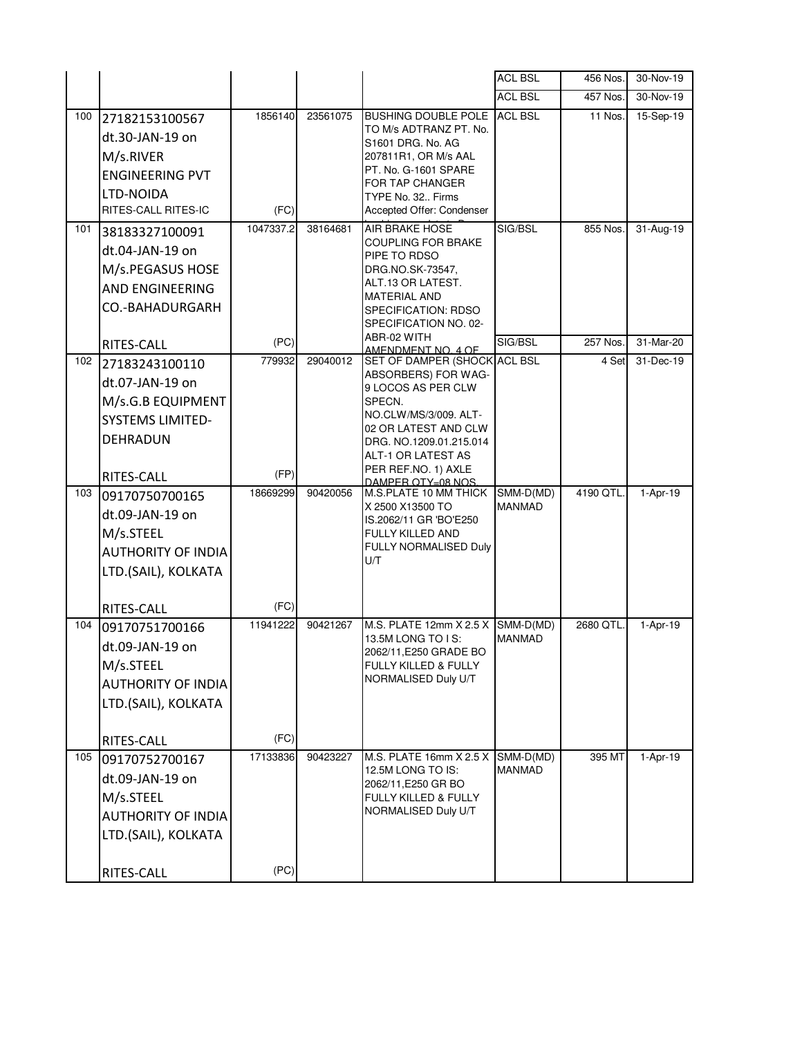| | | | | | | | |
|---|---|---|---|---|---|---|---|
| | | | | | ACL BSL | 456 Nos. | 30-Nov-19 |
| | | | | | ACL BSL | 457 Nos. | 30-Nov-19 |
| 100 | 27182153100567 dt.30-JAN-19 on M/s.RIVER ENGINEERING PVT LTD-NOIDA RITES-CALL RITES-IC | 1856140 (FC) | 23561075 | BUSHING DOUBLE POLE TO M/s ADTRANZ PT. No. S1601 DRG. No. AG 207811R1, OR M/s AAL PT. No. G-1601 SPARE FOR TAP CHANGER TYPE No. 32.. Firms Accepted Offer: Condenser | ACL BSL | 11 Nos. | 15-Sep-19 |
| 101 | 38183327100091 dt.04-JAN-19 on M/s.PEGASUS HOSE AND ENGINEERING CO.-BAHADURGARH RITES-CALL | 1047337.2 (PC) | 38164681 | AIR BRAKE HOSE COUPLING FOR BRAKE PIPE TO RDSO DRG.NO.SK-73547, ALT.13 OR LATEST. MATERIAL AND SPECIFICATION: RDSO SPECIFICATION NO. 02-ABR-02 WITH AMENDMENT NO. 4 OF | SIG/BSL | 855 Nos. | 31-Aug-19 |
| | | | | | SIG/BSL | 257 Nos. | 31-Mar-20 |
| 102 | 27183243100110 dt.07-JAN-19 on M/s.G.B EQUIPMENT SYSTEMS LIMITED-DEHRADUN RITES-CALL | 779932 (FP) | 29040012 | SET OF DAMPER (SHOCK ABSORBERS) FOR WAG-9 LOCOS AS PER CLW SPECN. NO.CLW/MS/3/009. ALT-02 OR LATEST AND CLW DRG. NO.1209.01.215.014 ALT-1 OR LATEST AS PER REF.NO. 1) AXLE DAMPER QTY=08 NOS | ACL BSL | 4 Set | 31-Dec-19 |
| 103 | 09170750700165 dt.09-JAN-19 on M/s.STEEL AUTHORITY OF INDIA LTD.(SAIL), KOLKATA RITES-CALL | 18669299 (FC) | 90420056 | M.S.PLATE 10 MM THICK X 2500 X13500 TO IS.2062/11 GR 'BO'E250 FULLY KILLED AND FULLY NORMALISED Duly U/T | SMM-D(MD) MANMAD | 4190 QTL. | 1-Apr-19 |
| 104 | 09170751700166 dt.09-JAN-19 on M/s.STEEL AUTHORITY OF INDIA LTD.(SAIL), KOLKATA RITES-CALL | 11941222 (FC) | 90421267 | M.S. PLATE 12mm X 2.5 X 13.5M LONG TO I S: 2062/11,E250 GRADE BO FULLY KILLED & FULLY NORMALISED Duly U/T | SMM-D(MD) MANMAD | 2680 QTL. | 1-Apr-19 |
| 105 | 09170752700167 dt.09-JAN-19 on M/s.STEEL AUTHORITY OF INDIA LTD.(SAIL), KOLKATA RITES-CALL | 17133836 (PC) | 90423227 | M.S. PLATE 16mm X 2.5 X 12.5M LONG TO IS: 2062/11,E250 GR BO FULLY KILLED & FULLY NORMALISED Duly U/T | SMM-D(MD) MANMAD | 395 MT | 1-Apr-19 |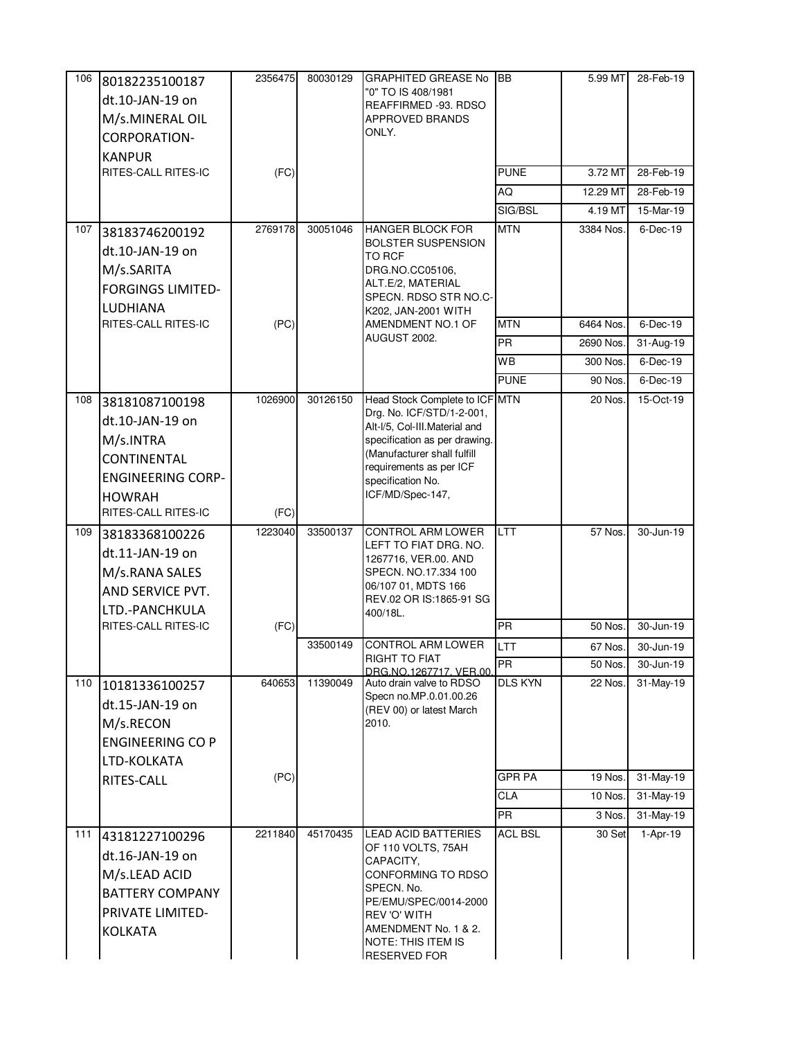| | | | | | | | |
|---|---|---|---|---|---|---|---|
| 106 | 80182235100187 dt.10-JAN-19 on M/s.MINERAL OIL CORPORATION-KANPUR | 2356475 | 80030129 | GRAPHITED GREASE No "0" TO IS 408/1981 REAFFIRMED -93. RDSO APPROVED BRANDS ONLY. | BB | 5.99 MT | 28-Feb-19 |
| | RITES-CALL RITES-IC | (FC) | | | PUNE | 3.72 MT | 28-Feb-19 |
| | | | | | AQ | 12.29 MT | 28-Feb-19 |
| | | | | | SIG/BSL | 4.19 MT | 15-Mar-19 |
| 107 | 38183746200192 dt.10-JAN-19 on M/s.SARITA FORGINGS LIMITED-LUDHIANA | 2769178 | 30051046 | HANGER BLOCK FOR BOLSTER SUSPENSION TO RCF DRG.NO.CC05106, ALT.E/2, MATERIAL SPECN. RDSO STR NO.C-K202, JAN-2001 WITH AMENDMENT NO.1 OF AUGUST 2002. | MTN | 3384 Nos. | 6-Dec-19 |
| | RITES-CALL RITES-IC | (PC) | | | MTN | 6464 Nos. | 6-Dec-19 |
| | | | | | PR | 2690 Nos. | 31-Aug-19 |
| | | | | | WB | 300 Nos. | 6-Dec-19 |
| | | | | | PUNE | 90 Nos. | 6-Dec-19 |
| 108 | 38181087100198 dt.10-JAN-19 on M/s.INTRA CONTINENTAL ENGINEERING CORP-HOWRAH | 1026900 | 30126150 | Head Stock Complete to ICF Drg. No. ICF/STD/1-2-001, Alt-I/5, Col-III.Material and specification as per drawing. (Manufacturer shall fulfill requirements as per ICF specification No. ICF/MD/Spec-147, | MTN | 20 Nos. | 15-Oct-19 |
| | RITES-CALL RITES-IC | (FC) | | | | | |
| 109 | 38183368100226 dt.11-JAN-19 on M/s.RANA SALES AND SERVICE PVT. LTD.-PANCHKULA | 1223040 | 33500137 | CONTROL ARM LOWER LEFT TO FIAT DRG. NO. 1267716, VER.00. AND SPECN. NO.17.334 100 06/107 01, MDTS 166 REV.02 OR IS:1865-91 SG 400/18L. | LTT | 57 Nos. | 30-Jun-19 |
| | RITES-CALL RITES-IC | (FC) | | | PR | 50 Nos. | 30-Jun-19 |
| | | | 33500149 | CONTROL ARM LOWER RIGHT TO FIAT DRG.NO.1267717, VER.00. | LTT | 67 Nos. | 30-Jun-19 |
| | | | | | PR | 50 Nos. | 30-Jun-19 |
| 110 | 10181336100257 dt.15-JAN-19 on M/s.RECON ENGINEERING CO P LTD-KOLKATA | 640653 | 11390049 | Auto drain valve to RDSO Specn no.MP.0.01.00.26 (REV 00) or latest March 2010. | DLS KYN | 22 Nos. | 31-May-19 |
| | RITES-CALL | (PC) | | | GPR PA | 19 Nos. | 31-May-19 |
| | | | | | CLA | 10 Nos. | 31-May-19 |
| | | | | | PR | 3 Nos. | 31-May-19 |
| 111 | 43181227100296 dt.16-JAN-19 on M/s.LEAD ACID BATTERY COMPANY PRIVATE LIMITED-KOLKATA | 2211840 | 45170435 | LEAD ACID BATTERIES OF 110 VOLTS, 75AH CAPACITY, CONFORMING TO RDSO SPECN. No. PE/EMU/SPEC/0014-2000 REV 'O' WITH AMENDMENT No. 1 & 2. NOTE: THIS ITEM IS RESERVED FOR | ACL BSL | 30 Set | 1-Apr-19 |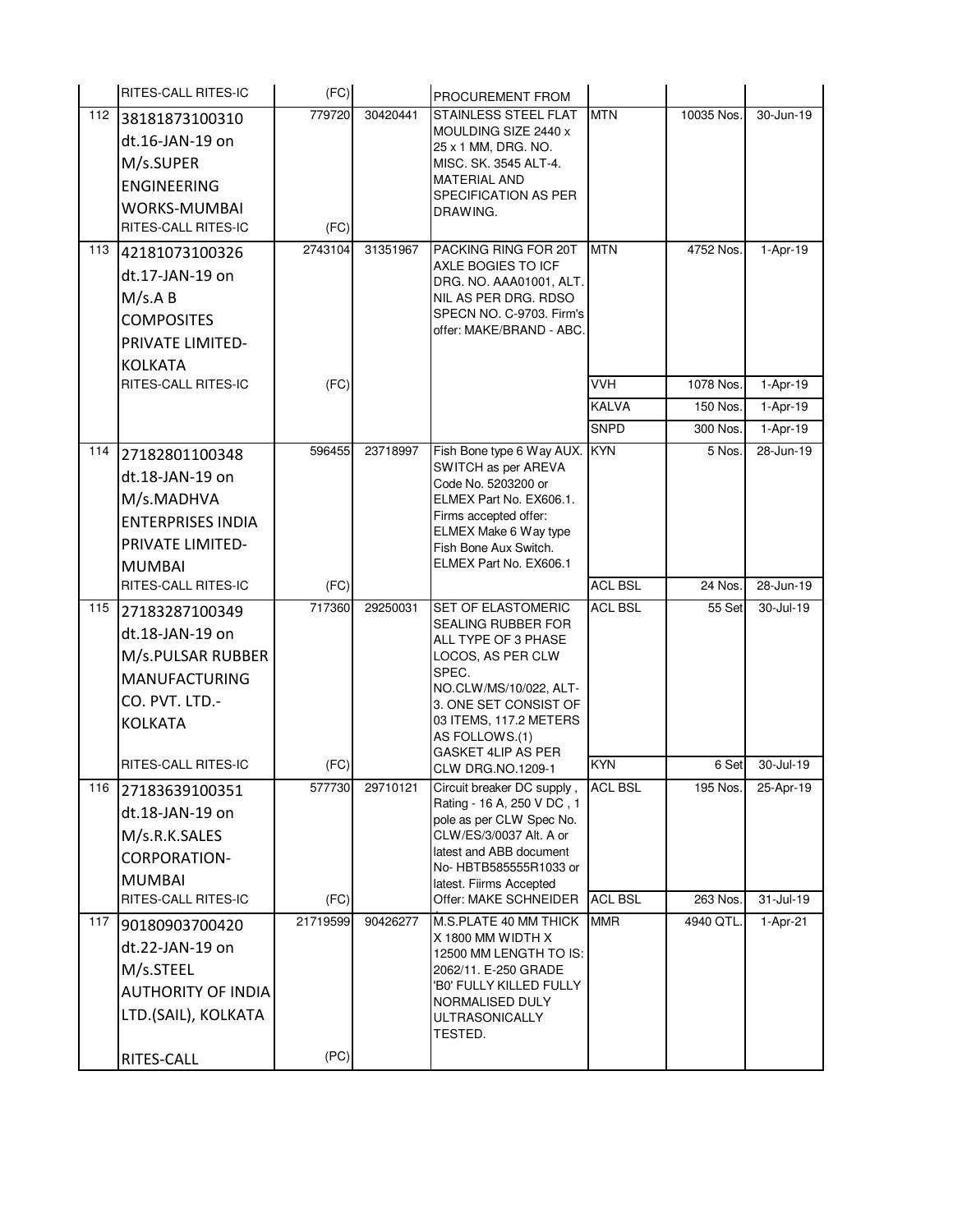|  | RITES-CALL RITES-IC | (FC) |  | PROCUREMENT FROM |  |  |  |
|---|---|---|---|---|---|---|---|
| 112 | 38181873100310 dt.16-JAN-19 on M/s.SUPER ENGINEERING WORKS-MUMBAI RITES-CALL RITES-IC | 779720 (FC) | 30420441 | STAINLESS STEEL FLAT MOULDING SIZE 2440 x 25 x 1 MM, DRG. NO. MISC. SK. 3545 ALT-4. MATERIAL AND SPECIFICATION AS PER DRAWING. | MTN | 10035 Nos. | 30-Jun-19 |
| 113 | 42181073100326 dt.17-JAN-19 on M/s.A B COMPOSITES PRIVATE LIMITED-KOLKATA RITES-CALL RITES-IC | 2743104 (FC) | 31351967 | PACKING RING FOR 20T AXLE BOGIES TO ICF DRG. NO. AAA01001, ALT. NIL AS PER DRG. RDSO SPECN NO. C-9703. Firm's offer: MAKE/BRAND - ABC. | MTN | 4752 Nos. | 1-Apr-19 |
|  |  |  |  |  | VVH | 1078 Nos. | 1-Apr-19 |
|  |  |  |  |  | KALVA | 150 Nos. | 1-Apr-19 |
|  |  |  |  |  | SNPD | 300 Nos. | 1-Apr-19 |
| 114 | 27182801100348 dt.18-JAN-19 on M/s.MADHVA ENTERPRISES INDIA PRIVATE LIMITED-MUMBAI RITES-CALL RITES-IC | 596455 (FC) | 23718997 | Fish Bone type 6 Way AUX. SWITCH as per AREVA Code No. 5203200 or ELMEX Part No. EX606.1. Firms accepted offer: ELMEX Make 6 Way type Fish Bone Aux Switch. ELMEX Part No. EX606.1 | KYN | 5 Nos. | 28-Jun-19 |
|  |  |  |  |  | ACL BSL | 24 Nos. | 28-Jun-19 |
| 115 | 27183287100349 dt.18-JAN-19 on M/s.PULSAR RUBBER MANUFACTURING CO. PVT. LTD.-KOLKATA RITES-CALL RITES-IC | 717360 (FC) | 29250031 | SET OF ELASTOMERIC SEALING RUBBER FOR ALL TYPE OF 3 PHASE LOCOS, AS PER CLW SPEC. NO.CLW/MS/10/022, ALT-3. ONE SET CONSIST OF 03 ITEMS, 117.2 METERS AS FOLLOWS.(1) GASKET 4LIP AS PER CLW DRG.NO.1209-1 | ACL BSL | 55 Set | 30-Jul-19 |
|  |  |  |  |  | KYN | 6 Set | 30-Jul-19 |
| 116 | 27183639100351 dt.18-JAN-19 on M/s.R.K.SALES CORPORATION-MUMBAI RITES-CALL RITES-IC | 577730 (FC) | 29710121 | Circuit breaker DC supply , Rating - 16 A, 250 V DC , 1 pole as per CLW Spec No. CLW/ES/3/0037 Alt. A or latest and ABB document No- HBTB585555R1033 or latest. Fiirms Accepted Offer: MAKE SCHNEIDER | ACL BSL | 195 Nos. | 25-Apr-19 |
|  |  |  |  |  | ACL BSL | 263 Nos. | 31-Jul-19 |
| 117 | 90180903700420 dt.22-JAN-19 on M/s.STEEL AUTHORITY OF INDIA LTD.(SAIL), KOLKATA RITES-CALL | 21719599 (PC) | 90426277 | M.S.PLATE 40 MM THICK X 1800 MM WIDTH X 12500 MM LENGTH TO IS: 2062/11. E-250 GRADE 'B0' FULLY KILLED FULLY NORMALISED DULY ULTRASONICALLY TESTED. | MMR | 4940 QTL. | 1-Apr-21 |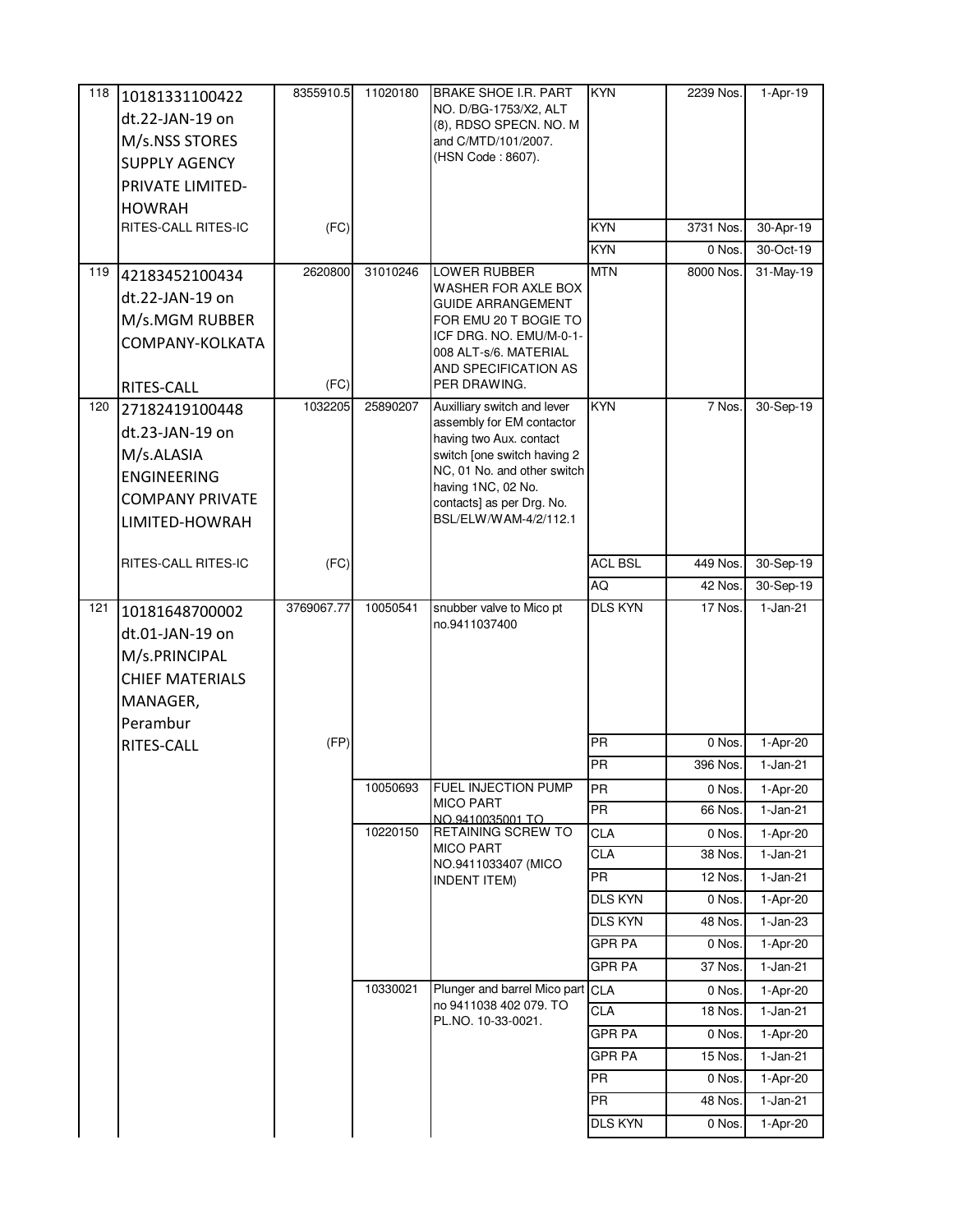| 118 | 10181331100422 dt.22-JAN-19 on M/s.NSS STORES SUPPLY AGENCY PRIVATE LIMITED-HOWRAH | 8355910.5 | 11020180 | BRAKE SHOE I.R. PART NO. D/BG-1753/X2, ALT (8), RDSO SPECN. NO. M and C/MTD/101/2007. (HSN Code : 8607). | KYN | 2239 Nos. | 1-Apr-19 |
|---|---|---|---|---|---|---|---|
| | RITES-CALL RITES-IC | (FC) | | | KYN | 3731 Nos. | 30-Apr-19 |
| | | | | | KYN | 0 Nos. | 30-Oct-19 |
| 119 | 42183452100434 dt.22-JAN-19 on M/s.MGM RUBBER COMPANY-KOLKATA | 2620800 | 31010246 | LOWER RUBBER WASHER FOR AXLE BOX GUIDE ARRANGEMENT FOR EMU 20 T BOGIE TO ICF DRG. NO. EMU/M-0-1-008 ALT-s/6. MATERIAL AND SPECIFICATION AS PER DRAWING. | MTN | 8000 Nos. | 31-May-19 |
| | RITES-CALL | (FC) | | | | | |
| 120 | 27182419100448 dt.23-JAN-19 on M/s.ALASIA ENGINEERING COMPANY PRIVATE LIMITED-HOWRAH | 1032205 | 25890207 | Auxilliary switch and lever assembly for EM contactor having two Aux. contact switch [one switch having 2 NC, 01 No. and other switch having 1NC, 02 No. contacts] as per Drg. No. BSL/ELW/WAM-4/2/112.1 | KYN | 7 Nos. | 30-Sep-19 |
| | RITES-CALL RITES-IC | (FC) | | | ACL BSL | 449 Nos. | 30-Sep-19 |
| | | | | | AQ | 42 Nos. | 30-Sep-19 |
| 121 | 10181648700002 dt.01-JAN-19 on M/s.PRINCIPAL CHIEF MATERIALS MANAGER, Perambur | 3769067.77 | 10050541 | snubber valve to Mico pt no.9411037400 | DLS KYN | 17 Nos. | 1-Jan-21 |
| | RITES-CALL | (FP) | | | PR | 0 Nos. | 1-Apr-20 |
| | | | | | PR | 396 Nos. | 1-Jan-21 |
| | | | 10050693 | FUEL INJECTION PUMP MICO PART NO.9410035001 TO | PR | 0 Nos. | 1-Apr-20 |
| | | | | | PR | 66 Nos. | 1-Jan-21 |
| | | | 10220150 | RETAINING SCREW TO MICO PART NO.9411033407 (MICO INDENT ITEM) | CLA | 0 Nos. | 1-Apr-20 |
| | | | | | CLA | 38 Nos. | 1-Jan-21 |
| | | | | | PR | 12 Nos. | 1-Jan-21 |
| | | | | | DLS KYN | 0 Nos. | 1-Apr-20 |
| | | | | | DLS KYN | 48 Nos. | 1-Jan-23 |
| | | | | | GPR PA | 0 Nos. | 1-Apr-20 |
| | | | | | GPR PA | 37 Nos. | 1-Jan-21 |
| | | | 10330021 | Plunger and barrel Mico part no 9411038 402 079. TO PL.NO. 10-33-0021. | CLA | 0 Nos. | 1-Apr-20 |
| | | | | | CLA | 18 Nos. | 1-Jan-21 |
| | | | | | GPR PA | 0 Nos. | 1-Apr-20 |
| | | | | | GPR PA | 15 Nos. | 1-Jan-21 |
| | | | | | PR | 0 Nos. | 1-Apr-20 |
| | | | | | PR | 48 Nos. | 1-Jan-21 |
| | | | | | DLS KYN | 0 Nos. | 1-Apr-20 |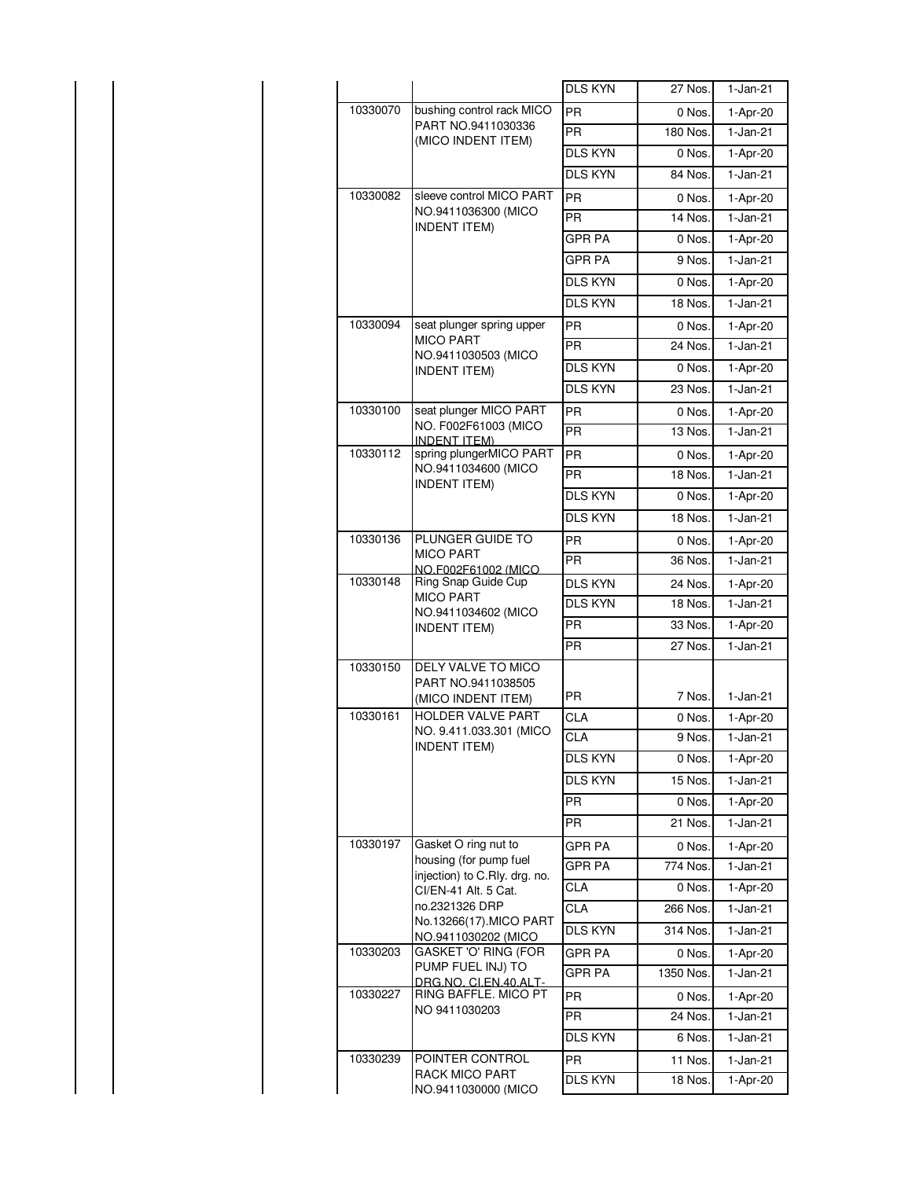| | | | | | | | |
|---|---|---|---|---|---|---|---|
| | | | | | DLS KYN | 27 Nos. | 1-Jan-21 |
| | | | 10330070 | bushing control rack MICO PART NO.9411030336 (MICO INDENT ITEM) | PR | 0 Nos. | 1-Apr-20 |
| | | | | | PR | 180 Nos. | 1-Jan-21 |
| | | | | | DLS KYN | 0 Nos. | 1-Apr-20 |
| | | | | | DLS KYN | 84 Nos. | 1-Jan-21 |
| | | | 10330082 | sleeve control MICO PART NO.9411036300 (MICO INDENT ITEM) | PR | 0 Nos. | 1-Apr-20 |
| | | | | | PR | 14 Nos. | 1-Jan-21 |
| | | | | | GPR PA | 0 Nos. | 1-Apr-20 |
| | | | | | GPR PA | 9 Nos. | 1-Jan-21 |
| | | | | | DLS KYN | 0 Nos. | 1-Apr-20 |
| | | | | | DLS KYN | 18 Nos. | 1-Jan-21 |
| | | | 10330094 | seat plunger spring upper MICO PART NO.9411030503 (MICO INDENT ITEM) | PR | 0 Nos. | 1-Apr-20 |
| | | | | | PR | 24 Nos. | 1-Jan-21 |
| | | | | | DLS KYN | 0 Nos. | 1-Apr-20 |
| | | | | | DLS KYN | 23 Nos. | 1-Jan-21 |
| | | | 10330100 | seat plunger MICO PART NO. F002F61003 (MICO INDENT ITEM) | PR | 0 Nos. | 1-Apr-20 |
| | | | | | PR | 13 Nos. | 1-Jan-21 |
| | | | 10330112 | spring plungerMICO PART NO.9411034600 (MICO INDENT ITEM) | PR | 0 Nos. | 1-Apr-20 |
| | | | | | PR | 18 Nos. | 1-Jan-21 |
| | | | | | DLS KYN | 0 Nos. | 1-Apr-20 |
| | | | | | DLS KYN | 18 Nos. | 1-Jan-21 |
| | | | 10330136 | PLUNGER GUIDE TO MICO PART NO.F002F61002 (MICO | PR | 0 Nos. | 1-Apr-20 |
| | | | | | PR | 36 Nos. | 1-Jan-21 |
| | | | 10330148 | Ring Snap Guide Cup MICO PART NO.9411034602 (MICO INDENT ITEM) | DLS KYN | 24 Nos. | 1-Apr-20 |
| | | | | | DLS KYN | 18 Nos. | 1-Jan-21 |
| | | | | | PR | 33 Nos. | 1-Apr-20 |
| | | | | | PR | 27 Nos. | 1-Jan-21 |
| | | | 10330150 | DELY VALVE TO MICO PART NO.9411038505 (MICO INDENT ITEM) | PR | 7 Nos. | 1-Jan-21 |
| | | | 10330161 | HOLDER VALVE PART NO. 9.411.033.301 (MICO INDENT ITEM) | CLA | 0 Nos. | 1-Apr-20 |
| | | | | | CLA | 9 Nos. | 1-Jan-21 |
| | | | | | DLS KYN | 0 Nos. | 1-Apr-20 |
| | | | | | DLS KYN | 15 Nos. | 1-Jan-21 |
| | | | | | PR | 0 Nos. | 1-Apr-20 |
| | | | | | PR | 21 Nos. | 1-Jan-21 |
| | | | 10330197 | Gasket O ring nut to housing (for pump fuel injection) to C.Rly. drg. no. CI/EN-41 Alt. 5 Cat. no.2321326 DRP No.13266(17).MICO PART NO.9411030202 (MICO | GPR PA | 0 Nos. | 1-Apr-20 |
| | | | | | GPR PA | 774 Nos. | 1-Jan-21 |
| | | | | | CLA | 0 Nos. | 1-Apr-20 |
| | | | | | CLA | 266 Nos. | 1-Jan-21 |
| | | | | | DLS KYN | 314 Nos. | 1-Jan-21 |
| | | | 10330203 | GASKET 'O' RING (FOR PUMP FUEL INJ) TO DRG.NO. CI.EN.40.ALT- | GPR PA | 0 Nos. | 1-Apr-20 |
| | | | | | GPR PA | 1350 Nos. | 1-Jan-21 |
| | | | 10330227 | RING BAFFLE. MICO PT NO 9411030203 | PR | 0 Nos. | 1-Apr-20 |
| | | | | | PR | 24 Nos. | 1-Jan-21 |
| | | | | | DLS KYN | 6 Nos. | 1-Jan-21 |
| | | | 10330239 | POINTER CONTROL RACK MICO PART NO.9411030000 (MICO | PR | 11 Nos. | 1-Jan-21 |
| | | | | | DLS KYN | 18 Nos. | 1-Apr-20 |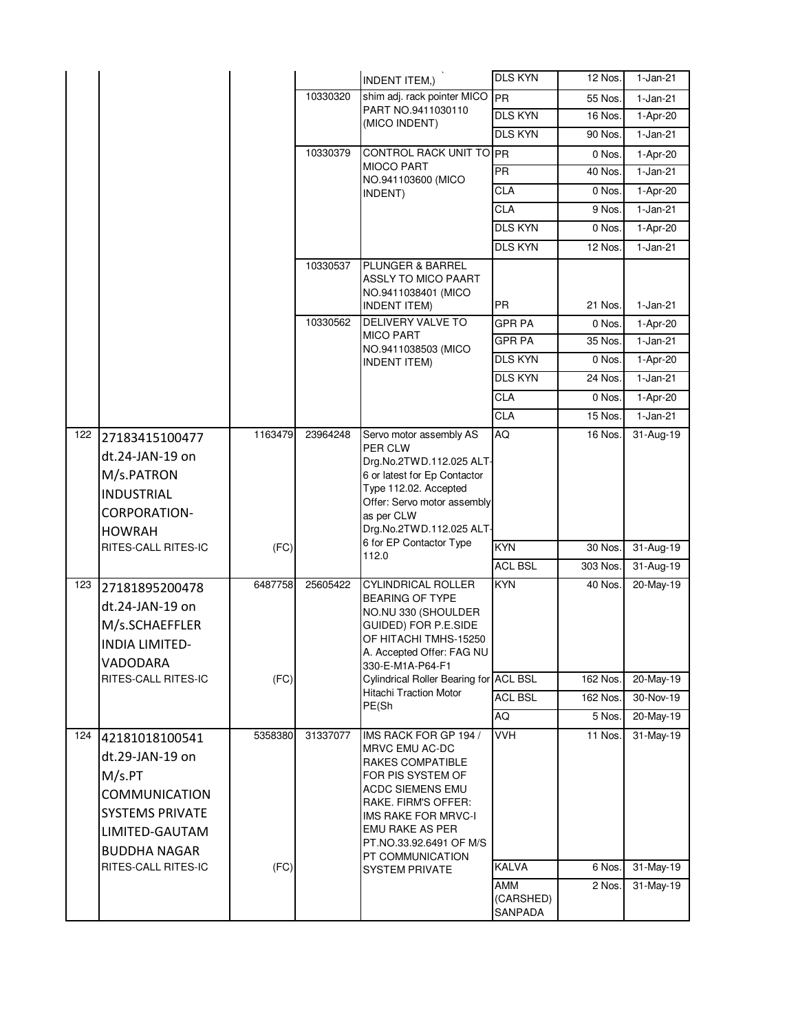| | | | | INDENT ITEM,) | DLS KYN | 12 Nos. | 1-Jan-21 |
|---|---|---|---|---|---|---|---|
| | | | 10330320 | shim adj. rack pointer MICO PART NO.9411030110 (MICO INDENT) | PR | 55 Nos. | 1-Jan-21 |
| | | | | | DLS KYN | 16 Nos. | 1-Apr-20 |
| | | | | | DLS KYN | 90 Nos. | 1-Jan-21 |
| | | | 10330379 | CONTROL RACK UNIT TO MIOCO PART NO.941103600 (MICO INDENT) | PR | 0 Nos. | 1-Apr-20 |
| | | | | | PR | 40 Nos. | 1-Jan-21 |
| | | | | | CLA | 0 Nos. | 1-Apr-20 |
| | | | | | CLA | 9 Nos. | 1-Jan-21 |
| | | | | | DLS KYN | 0 Nos. | 1-Apr-20 |
| | | | | | DLS KYN | 12 Nos. | 1-Jan-21 |
| | | | 10330537 | PLUNGER & BARREL ASSLY TO MICO PAART NO.9411038401 (MICO INDENT ITEM) | PR | 21 Nos. | 1-Jan-21 |
| | | | 10330562 | DELIVERY VALVE TO MICO PART NO.9411038503 (MICO INDENT ITEM) | GPR PA | 0 Nos. | 1-Apr-20 |
| | | | | | GPR PA | 35 Nos. | 1-Jan-21 |
| | | | | | DLS KYN | 0 Nos. | 1-Apr-20 |
| | | | | | DLS KYN | 24 Nos. | 1-Jan-21 |
| | | | | | CLA | 0 Nos. | 1-Apr-20 |
| | | | | | CLA | 15 Nos. | 1-Jan-21 |
| 122 | 27183415100477 dt.24-JAN-19 on M/s.PATRON INDUSTRIAL CORPORATION-HOWRAH RITES-CALL RITES-IC | 1163479 (FC) | 23964248 | Servo motor assembly AS PER CLW Drg.No.2TWD.112.025 ALT-6 or latest for Ep Contactor Type 112.02. Accepted Offer: Servo motor assembly as per CLW Drg.No.2TWD.112.025 ALT-6 for EP Contactor Type 112.0 | AQ | 16 Nos. | 31-Aug-19 |
| | | | | | KYN | 30 Nos. | 31-Aug-19 |
| | | | | | ACL BSL | 303 Nos. | 31-Aug-19 |
| 123 | 27181895200478 dt.24-JAN-19 on M/s.SCHAEFFLER INDIA LIMITED-VADODARA RITES-CALL RITES-IC | 6487758 (FC) | 25605422 | CYLINDRICAL ROLLER BEARING OF TYPE NO.NU 330 (SHOULDER GUIDED) FOR P.E.SIDE OF HITACHI TMHS-15250 A. Accepted Offer: FAG NU 330-E-M1A-P64-F1 Cylindrical Roller Bearing for Hitachi Traction Motor PE(Sh | KYN | 40 Nos. | 20-May-19 |
| | | | | | ACL BSL | 162 Nos. | 20-May-19 |
| | | | | | ACL BSL | 162 Nos. | 30-Nov-19 |
| | | | | | AQ | 5 Nos. | 20-May-19 |
| 124 | 42181018100541 dt.29-JAN-19 on M/s.PT COMMUNICATION SYSTEMS PRIVATE LIMITED-GAUTAM BUDDHA NAGAR RITES-CALL RITES-IC | 5358380 (FC) | 31337077 | IMS RACK FOR GP 194 / MRVC EMU AC-DC RAKES COMPATIBLE FOR PIS SYSTEM OF ACDC SIEMENS EMU RAKE. FIRM'S OFFER: IMS RAKE FOR MRVC-I EMU RAKE AS PER PT.NO.33.92.6491 OF M/S PT COMMUNICATION SYSTEM PRIVATE | VVH | 11 Nos. | 31-May-19 |
| | | | | | KALVA | 6 Nos. | 31-May-19 |
| | | | | | AMM (CARSHED) SANPADA | 2 Nos. | 31-May-19 |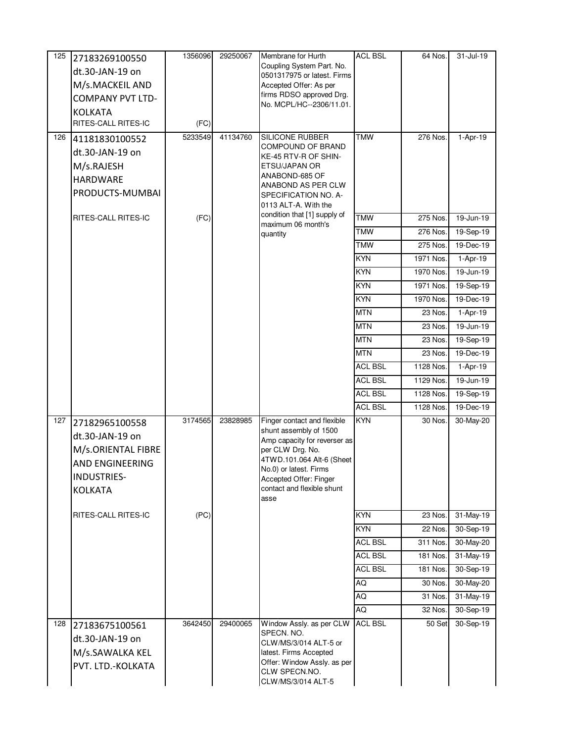| | | | | | | | |
|---|---|---|---|---|---|---|---|
| 125 | 27183269100550 dt.30-JAN-19 on M/s.MACKEIL AND COMPANY PVT LTD-KOLKATA<br>RITES-CALL RITES-IC | 1356096<br>(FC) | 29250067 | Membrane for Hurth Coupling System Part. No. 0501317975 or latest. Firms Accepted Offer: As per firms RDSO approved Drg. No. MCPL/HC--2306/11.01. | ACL BSL | 64 Nos. | 31-Jul-19 |
| 126 | 41181830100552 dt.30-JAN-19 on M/s.RAJESH HARDWARE PRODUCTS-MUMBAI<br>RITES-CALL RITES-IC | 5233549<br>(FC) | 41134760 | SILICONE RUBBER COMPOUND OF BRAND KE-45 RTV-R OF SHIN-ETSU/JAPAN OR ANABOND-685 OF ANABOND AS PER CLW SPECIFICATION NO. A-0113 ALT-A. With the condition that [1] supply of maximum 06 month's quantity | TMW | 276 Nos. | 1-Apr-19 |
| | | | | | TMW | 275 Nos. | 19-Jun-19 |
| | | | | | TMW | 276 Nos. | 19-Sep-19 |
| | | | | | TMW | 275 Nos. | 19-Dec-19 |
| | | | | | KYN | 1971 Nos. | 1-Apr-19 |
| | | | | | KYN | 1970 Nos. | 19-Jun-19 |
| | | | | | KYN | 1971 Nos. | 19-Sep-19 |
| | | | | | KYN | 1970 Nos. | 19-Dec-19 |
| | | | | | MTN | 23 Nos. | 1-Apr-19 |
| | | | | | MTN | 23 Nos. | 19-Jun-19 |
| | | | | | MTN | 23 Nos. | 19-Sep-19 |
| | | | | | MTN | 23 Nos. | 19-Dec-19 |
| | | | | | ACL BSL | 1128 Nos. | 1-Apr-19 |
| | | | | | ACL BSL | 1129 Nos. | 19-Jun-19 |
| | | | | | ACL BSL | 1128 Nos. | 19-Sep-19 |
| | | | | | ACL BSL | 1128 Nos. | 19-Dec-19 |
| 127 | 27182965100558 dt.30-JAN-19 on M/s.ORIENTAL FIBRE AND ENGINEERING INDUSTRIES-KOLKATA<br>RITES-CALL RITES-IC | 3174565<br>(PC) | 23828985 | Finger contact and flexible shunt assembly of 1500 Amp capacity for reverser as per CLW Drg. No. 4TWD.101.064 Alt-6 (Sheet No.0) or latest. Firms Accepted Offer: Finger contact and flexible shunt asse | KYN | 30 Nos. | 30-May-20 |
| | | | | | KYN | 23 Nos. | 31-May-19 |
| | | | | | KYN | 22 Nos. | 30-Sep-19 |
| | | | | | ACL BSL | 311 Nos. | 30-May-20 |
| | | | | | ACL BSL | 181 Nos. | 31-May-19 |
| | | | | | ACL BSL | 181 Nos. | 30-Sep-19 |
| | | | | | AQ | 30 Nos. | 30-May-20 |
| | | | | | AQ | 31 Nos. | 31-May-19 |
| | | | | | AQ | 32 Nos. | 30-Sep-19 |
| 128 | 27183675100561 dt.30-JAN-19 on M/s.SAWALKA KEL PVT. LTD.-KOLKATA | 3642450 | 29400065 | Window Assly. as per CLW SPECN. NO. CLW/MS/3/014 ALT-5 or latest. Firms Accepted Offer: Window Assly. as per CLW SPECN.NO. CLW/MS/3/014 ALT-5 | ACL BSL | 50 Set | 30-Sep-19 |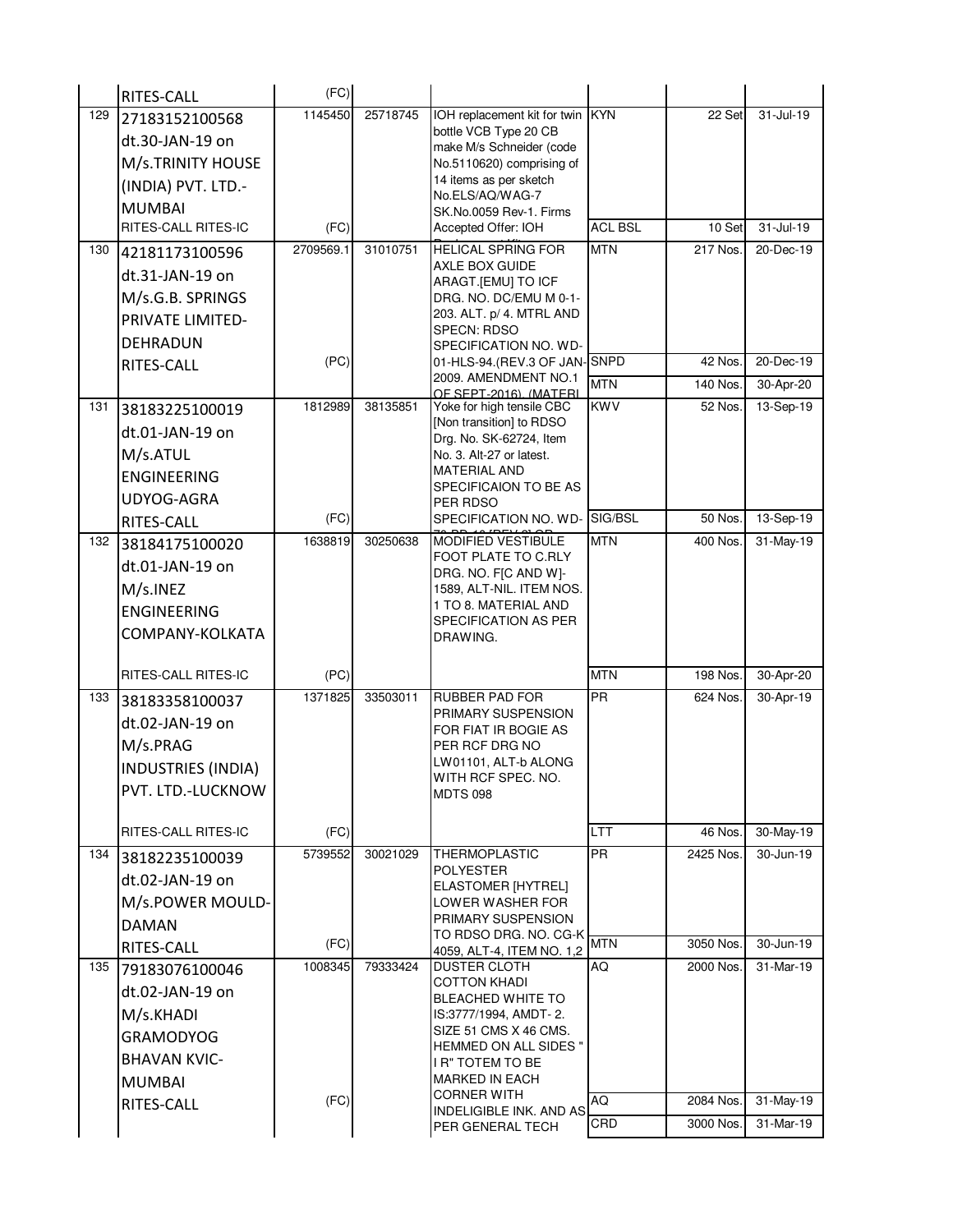| | | | | | | | |
|---|---|---|---|---|---|---|---|
| | RITES-CALL | (FC) | | | | | |
| 129 | 27183152100568 dt.30-JAN-19 on M/s.TRINITY HOUSE (INDIA) PVT. LTD.-MUMBAI | 1145450 | 25718745 | IOH replacement kit for twin bottle VCB Type 20 CB make M/s Schneider (code No.5110620) comprising of 14 items as per sketch No.ELS/AQ/WAG-7 SK.No.0059 Rev-1. Firms Accepted Offer: IOH | KYN | 22 Set | 31-Jul-19 |
| | RITES-CALL RITES-IC | (FC) | | | ACL BSL | 10 Set | 31-Jul-19 |
| 130 | 42181173100596 dt.31-JAN-19 on M/s.G.B. SPRINGS PRIVATE LIMITED-DEHRADUN | 2709569.1 | 31010751 | HELICAL SPRING FOR AXLE BOX GUIDE ARAGT.[EMU] TO ICF DRG. NO. DC/EMU M 0-1-203. ALT. p/ 4. MTRL AND SPECN: RDSO SPECIFICATION NO. WD-01-HLS-94.(REV.3 OF JAN-2009. AMENDMENT NO.1 OF SEPT-2016). (MATERI | MTN | 217 Nos. | 20-Dec-19 |
| | RITES-CALL | (PC) | | | SNPD | 42 Nos. | 20-Dec-19 |
| | | | | | MTN | 140 Nos. | 30-Apr-20 |
| 131 | 38183225100019 dt.01-JAN-19 on M/s.ATUL ENGINEERING UDYOG-AGRA | 1812989 | 38135851 | Yoke for high tensile CBC [Non transition] to RDSO Drg. No. SK-62724, Item No. 3. Alt-27 or latest. MATERIAL AND SPECIFICAION TO BE AS PER RDSO SPECIFICATION NO. WD- | KWV | 52 Nos. | 13-Sep-19 |
| | RITES-CALL | (FC) | | | SIG/BSL | 50 Nos. | 13-Sep-19 |
| 132 | 38184175100020 dt.01-JAN-19 on M/s.INEZ ENGINEERING COMPANY-KOLKATA | 1638819 | 30250638 | MODIFIED VESTIBULE FOOT PLATE TO C.RLY DRG. NO. F[C AND W]-1589, ALT-NIL. ITEM NOS. 1 TO 8. MATERIAL AND SPECIFICATION AS PER DRAWING. | MTN | 400 Nos. | 31-May-19 |
| | RITES-CALL RITES-IC | (PC) | | | MTN | 198 Nos. | 30-Apr-20 |
| 133 | 38183358100037 dt.02-JAN-19 on M/s.PRAG INDUSTRIES (INDIA) PVT. LTD.-LUCKNOW | 1371825 | 33503011 | RUBBER PAD FOR PRIMARY SUSPENSION FOR FIAT IR BOGIE AS PER RCF DRG NO LW01101, ALT-b ALONG WITH RCF SPEC. NO. MDTS 098 | PR | 624 Nos. | 30-Apr-19 |
| | RITES-CALL RITES-IC | (FC) | | | LTT | 46 Nos. | 30-May-19 |
| 134 | 38182235100039 dt.02-JAN-19 on M/s.POWER MOULD-DAMAN | 5739552 | 30021029 | THERMOPLASTIC POLYESTER ELASTOMER [HYTREL] LOWER WASHER FOR PRIMARY SUSPENSION TO RDSO DRG. NO. CG-K 4059, ALT-4, ITEM NO. 1,2 | PR | 2425 Nos. | 30-Jun-19 |
| | RITES-CALL | (FC) | | | MTN | 3050 Nos. | 30-Jun-19 |
| 135 | 79183076100046 dt.02-JAN-19 on M/s.KHADI GRAMODYOG BHAVAN KVIC-MUMBAI | 1008345 | 79333424 | DUSTER CLOTH COTTON KHADI BLEACHED WHITE TO IS:3777/1994, AMDT- 2. SIZE 51 CMS X 46 CMS. HEMMED ON ALL SIDES " I R" TOTEM TO BE MARKED IN EACH CORNER WITH INDELIGIBLE INK. AND AS PER GENERAL TECH | AQ | 2000 Nos. | 31-Mar-19 |
| | RITES-CALL | (FC) | | | AQ | 2084 Nos. | 31-May-19 |
| | | | | | CRD | 3000 Nos. | 31-Mar-19 |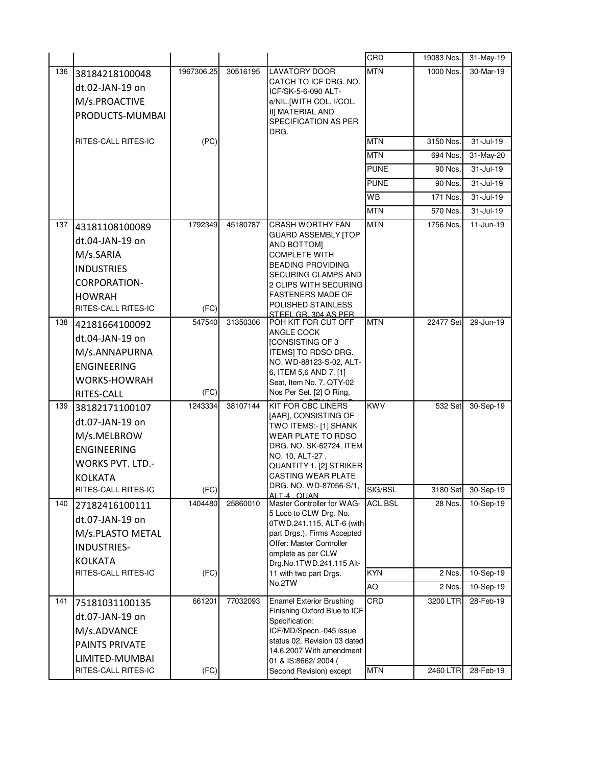| | | | | | CRD | 19083 Nos. | 31-May-19 |
|---|---|---|---|---|---|---|---|
| 136 | 38184218100048 dt.02-JAN-19 on M/s.PROACTIVE PRODUCTS-MUMBAI | 1967306.25 | 30516195 | LAVATORY DOOR CATCH TO ICF DRG. NO. ICF/SK-5-6-090 ALT-e/NIL.[WITH COL. I/COL. II] MATERIAL AND SPECIFICATION AS PER DRG. | MTN | 1000 Nos. | 30-Mar-19 |
| | RITES-CALL RITES-IC | (PC) | | | MTN | 3150 Nos. | 31-Jul-19 |
| | | | | | MTN | 694 Nos. | 31-May-20 |
| | | | | | PUNE | 90 Nos. | 31-Jul-19 |
| | | | | | PUNE | 90 Nos. | 31-Jul-19 |
| | | | | | WB | 171 Nos. | 31-Jul-19 |
| | | | | | MTN | 570 Nos. | 31-Jul-19 |
| 137 | 43181108100089 dt.04-JAN-19 on M/s.SARIA INDUSTRIES CORPORATION-HOWRAH RITES-CALL RITES-IC | 1792349 (FC) | 45180787 | CRASH WORTHY FAN GUARD ASSEMBLY [TOP AND BOTTOM] COMPLETE WITH BEADING PROVIDING SECURING CLAMPS AND 2 CLIPS WITH SECURING FASTENERS MADE OF POLISHED STAINLESS STEEL GR. 304 AS PER | MTN | 1756 Nos. | 11-Jun-19 |
| 138 | 42181664100092 dt.04-JAN-19 on M/s.ANNAPURNA ENGINEERING WORKS-HOWRAH RITES-CALL | 547540 (FC) | 31350306 | POH KIT FOR CUT OFF ANGLE COCK [CONSISTING OF 3 ITEMS] TO RDSO DRG. NO. WD-88123-S-02, ALT-6, ITEM 5,6 AND 7. [1] Seat, Item No. 7, QTY-02 Nos Per Set. [2] O Ring, | MTN | 22477 Set | 29-Jun-19 |
| 139 | 38182171100107 dt.07-JAN-19 on M/s.MELBROW ENGINEERING WORKS PVT. LTD.-KOLKATA | 1243334 | 38107144 | KIT FOR CBC LINERS [AAR], CONSISTING OF TWO ITEMS:- [1] SHANK WEAR PLATE TO RDSO DRG. NO. SK-62724, ITEM NO. 10, ALT-27 , QUANTITY 1. [2] STRIKER CASTING WEAR PLATE DRG. NO. WD-87056-S/1, ALT-4 , QUAN | KWV | 532 Set | 30-Sep-19 |
| | RITES-CALL RITES-IC | (FC) | | | SIG/BSL | 3180 Set | 30-Sep-19 |
| 140 | 27182416100111 dt.07-JAN-19 on M/s.PLASTO METAL INDUSTRIES-KOLKATA | 1404480 | 25860010 | Master Controller for WAG-5 Loco to CLW Drg. No. 0TWD.241.115, ALT-6 (with part Drgs.). Firms Accepted Offer: Master Controller omplete as per CLW Drg.No.1TWD.241.115 Alt-11 with two part Drgs. No.2TW | ACL BSL | 28 Nos. | 10-Sep-19 |
| | RITES-CALL RITES-IC | (FC) | | | KYN | 2 Nos. | 10-Sep-19 |
| | | | | | AQ | 2 Nos. | 10-Sep-19 |
| 141 | 75181031100135 dt.07-JAN-19 on M/s.ADVANCE PAINTS PRIVATE LIMITED-MUMBAI | 661201 | 77032093 | Enamel Exterior Brushing Finishing Oxford Blue to ICF Specification: ICF/MD/Specn.-045 issue status 02, Revision 03 dated 14.6.2007 With amendment 01 & IS:8662/ 2004 ( Second Revision) except | CRD | 3200 LTR | 28-Feb-19 |
| | RITES-CALL RITES-IC | (FC) | | | MTN | 2460 LTR | 28-Feb-19 |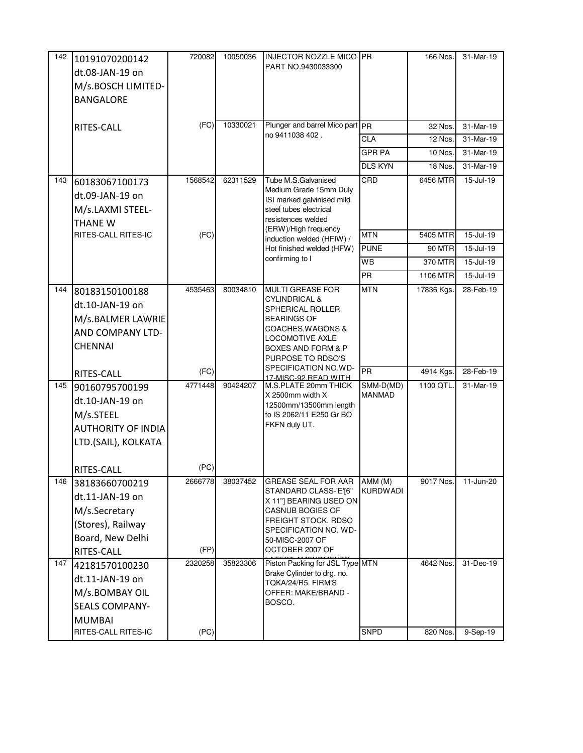| | | | | | | | |
|---|---|---|---|---|---|---|---|
| 142 | 10191070200142 dt.08-JAN-19 on M/s.BOSCH LIMITED-BANGALORE | 720082 | 10050036 | INJECTOR NOZZLE MICO PART NO.9430033300 | PR | 166 Nos. | 31-Mar-19 |
| | RITES-CALL | (FC) | 10330021 | Plunger and barrel Mico part no 9411038 402 . | PR | 32 Nos. | 31-Mar-19 |
| | | | | | CLA | 12 Nos. | 31-Mar-19 |
| | | | | | GPR PA | 10 Nos. | 31-Mar-19 |
| | | | | | DLS KYN | 18 Nos. | 31-Mar-19 |
| 143 | 60183067100173 dt.09-JAN-19 on M/s.LAXMI STEEL-THANE W | 1568542 | 62311529 | Tube M.S.Galvanised Medium Grade 15mm Duly ISI marked galvinised mild steel tubes electrical resistences welded (ERW)/High frequency induction welded (HFIW) / Hot finished welded (HFW) confirming to I | CRD | 6456 MTR | 15-Jul-19 |
| | RITES-CALL RITES-IC | (FC) | | | MTN | 5405 MTR | 15-Jul-19 |
| | | | | | PUNE | 90 MTR | 15-Jul-19 |
| | | | | | WB | 370 MTR | 15-Jul-19 |
| | | | | | PR | 1106 MTR | 15-Jul-19 |
| 144 | 80183150100188 dt.10-JAN-19 on M/s.BALMER LAWRIE AND COMPANY LTD-CHENNAI | 4535463 | 80034810 | MULTI GREASE FOR CYLINDRICAL & SPHERICAL ROLLER BEARINGS OF COACHES,WAGONS & LOCOMOTIVE AXLE BOXES AND FORM & P PURPOSE TO RDSO'S SPECIFICATION NO.WD-17-MISC-92 READ WITH | MTN | 17836 Kgs. | 28-Feb-19 |
| | RITES-CALL | (FC) | | | PR | 4914 Kgs. | 28-Feb-19 |
| 145 | 90160795700199 dt.10-JAN-19 on M/s.STEEL AUTHORITY OF INDIA LTD.(SAIL), KOLKATA | 4771448 | 90424207 | M.S.PLATE 20mm THICK X 2500mm width X 12500mm/13500mm length to IS 2062/11 E250 Gr BO FKFN duly UT. | SMM-D(MD) MANMAD | 1100 QTL. | 31-Mar-19 |
| | RITES-CALL | (PC) | | | | | |
| 146 | 38183660700219 dt.11-JAN-19 on M/s.Secretary (Stores), Railway Board, New Delhi | 2666778 | 38037452 | GREASE SEAL FOR AAR STANDARD CLASS-'E'[6" X 11"] BEARING USED ON CASNUB BOGIES OF FREIGHT STOCK. RDSO SPECIFICATION NO. WD-50-MISC-2007 OF OCTOBER 2007 OF LATEST AMENDMENTS | AMM (M) KURDWADI | 9017 Nos. | 11-Jun-20 |
| | RITES-CALL | (FP) | | | | | |
| 147 | 42181570100230 dt.11-JAN-19 on M/s.BOMBAY OIL SEALS COMPANY-MUMBAI | 2320258 | 35823306 | Piston Packing for JSL Type Brake Cylinder to drg. no. TQKA/24/R5. FIRM'S OFFER: MAKE/BRAND - BOSCO. | MTN | 4642 Nos. | 31-Dec-19 |
| | RITES-CALL RITES-IC | (PC) | | | SNPD | 820 Nos. | 9-Sep-19 |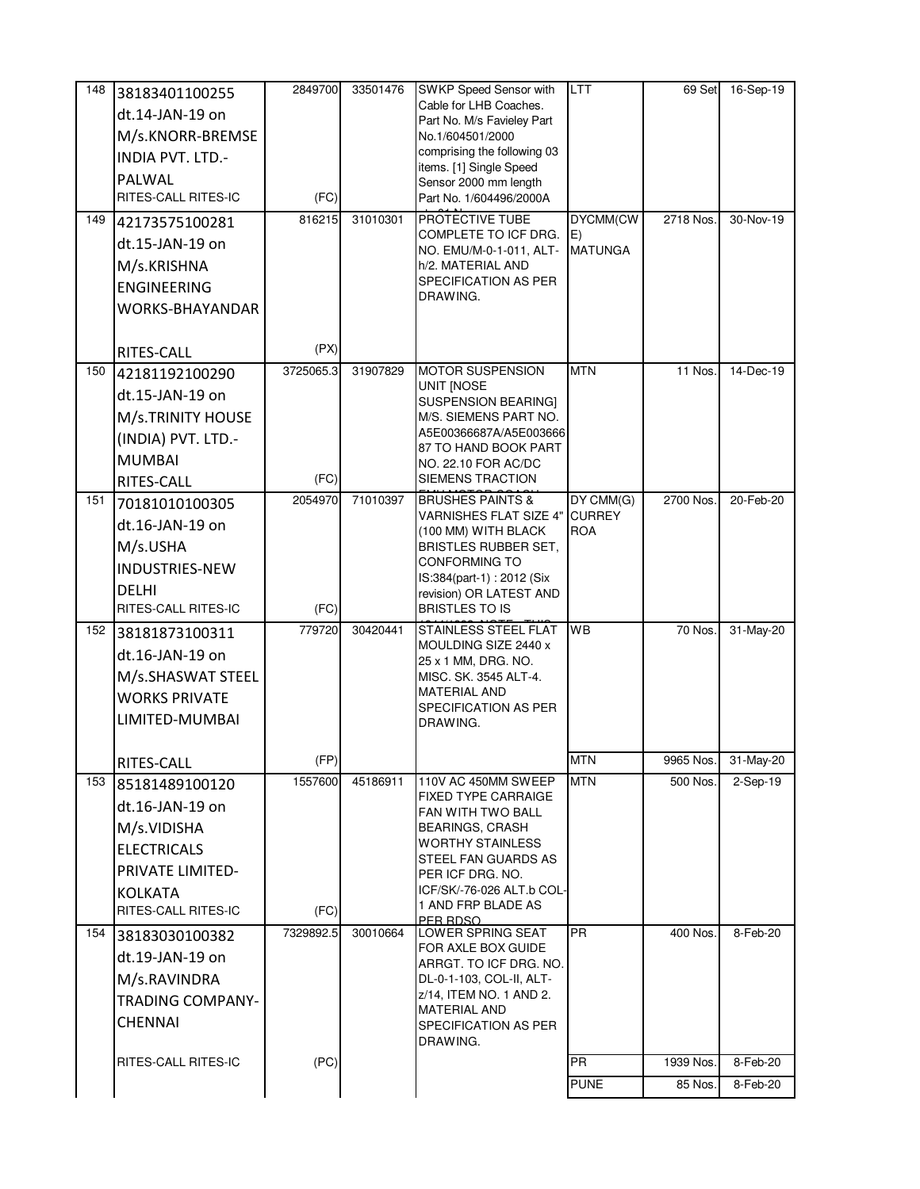| 148 | 38183401100255 dt.14-JAN-19 on M/s.KNORR-BREMSE INDIA PVT. LTD.-PALWAL RITES-CALL RITES-IC | 2849700 (FC) | 33501476 | SWKP Speed Sensor with Cable for LHB Coaches. Part No. M/s Favieley Part No.1/604501/2000 comprising the following 03 items. [1] Single Speed Sensor 2000 mm length Part No. 1/604496/2000A | LTT | 69 Set | 16-Sep-19 |
|---|---|---|---|---|---|---|---|
| 149 | 42173575100281 dt.15-JAN-19 on M/s.KRISHNA ENGINEERING WORKS-BHAYANDAR RITES-CALL | 816215 (PX) | 31010301 | PROTECTIVE TUBE COMPLETE TO ICF DRG. NO. EMU/M-0-1-011, ALT-h/2. MATERIAL AND SPECIFICATION AS PER DRAWING. | DYCMM(CWE) MATUNGA | 2718 Nos. | 30-Nov-19 |
| 150 | 42181192100290 dt.15-JAN-19 on M/s.TRINITY HOUSE (INDIA) PVT. LTD.-MUMBAI RITES-CALL | 3725065.3 (FC) | 31907829 | MOTOR SUSPENSION UNIT [NOSE SUSPENSION BEARING] M/S. SIEMENS PART NO. A5E00366687A/A5E003666 87 TO HAND BOOK PART NO. 22.10 FOR AC/DC SIEMENS TRACTION | MTN | 11 Nos. | 14-Dec-19 |
| 151 | 70181010100305 dt.16-JAN-19 on M/s.USHA INDUSTRIES-NEW DELHI RITES-CALL RITES-IC | 2054970 (FC) | 71010397 | BRUSHES PAINTS & VARNISHES FLAT SIZE 4" (100 MM) WITH BLACK BRISTLES RUBBER SET, CONFORMING TO IS:384(part-1) : 2012 (Six revision) OR LATEST AND BRISTLES TO IS | DY CMM(G) CURREY ROA | 2700 Nos. | 20-Feb-20 |
| 152 | 38181873100311 dt.16-JAN-19 on M/s.SHASWAT STEEL WORKS PRIVATE LIMITED-MUMBAI RITES-CALL | 779720 (FP) | 30420441 | STAINLESS STEEL FLAT MOULDING SIZE 2440 x 25 x 1 MM, DRG. NO. MISC. SK. 3545 ALT-4. MATERIAL AND SPECIFICATION AS PER DRAWING. | WB | 70 Nos. | 31-May-20 |
| | | | | | MTN | 9965 Nos. | 31-May-20 |
| 153 | 85181489100120 dt.16-JAN-19 on M/s.VIDISHA ELECTRICALS PRIVATE LIMITED-KOLKATA RITES-CALL RITES-IC | 1557600 (FC) | 45186911 | 110V AC 450MM SWEEP FIXED TYPE CARRAIGE FAN WITH TWO BALL BEARINGS, CRASH WORTHY STAINLESS STEEL FAN GUARDS AS PER ICF DRG. NO. ICF/SK/-76-026 ALT.b COL-1 AND FRP BLADE AS PER RDSO | MTN | 500 Nos. | 2-Sep-19 |
| 154 | 38183030100382 dt.19-JAN-19 on M/s.RAVINDRA TRADING COMPANY-CHENNAI RITES-CALL RITES-IC | 7329892.5 (PC) | 30010664 | LOWER SPRING SEAT FOR AXLE BOX GUIDE ARRGT. TO ICF DRG. NO. DL-0-1-103, COL-II, ALT-z/14, ITEM NO. 1 AND 2. MATERIAL AND SPECIFICATION AS PER DRAWING. | PR | 400 Nos. | 8-Feb-20 |
| | | | | | PR | 1939 Nos. | 8-Feb-20 |
| | | | | | PUNE | 85 Nos. | 8-Feb-20 |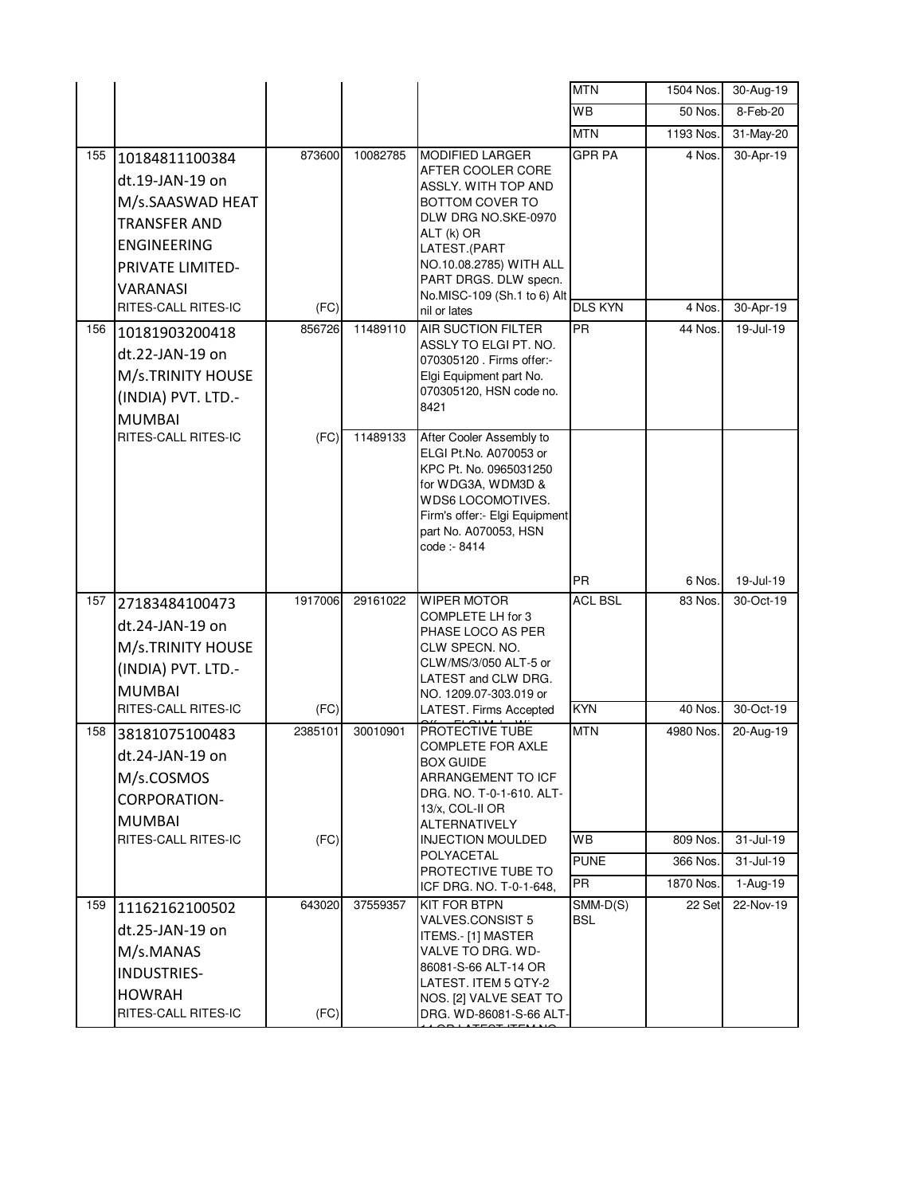| | | | | | | | |
|---|---|---|---|---|---|---|---|
| | | | | | MTN | 1504 Nos. | 30-Aug-19 |
| | | | | | WB | 50 Nos. | 8-Feb-20 |
| | | | | | MTN | 1193 Nos. | 31-May-20 |
| 155 | 10184811100384 dt.19-JAN-19 on M/s.SAASWAD HEAT TRANSFER AND ENGINEERING PRIVATE LIMITED-VARANASI RITES-CALL RITES-IC | 873600 (FC) | 10082785 | MODIFIED LARGER AFTER COOLER CORE ASSLY. WITH TOP AND BOTTOM COVER TO DLW DRG NO.SKE-0970 ALT (k) OR LATEST.(PART NO.10.08.2785) WITH ALL PART DRGS. DLW specn. No.MISC-109 (Sh.1 to 6) Alt nil or lates | GPR PA | 4 Nos. | 30-Apr-19 |
| | | | | | DLS KYN | 4 Nos. | 30-Apr-19 |
| 156 | 10181903200418 dt.22-JAN-19 on M/s.TRINITY HOUSE (INDIA) PVT. LTD.-MUMBAI RITES-CALL RITES-IC | 856726 (FC) | 11489110 | AIR SUCTION FILTER ASSLY TO ELGI PT. NO. 070305120 . Firms offer:- Elgi Equipment part No. 070305120, HSN code no. 8421 | PR | 44 Nos. | 19-Jul-19 |
| | | | 11489133 | After Cooler Assembly to ELGI Pt.No. A070053 or KPC Pt. No. 0965031250 for WDG3A, WDM3D & WDS6 LOCOMOTIVES. Firm's offer:- Elgi Equipment part No. A070053, HSN code :- 8414 | PR | 6 Nos. | 19-Jul-19 |
| 157 | 27183484100473 dt.24-JAN-19 on M/s.TRINITY HOUSE (INDIA) PVT. LTD.-MUMBAI RITES-CALL RITES-IC | 1917006 (FC) | 29161022 | WIPER MOTOR COMPLETE LH for 3 PHASE LOCO AS PER CLW SPECN. NO. CLW/MS/3/050 ALT-5 or LATEST and CLW DRG. NO. 1209.07-303.019 or LATEST. Firms Accepted | ACL BSL | 83 Nos. | 30-Oct-19 |
| | | | | | KYN | 40 Nos. | 30-Oct-19 |
| 158 | 38181075100483 dt.24-JAN-19 on M/s.COSMOS CORPORATION-MUMBAI RITES-CALL RITES-IC | 2385101 (FC) | 30010901 | PROTECTIVE TUBE COMPLETE FOR AXLE BOX GUIDE ARRANGEMENT TO ICF DRG. NO. T-0-1-610. ALT-13/x, COL-II OR ALTERNATIVELY INJECTION MOULDED POLYACETAL PROTECTIVE TUBE TO ICF DRG. NO. T-0-1-648, | MTN | 4980 Nos. | 20-Aug-19 |
| | | | | | WB | 809 Nos. | 31-Jul-19 |
| | | | | | PUNE | 366 Nos. | 31-Jul-19 |
| | | | | | PR | 1870 Nos. | 1-Aug-19 |
| 159 | 11162162100502 dt.25-JAN-19 on M/s.MANAS INDUSTRIES-HOWRAH RITES-CALL RITES-IC | 643020 (FC) | 37559357 | KIT FOR BTPN VALVES.CONSIST 5 ITEMS.- [1] MASTER VALVE TO DRG. WD-86081-S-66 ALT-14 OR LATEST. ITEM 5 QTY-2 NOS. [2] VALVE SEAT TO DRG. WD-86081-S-66 ALT- | SMM-D(S) BSL | 22 Set | 22-Nov-19 |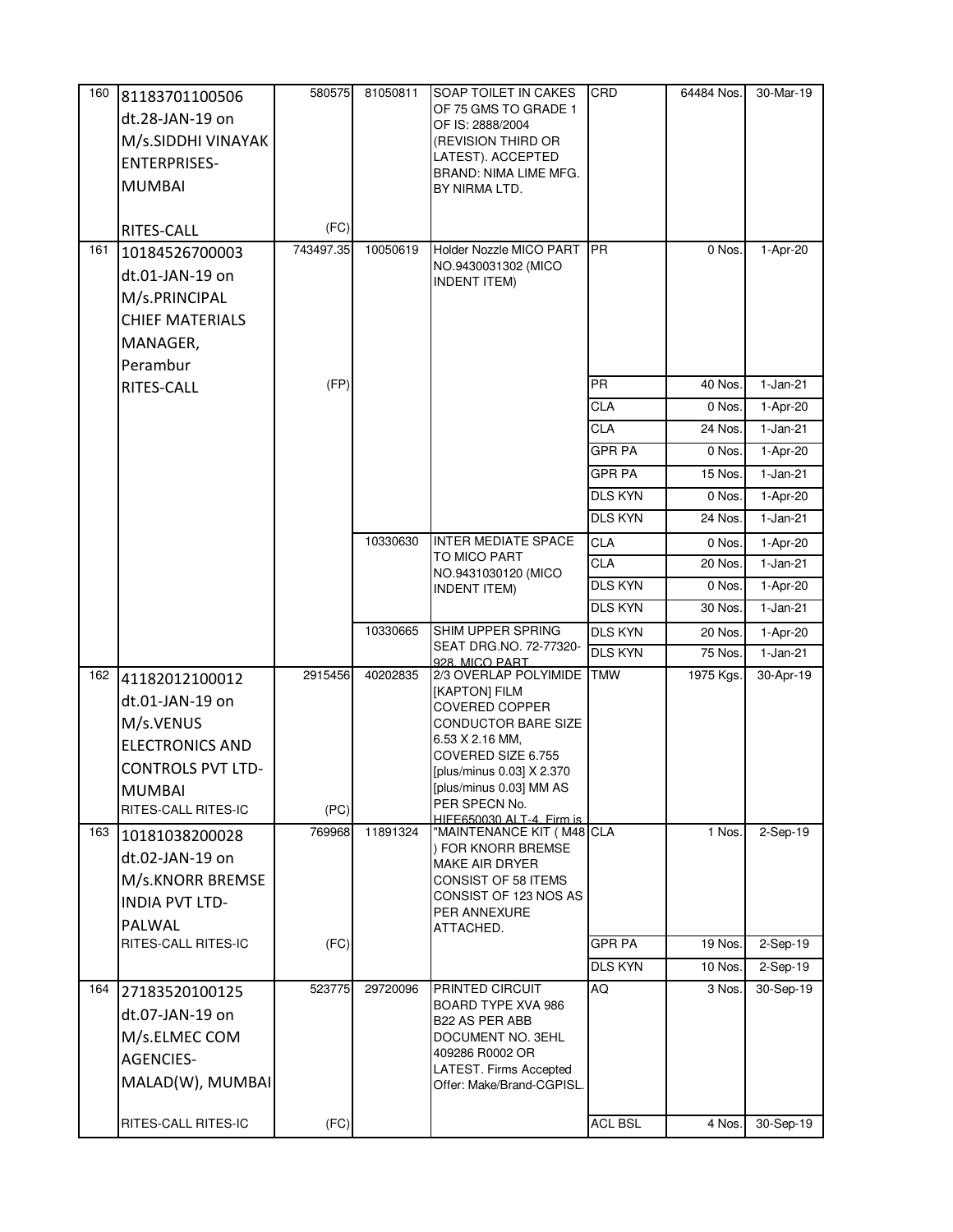| 160 | 81183701100506 dt.28-JAN-19 on M/s.SIDDHI VINAYAK ENTERPRISES-MUMBAI RITES-CALL | 580575 (FC) | 81050811 | SOAP TOILET IN CAKES OF 75 GMS TO GRADE 1 OF IS: 2888/2004 (REVISION THIRD OR LATEST). ACCEPTED BRAND: NIMA LIME MFG. BY NIRMA LTD. | CRD | 64484 Nos. | 30-Mar-19 |
|---|---|---|---|---|---|---|---|
| 161 | 10184526700003 dt.01-JAN-19 on M/s.PRINCIPAL CHIEF MATERIALS MANAGER, Perambur RITES-CALL | 743497.35 (FP) | 10050619 | Holder Nozzle MICO PART NO.9430031302 (MICO INDENT ITEM) | PR | 0 Nos. | 1-Apr-20 |
| | | | | | PR | 40 Nos. | 1-Jan-21 |
| | | | | | CLA | 0 Nos. | 1-Apr-20 |
| | | | | | CLA | 24 Nos. | 1-Jan-21 |
| | | | | | GPR PA | 0 Nos. | 1-Apr-20 |
| | | | | | GPR PA | 15 Nos. | 1-Jan-21 |
| | | | | | DLS KYN | 0 Nos. | 1-Apr-20 |
| | | | | | DLS KYN | 24 Nos. | 1-Jan-21 |
| | | | 10330630 | INTER MEDIATE SPACE TO MICO PART NO.9431030120 (MICO INDENT ITEM) | CLA | 0 Nos. | 1-Apr-20 |
| | | | | | CLA | 20 Nos. | 1-Jan-21 |
| | | | | | DLS KYN | 0 Nos. | 1-Apr-20 |
| | | | | | DLS KYN | 30 Nos. | 1-Jan-21 |
| | | | 10330665 | SHIM UPPER SPRING SEAT DRG.NO. 72-77320-928, MICO PART | DLS KYN | 20 Nos. | 1-Apr-20 |
| | | | | | DLS KYN | 75 Nos. | 1-Jan-21 |
| 162 | 41182012100012 dt.01-JAN-19 on M/s.VENUS ELECTRONICS AND CONTROLS PVT LTD-MUMBAI RITES-CALL RITES-IC | 2915456 (PC) | 40202835 | 2/3 OVERLAP POLYIMIDE [KAPTON] FILM COVERED COPPER CONDUCTOR BARE SIZE 6.53 X 2.16 MM, COVERED SIZE 6.755 [plus/minus 0.03] X 2.370 [plus/minus 0.03] MM AS PER SPECN No. HIEF650030 ALT-4. Firm is | TMW | 1975 Kgs. | 30-Apr-19 |
| 163 | 10181038200028 dt.02-JAN-19 on M/s.KNORR BREMSE INDIA PVT LTD-PALWAL RITES-CALL RITES-IC | 769968 (FC) | 11891324 | "MAINTENANCE KIT ( M48 ) FOR KNORR BREMSE MAKE AIR DRYER CONSIST OF 58 ITEMS CONSIST OF 123 NOS AS PER ANNEXURE ATTACHED. | CLA | 1 Nos. | 2-Sep-19 |
| | | | | | GPR PA | 19 Nos. | 2-Sep-19 |
| | | | | | DLS KYN | 10 Nos. | 2-Sep-19 |
| 164 | 27183520100125 dt.07-JAN-19 on M/s.ELMEC COM AGENCIES-MALAD(W), MUMBAI RITES-CALL RITES-IC | 523775 (FC) | 29720096 | PRINTED CIRCUIT BOARD TYPE XVA 986 B22 AS PER ABB DOCUMENT NO. 3EHL 409286 R0002 OR LATEST. Firms Accepted Offer: Make/Brand-CGPISL. | AQ | 3 Nos. | 30-Sep-19 |
| | | | | | ACL BSL | 4 Nos. | 30-Sep-19 |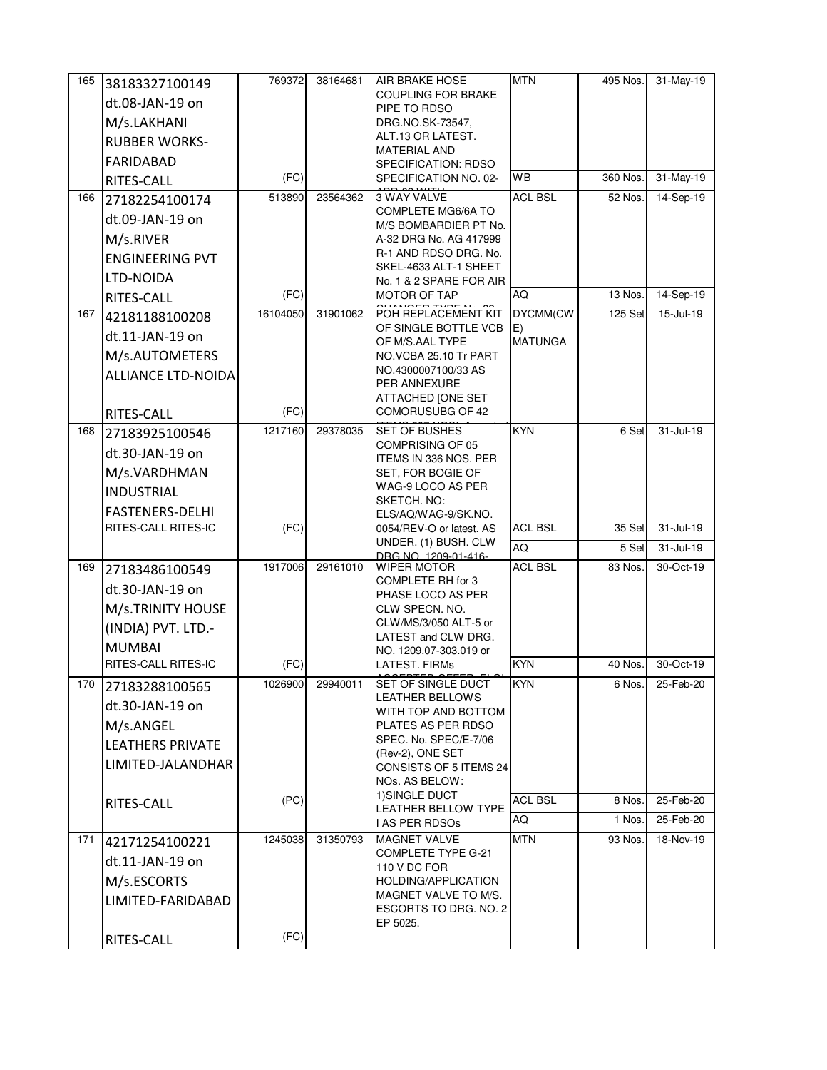| 165 | 38183327100149 dt.08-JAN-19 on M/s.LAKHANI RUBBER WORKS-FARIDABAD RITES-CALL | 769372 (FC) | 38164681 | AIR BRAKE HOSE COUPLING FOR BRAKE PIPE TO RDSO DRG.NO.SK-73547, ALT.13 OR LATEST. MATERIAL AND SPECIFICATION: RDSO SPECIFICATION NO. 02- | MTN | 495 Nos. | 31-May-19 |
|---|---|---|---|---|---|---|---|
| | | | | | WB | 360 Nos. | 31-May-19 |
| 166 | 27182254100174 dt.09-JAN-19 on M/s.RIVER ENGINEERING PVT LTD-NOIDA RITES-CALL | 513890 (FC) | 23564362 | 3 WAY VALVE COMPLETE MG6/6A TO M/S BOMBARDIER PT No. A-32 DRG No. AG 417999 R-1 AND RDSO DRG. No. SKEL-4633 ALT-1 SHEET No. 1 & 2 SPARE FOR AIR MOTOR OF TAP | ACL BSL | 52 Nos. | 14-Sep-19 |
| | | | | | AQ | 13 Nos. | 14-Sep-19 |
| 167 | 42181188100208 dt.11-JAN-19 on M/s.AUTOMETERS ALLIANCE LTD-NOIDA RITES-CALL | 16104050 (FC) | 31901062 | POH REPLACEMENT KIT OF SINGLE BOTTLE VCB OF M/S.AAL TYPE NO.VCBA 25.10 Tr PART NO.4300007100/33 AS PER ANNEXURE ATTACHED [ONE SET COMORUSUBG OF 42 | DYCMM(CWE) MATUNGA | 125 Set | 15-Jul-19 |
| 168 | 27183925100546 dt.30-JAN-19 on M/s.VARDHMAN INDUSTRIAL FASTENERS-DELHI RITES-CALL RITES-IC | 1217160 (FC) | 29378035 | SET OF BUSHES COMPRISING OF 05 ITEMS IN 336 NOS. PER SET, FOR BOGIE OF WAG-9 LOCO AS PER SKETCH. NO: ELS/AQ/WAG-9/SK.NO. 0054/REV-O or latest. AS UNDER. (1) BUSH. CLW DRG.NO. 1209-01-416- | KYN | 6 Set | 31-Jul-19 |
| | | | | | ACL BSL | 35 Set | 31-Jul-19 |
| | | | | | AQ | 5 Set | 31-Jul-19 |
| 169 | 27183486100549 dt.30-JAN-19 on M/s.TRINITY HOUSE (INDIA) PVT. LTD.-MUMBAI RITES-CALL RITES-IC | 1917006 (FC) | 29161010 | WIPER MOTOR COMPLETE RH for 3 PHASE LOCO AS PER CLW SPECN. NO. CLW/MS/3/050 ALT-5 or LATEST and CLW DRG. NO. 1209.07-303.019 or LATEST. FIRMs | ACL BSL | 83 Nos. | 30-Oct-19 |
| | | | | | KYN | 40 Nos. | 30-Oct-19 |
| 170 | 27183288100565 dt.30-JAN-19 on M/s.ANGEL LEATHERS PRIVATE LIMITED-JALANDHAR RITES-CALL | 1026900 (PC) | 29940011 | SET OF SINGLE DUCT LEATHER BELLOWS WITH TOP AND BOTTOM PLATES AS PER RDSO SPEC. No. SPEC/E-7/06 (Rev-2), ONE SET CONSISTS OF 5 ITEMS 24 NOs. AS BELOW: 1)SINGLE DUCT LEATHER BELLOW TYPE I AS PER RDSOs | KYN | 6 Nos. | 25-Feb-20 |
| | | | | | ACL BSL | 8 Nos. | 25-Feb-20 |
| | | | | | AQ | 1 Nos. | 25-Feb-20 |
| 171 | 42171254100221 dt.11-JAN-19 on M/s.ESCORTS LIMITED-FARIDABAD RITES-CALL | 1245038 (FC) | 31350793 | MAGNET VALVE COMPLETE TYPE G-21 110 V DC FOR HOLDING/APPLICATION MAGNET VALVE TO M/S. ESCORTS TO DRG. NO. 2 EP 5025. | MTN | 93 Nos. | 18-Nov-19 |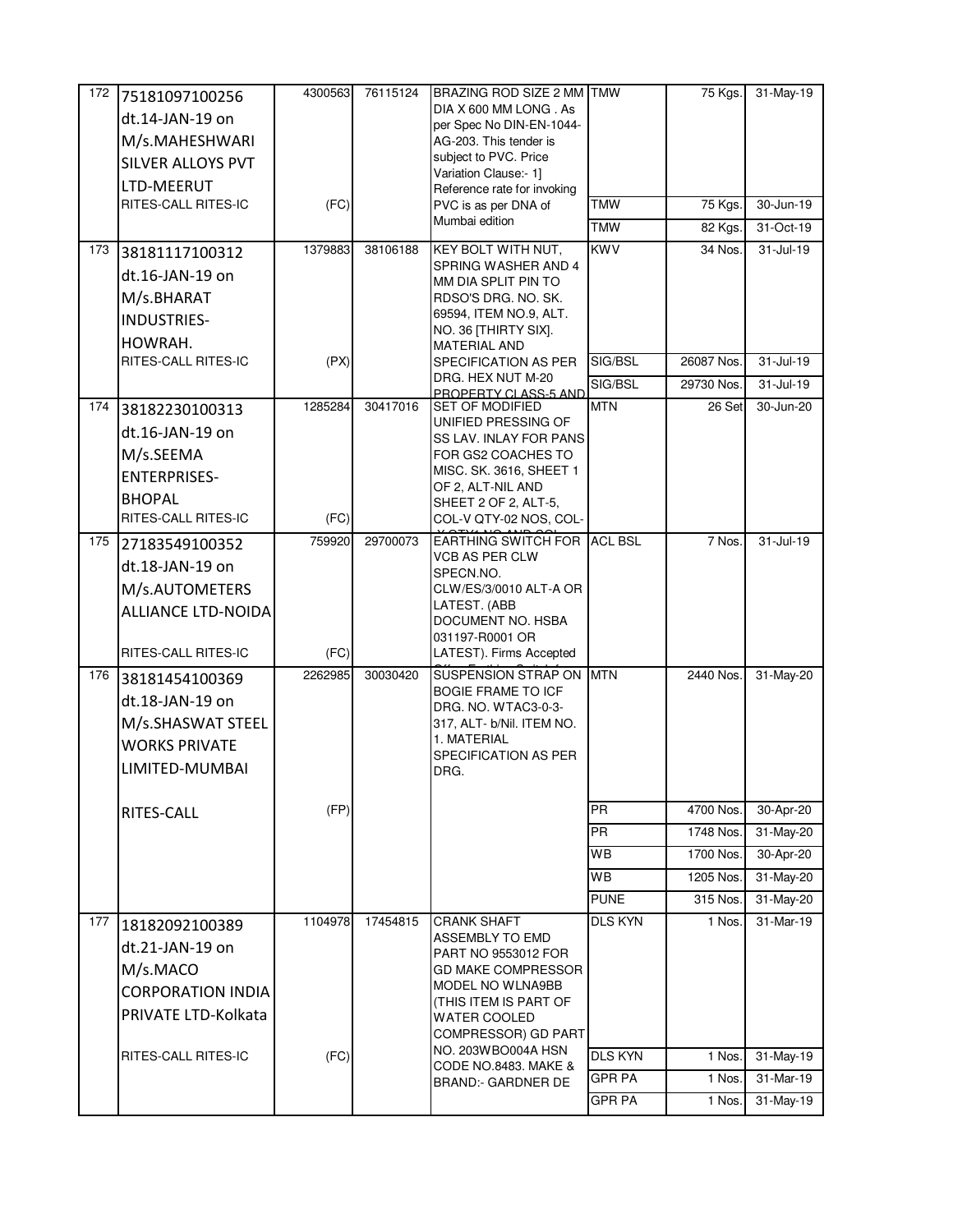| 172 | 75181097100256 dt.14-JAN-19 on M/s.MAHESHWARI SILVER ALLOYS PVT LTD-MEERUT RITES-CALL RITES-IC | 4300563 (FC) | 76115124 | BRAZING ROD SIZE 2 MM DIA X 600 MM LONG . As per Spec No DIN-EN-1044-AG-203. This tender is subject to PVC. Price Variation Clause:- 1] Reference rate for invoking PVC is as per DNA of Mumbai edition | TMW | 75 Kgs. | 31-May-19 |
|---|---|---|---|---|---|---|---|
| | | | | | TMW | 75 Kgs. | 30-Jun-19 |
| | | | | | TMW | 82 Kgs. | 31-Oct-19 |
| 173 | 38181117100312 dt.16-JAN-19 on M/s.BHARAT INDUSTRIES-HOWRAH. RITES-CALL RITES-IC | 1379883 (PX) | 38106188 | KEY BOLT WITH NUT, SPRING WASHER AND 4 MM DIA SPLIT PIN TO RDSO'S DRG. NO. SK. 69594, ITEM NO.9, ALT. NO. 36 [THIRTY SIX]. MATERIAL AND SPECIFICATION AS PER DRG. HEX NUT M-20 PROPERTY CLASS-5 AND | KWV | 34 Nos. | 31-Jul-19 |
| | | | | | SIG/BSL | 26087 Nos. | 31-Jul-19 |
| | | | | | SIG/BSL | 29730 Nos. | 31-Jul-19 |
| 174 | 38182230100313 dt.16-JAN-19 on M/s.SEEMA ENTERPRISES-BHOPAL RITES-CALL RITES-IC | 1285284 (FC) | 30417016 | SET OF MODIFIED UNIFIED PRESSING OF SS LAV. INLAY FOR PANS FOR GS2 COACHES TO MISC. SK. 3616, SHEET 1 OF 2, ALT-NIL AND SHEET 2 OF 2, ALT-5, COL-V QTY-02 NOS, COL- | MTN | 26 Set | 30-Jun-20 |
| 175 | 27183549100352 dt.18-JAN-19 on M/s.AUTOMETERS ALLIANCE LTD-NOIDA RITES-CALL RITES-IC | 759920 (FC) | 29700073 | EARTHING SWITCH FOR VCB AS PER CLW SPECN.NO. CLW/ES/3/0010 ALT-A OR LATEST. (ABB DOCUMENT NO. HSBA 031197-R0001 OR LATEST). Firms Accepted | ACL BSL | 7 Nos. | 31-Jul-19 |
| 176 | 38181454100369 dt.18-JAN-19 on M/s.SHASWAT STEEL WORKS PRIVATE LIMITED-MUMBAI RITES-CALL | 2262985 (FP) | 30030420 | SUSPENSION STRAP ON BOGIE FRAME TO ICF DRG. NO. WTAC3-0-3-317, ALT- b/Nil. ITEM NO. 1. MATERIAL SPECIFICATION AS PER DRG. | MTN | 2440 Nos. | 31-May-20 |
| | | | | | PR | 4700 Nos. | 30-Apr-20 |
| | | | | | PR | 1748 Nos. | 31-May-20 |
| | | | | | WB | 1700 Nos. | 30-Apr-20 |
| | | | | | WB | 1205 Nos. | 31-May-20 |
| | | | | | PUNE | 315 Nos. | 31-May-20 |
| 177 | 18182092100389 dt.21-JAN-19 on M/s.MACO CORPORATION INDIA PRIVATE LTD-Kolkata RITES-CALL RITES-IC | 1104978 (FC) | 17454815 | CRANK SHAFT ASSEMBLY TO EMD PART NO 9553012 FOR GD MAKE COMPRESSOR MODEL NO WLNA9BB (THIS ITEM IS PART OF WATER COOLED COMPRESSOR) GD PART NO. 203WBO004A HSN CODE NO.8483. MAKE & BRAND:- GARDNER DE | DLS KYN | 1 Nos. | 31-Mar-19 |
| | | | | | DLS KYN | 1 Nos. | 31-May-19 |
| | | | | | GPR PA | 1 Nos. | 31-Mar-19 |
| | | | | | GPR PA | 1 Nos. | 31-May-19 |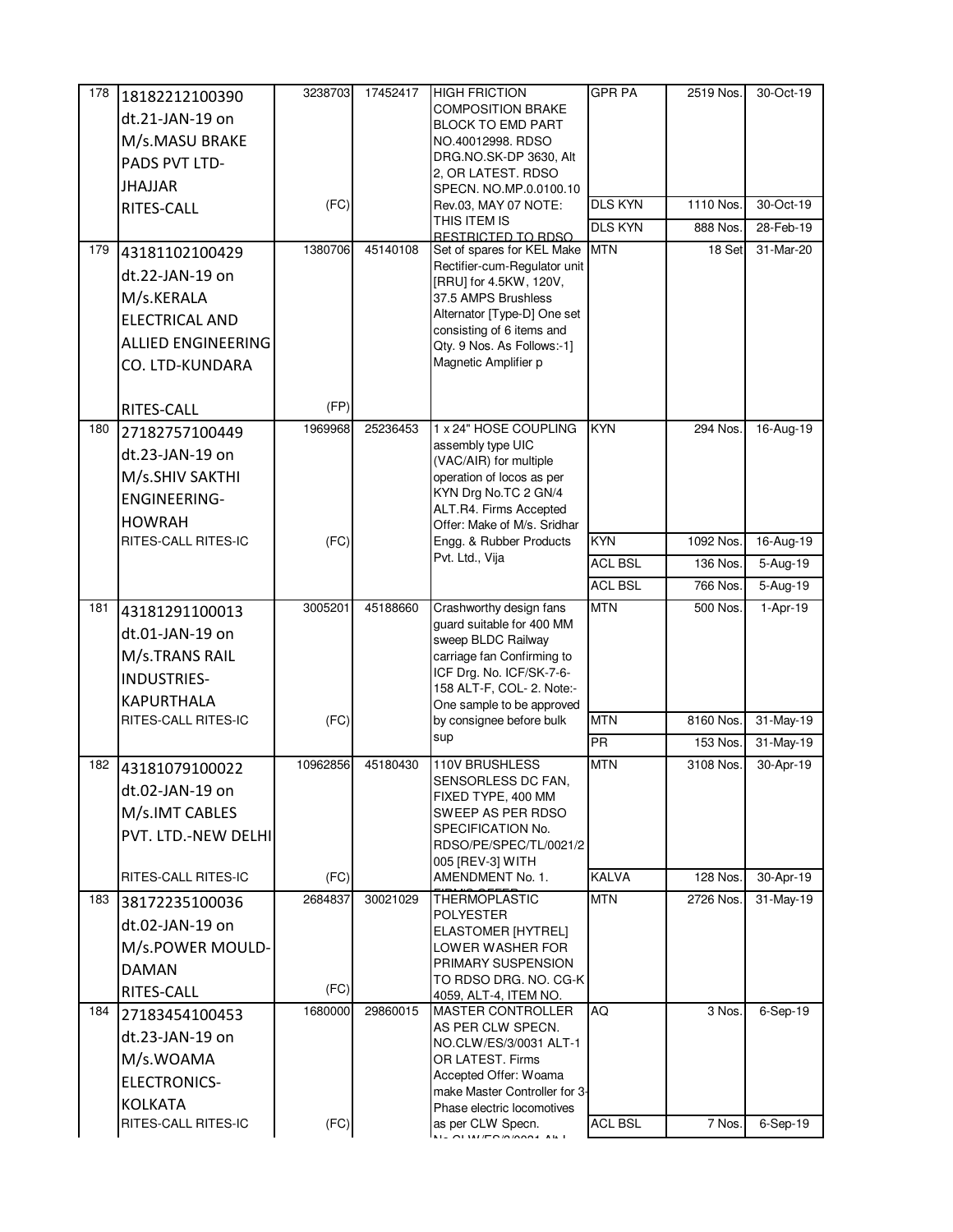| 178 | 18182212100390 dt.21-JAN-19 on M/s.MASU BRAKE PADS PVT LTD-JHAJJAR RITES-CALL | 3238703 (FC) | 17452417 | HIGH FRICTION COMPOSITION BRAKE BLOCK TO EMD PART NO.40012998. RDSO DRG.NO.SK-DP 3630, Alt 2, OR LATEST. RDSO SPECN. NO.MP.0.0100.10 Rev.03, MAY 07 NOTE: THIS ITEM IS RESTRICTED TO RDSO | GPR PA | 2519 Nos. | 30-Oct-19 |
|---|---|---|---|---|---|---|---|
| | | | | | DLS KYN | 1110 Nos. | 30-Oct-19 |
| | | | | | DLS KYN | 888 Nos. | 28-Feb-19 |
| 179 | 43181102100429 dt.22-JAN-19 on M/s.KERALA ELECTRICAL AND ALLIED ENGINEERING CO. LTD-KUNDARA RITES-CALL | 1380706 (FP) | 45140108 | Set of spares for KEL Make Rectifier-cum-Regulator unit [RRU] for 4.5KW, 120V, 37.5 AMPS Brushless Alternator [Type-D] One set consisting of 6 items and Qty. 9 Nos. As Follows:-1] Magnetic Amplifier p | MTN | 18 Set | 31-Mar-20 |
| 180 | 27182757100449 dt.23-JAN-19 on M/s.SHIV SAKTHI ENGINEERING-HOWRAH RITES-CALL RITES-IC | 1969968 (FC) | 25236453 | 1 x 24" HOSE COUPLING assembly type UIC (VAC/AIR) for multiple operation of locos as per KYN Drg No.TC 2 GN/4 ALT.R4. Firms Accepted Offer: Make of M/s. Sridhar Engg. & Rubber Products Pvt. Ltd., Vija | KYN | 294 Nos. | 16-Aug-19 |
| | | | | | KYN | 1092 Nos. | 16-Aug-19 |
| | | | | | ACL BSL | 136 Nos. | 5-Aug-19 |
| | | | | | ACL BSL | 766 Nos. | 5-Aug-19 |
| 181 | 43181291100013 dt.01-JAN-19 on M/s.TRANS RAIL INDUSTRIES-KAPURTHALA RITES-CALL RITES-IC | 3005201 (FC) | 45188660 | Crashworthy design fans guard suitable for 400 MM sweep BLDC Railway carriage fan Confirming to ICF Drg. No. ICF/SK-7-6-158 ALT-F, COL- 2. Note:- One sample to be approved by consignee before bulk sup | MTN | 500 Nos. | 1-Apr-19 |
| | | | | | MTN | 8160 Nos. | 31-May-19 |
| | | | | | PR | 153 Nos. | 31-May-19 |
| 182 | 43181079100022 dt.02-JAN-19 on M/s.IMT CABLES PVT. LTD.-NEW DELHI RITES-CALL RITES-IC | 10962856 (FC) | 45180430 | 110V BRUSHLESS SENSORLESS DC FAN, FIXED TYPE, 400 MM SWEEP AS PER RDSO SPECIFICATION No. RDSO/PE/SPEC/TL/0021/2005 [REV-3] WITH AMENDMENT No. 1. | MTN | 3108 Nos. | 30-Apr-19 |
| | | | | | KALVA | 128 Nos. | 30-Apr-19 |
| 183 | 38172235100036 dt.02-JAN-19 on M/s.POWER MOULD-DAMAN RITES-CALL | 2684837 (FC) | 30021029 | THERMOPLASTIC POLYESTER ELASTOMER [HYTREL] LOWER WASHER FOR PRIMARY SUSPENSION TO RDSO DRG. NO. CG-K 4059, ALT-4, ITEM NO. | MTN | 2726 Nos. | 31-May-19 |
| 184 | 27183454100453 dt.23-JAN-19 on M/s.WOAMA ELECTRONICS-KOLKATA RITES-CALL RITES-IC | 1680000 (FC) | 29860015 | MASTER CONTROLLER AS PER CLW SPECN. NO.CLW/ES/3/0031 ALT-1 OR LATEST. Firms Accepted Offer: Woama make Master Controller for 3-Phase electric locomotives as per CLW Specn. No.CLW/ES/3/0031 Alt-I | AQ | 3 Nos. | 6-Sep-19 |
| | | | | | ACL BSL | 7 Nos. | 6-Sep-19 |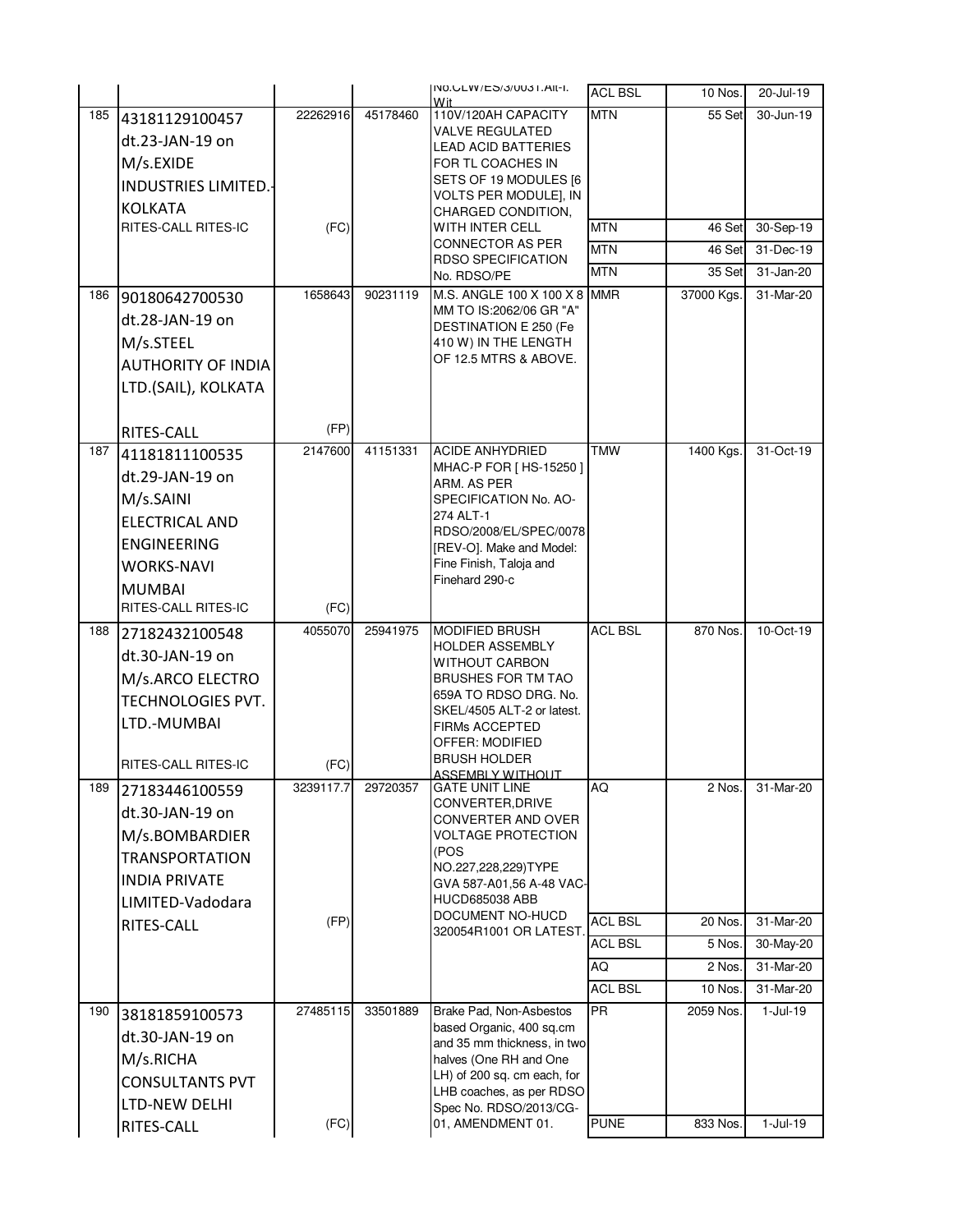| | | | | | | | |
|---|---|---|---|---|---|---|---|
| | | | | No.CLW/ES/3/0031.Alt-I. Wit | ACL BSL | 10 Nos. | 20-Jul-19 |
| 185 | 43181129100457 dt.23-JAN-19 on M/s.EXIDE INDUSTRIES LIMITED.-KOLKATA RITES-CALL RITES-IC | 22262916 (FC) | 45178460 | 110V/120AH CAPACITY VALVE REGULATED LEAD ACID BATTERIES FOR TL COACHES IN SETS OF 19 MODULES [6 VOLTS PER MODULE], IN CHARGED CONDITION, WITH INTER CELL CONNECTOR AS PER RDSO SPECIFICATION No. RDSO/PE | MTN | 55 Set | 30-Jun-19 |
| | | | | | MTN | 46 Set | 30-Sep-19 |
| | | | | | MTN | 46 Set | 31-Dec-19 |
| | | | | | MTN | 35 Set | 31-Jan-20 |
| 186 | 90180642700530 dt.28-JAN-19 on M/s.STEEL AUTHORITY OF INDIA LTD.(SAIL), KOLKATA RITES-CALL | 1658643 (FP) | 90231119 | M.S. ANGLE 100 X 100 X 8 MM TO IS:2062/06 GR "A" DESTINATION E 250 (Fe 410 W) IN THE LENGTH OF 12.5 MTRS & ABOVE. | MMR | 37000 Kgs. | 31-Mar-20 |
| 187 | 41181811100535 dt.29-JAN-19 on M/s.SAINI ELECTRICAL AND ENGINEERING WORKS-NAVI MUMBAI RITES-CALL RITES-IC | 2147600 (FC) | 41151331 | ACIDE ANHYDRIED MHAC-P FOR [ HS-15250 ] ARM. AS PER SPECIFICATION No. AO-274 ALT-1 RDSO/2008/EL/SPEC/0078 [REV-O]. Make and Model: Fine Finish, Taloja and Finehard 290-c | TMW | 1400 Kgs. | 31-Oct-19 |
| 188 | 27182432100548 dt.30-JAN-19 on M/s.ARCO ELECTRO TECHNOLOGIES PVT. LTD.-MUMBAI RITES-CALL RITES-IC | 4055070 (FC) | 25941975 | MODIFIED BRUSH HOLDER ASSEMBLY WITHOUT CARBON BRUSHES FOR TM TAO 659A TO RDSO DRG. No. SKEL/4505 ALT-2 or latest. FIRMs ACCEPTED OFFER: MODIFIED BRUSH HOLDER ASSEMBLY WITHOUT | ACL BSL | 870 Nos. | 10-Oct-19 |
| 189 | 27183446100559 dt.30-JAN-19 on M/s.BOMBARDIER TRANSPORTATION INDIA PRIVATE LIMITED-Vadodara RITES-CALL | 3239117.7 (FP) | 29720357 | GATE UNIT LINE CONVERTER,DRIVE CONVERTER AND OVER VOLTAGE PROTECTION (POS NO.227,228,229)TYPE GVA 587-A01,56 A-48 VAC-HUCD685038 ABB DOCUMENT NO-HUCD 320054R1001 OR LATEST. | AQ | 2 Nos. | 31-Mar-20 |
| | | | | | ACL BSL | 20 Nos. | 31-Mar-20 |
| | | | | | ACL BSL | 5 Nos. | 30-May-20 |
| | | | | | AQ | 2 Nos. | 31-Mar-20 |
| | | | | | ACL BSL | 10 Nos. | 31-Mar-20 |
| 190 | 38181859100573 dt.30-JAN-19 on M/s.RICHA CONSULTANTS PVT LTD-NEW DELHI RITES-CALL | 27485115 (FC) | 33501889 | Brake Pad, Non-Asbestos based Organic, 400 sq.cm and 35 mm thickness, in two halves (One RH and One LH) of 200 sq. cm each, for LHB coaches, as per RDSO Spec No. RDSO/2013/CG-01, AMENDMENT 01. | PR | 2059 Nos. | 1-Jul-19 |
| | | | | | PUNE | 833 Nos. | 1-Jul-19 |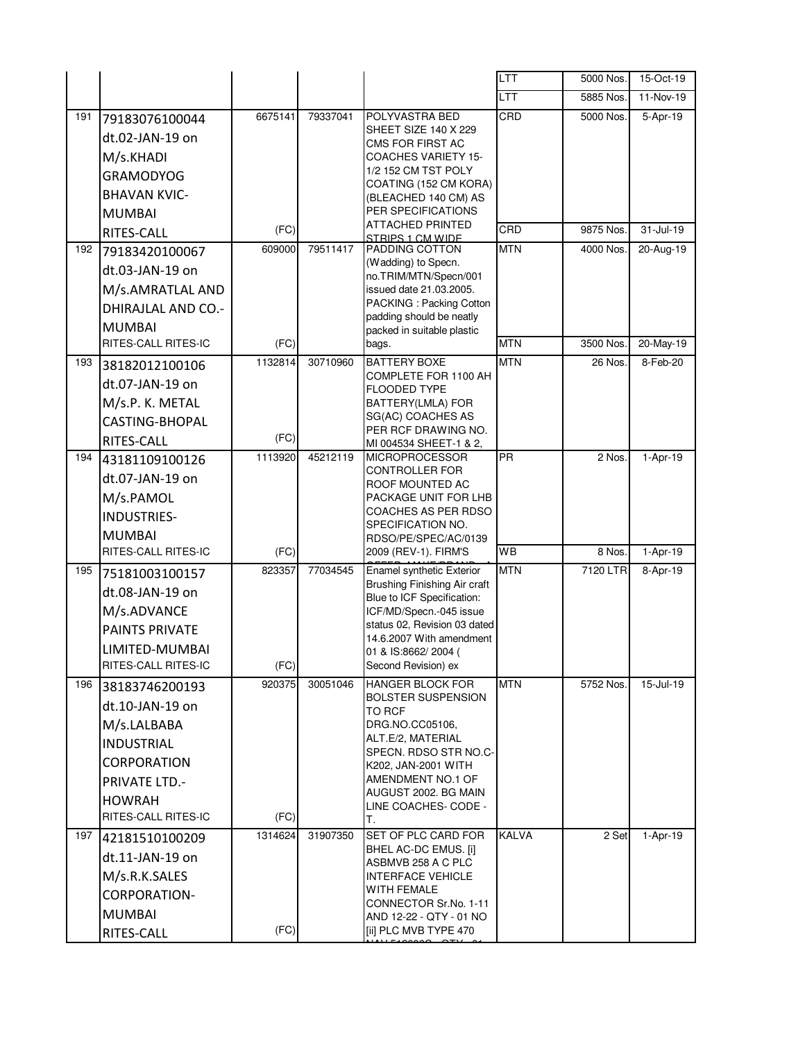| | | | | | | | |
|---|---|---|---|---|---|---|---|
| | | | | | LTT | 5000 Nos. | 15-Oct-19 |
| | | | | | LTT | 5885 Nos. | 11-Nov-19 |
| 191 | 79183076100044 dt.02-JAN-19 on M/s.KHADI GRAMODYOG BHAVAN KVIC-MUMBAI RITES-CALL | 6675141 (FC) | 79337041 | POLYVASTRA BED SHEET SIZE 140 X 229 CMS FOR FIRST AC COACHES VARIETY 15-1/2 152 CM TST POLY COATING (152 CM KORA) (BLEACHED 140 CM) AS PER SPECIFICATIONS ATTACHED PRINTED STRIPS 1 CM WIDE | CRD | 5000 Nos. | 5-Apr-19 |
| | | | | | CRD | 9875 Nos. | 31-Jul-19 |
| 192 | 79183420100067 dt.03-JAN-19 on M/s.AMRATLAL AND DHIRAJLAL AND CO.-MUMBAI RITES-CALL RITES-IC | 609000 (FC) | 79511417 | PADDING COTTON (Wadding) to Specn. no.TRIM/MTN/Specn/001 issued date 21.03.2005. PACKING : Packing Cotton padding should be neatly packed in suitable plastic bags. | MTN | 4000 Nos. | 20-Aug-19 |
| | | | | | MTN | 3500 Nos. | 20-May-19 |
| 193 | 38182012100106 dt.07-JAN-19 on M/s.P. K. METAL CASTING-BHOPAL RITES-CALL | 1132814 (FC) | 30710960 | BATTERY BOXE COMPLETE FOR 1100 AH FLOODED TYPE BATTERY(LMLA) FOR SG(AC) COACHES AS PER RCF DRAWING NO. MI 004534 SHEET-1 & 2, | MTN | 26 Nos. | 8-Feb-20 |
| 194 | 43181109100126 dt.07-JAN-19 on M/s.PAMOL INDUSTRIES-MUMBAI RITES-CALL RITES-IC | 1113920 (FC) | 45212119 | MICROPROCESSOR CONTROLLER FOR ROOF MOUNTED AC PACKAGE UNIT FOR LHB COACHES AS PER RDSO SPECIFICATION NO. RDSO/PE/SPEC/AC/0139 2009 (REV-1). FIRM'S | PR | 2 Nos. | 1-Apr-19 |
| | | | | | WB | 8 Nos. | 1-Apr-19 |
| 195 | 75181003100157 dt.08-JAN-19 on M/s.ADVANCE PAINTS PRIVATE LIMITED-MUMBAI RITES-CALL RITES-IC | 823357 (FC) | 77034545 | Enamel synthetic Exterior Brushing Finishing Air craft Blue to ICF Specification: ICF/MD/Specn.-045 issue status 02, Revision 03 dated 14.6.2007 With amendment 01 & IS:8662/ 2004 ( Second Revision) ex | MTN | 7120 LTR | 8-Apr-19 |
| 196 | 38183746200193 dt.10-JAN-19 on M/s.LALBABA INDUSTRIAL CORPORATION PRIVATE LTD.-HOWRAH RITES-CALL RITES-IC | 920375 (FC) | 30051046 | HANGER BLOCK FOR BOLSTER SUSPENSION TO RCF DRG.NO.CC05106, ALT.E/2, MATERIAL SPECN. RDSO STR NO.C-K202, JAN-2001 WITH AMENDMENT NO.1 OF AUGUST 2002. BG MAIN LINE COACHES- CODE - T. | MTN | 5752 Nos. | 15-Jul-19 |
| 197 | 42181510100209 dt.11-JAN-19 on M/s.R.K.SALES CORPORATION-MUMBAI RITES-CALL | 1314624 (FC) | 31907350 | SET OF PLC CARD FOR BHEL AC-DC EMUS. [i] ASBMVB 258 A C PLC INTERFACE VEHICLE WITH FEMALE CONNECTOR Sr.No. 1-11 AND 12-22 - QTY - 01 NO [ii] PLC MVB TYPE 470 | KALVA | 2 Set | 1-Apr-19 |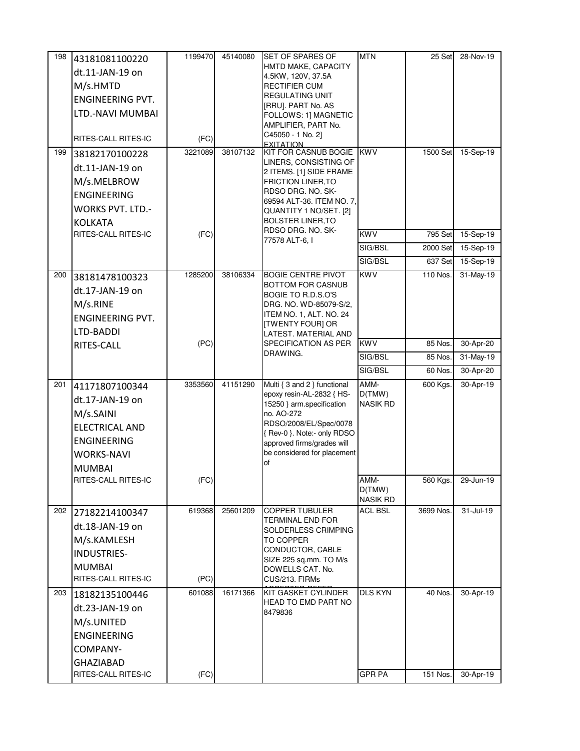| | | | | | | | |
|---|---|---|---|---|---|---|---|
| 198 | 43181081100220 dt.11-JAN-19 on M/s.HMTD ENGINEERING PVT. LTD.-NAVI MUMBAI RITES-CALL RITES-IC | 1199470 (FC) | 45140080 | SET OF SPARES OF HMTD MAKE, CAPACITY 4.5KW, 120V, 37.5A RECTIFIER CUM REGULATING UNIT [RRU]. PART No. AS FOLLOWS: 1] MAGNETIC AMPLIFIER, PART No. C45050 - 1 No. 2] EXITATION | MTN | 25 Set | 28-Nov-19 |
| 199 | 38182170100228 dt.11-JAN-19 on M/s.MELBROW ENGINEERING WORKS PVT. LTD.-KOLKATA RITES-CALL RITES-IC | 3221089 (FC) | 38107132 | KIT FOR CASNUB BOGIE LINERS, CONSISTING OF 2 ITEMS. [1] SIDE FRAME FRICTION LINER,TO RDSO DRG. NO. SK-69594 ALT-36. ITEM NO. 7, QUANTITY 1 NO/SET. [2] BOLSTER LINER,TO RDSO DRG. NO. SK-77578 ALT-6, I | KWV | 1500 Set | 15-Sep-19 |
| | | | | | KWV | 795 Set | 15-Sep-19 |
| | | | | | SIG/BSL | 2000 Set | 15-Sep-19 |
| | | | | | SIG/BSL | 637 Set | 15-Sep-19 |
| 200 | 38181478100323 dt.17-JAN-19 on M/s.RINE ENGINEERING PVT. LTD-BADDI RITES-CALL | 1285200 (PC) | 38106334 | BOGIE CENTRE PIVOT BOTTOM FOR CASNUB BOGIE TO R.D.S.O'S DRG. NO. WD-85079-S/2, ITEM NO. 1, ALT. NO. 24 [TWENTY FOUR] OR LATEST. MATERIAL AND SPECIFICATION AS PER DRAWING. | KWV | 110 Nos. | 31-May-19 |
| | | | | | KWV | 85 Nos. | 30-Apr-20 |
| | | | | | SIG/BSL | 85 Nos. | 31-May-19 |
| | | | | | SIG/BSL | 60 Nos. | 30-Apr-20 |
| 201 | 41171807100344 dt.17-JAN-19 on M/s.SAINI ELECTRICAL AND ENGINEERING WORKS-NAVI MUMBAI RITES-CALL RITES-IC | 3353560 (FC) | 41151290 | Multi { 3 and 2 } functional epoxy resin-AL-2832 { HS-15250 } arm.specification no. AO-272 RDSO/2008/EL/Spec/0078 { Rev-0 }. Note:- only RDSO approved firms/grades will be considered for placement of | AMM-D(TMW) NASIK RD | 600 Kgs. | 30-Apr-19 |
| | | | | | AMM-D(TMW) NASIK RD | 560 Kgs. | 29-Jun-19 |
| 202 | 27182214100347 dt.18-JAN-19 on M/s.KAMLESH INDUSTRIES-MUMBAI RITES-CALL RITES-IC | 619368 (PC) | 25601209 | COPPER TUBULER TERMINAL END FOR SOLDERLESS CRIMPING TO COPPER CONDUCTOR, CABLE SIZE 225 sq.mm. TO M/s DOWELLS CAT. No. CUS/213. FIRMs ACCEPTED OFFER | ACL BSL | 3699 Nos. | 31-Jul-19 |
| 203 | 18182135100446 dt.23-JAN-19 on M/s.UNITED ENGINEERING COMPANY-GHAZIABAD RITES-CALL RITES-IC | 601088 (FC) | 16171366 | KIT GASKET CYLINDER HEAD TO EMD PART NO 8479836 | DLS KYN | 40 Nos. | 30-Apr-19 |
| | | | | | GPR PA | 151 Nos. | 30-Apr-19 |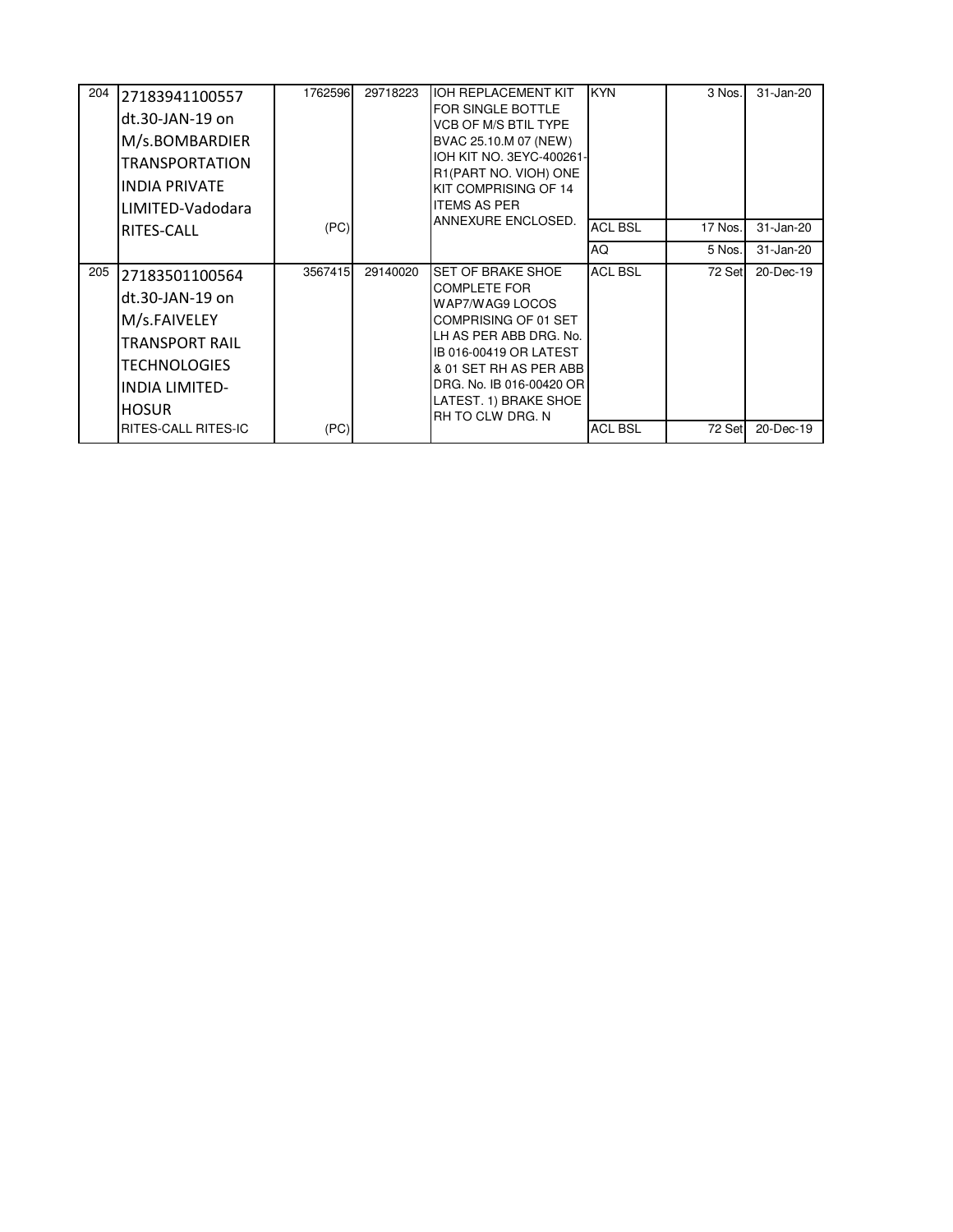| | | | | | | | |
|---|---|---|---|---|---|---|---|
| 204 | 27183941100557 dt.30-JAN-19 on M/s.BOMBARDIER TRANSPORTATION INDIA PRIVATE LIMITED-Vadodara RITES-CALL | 1762596 (PC) | 29718223 | IOH REPLACEMENT KIT FOR SINGLE BOTTLE VCB OF M/S BTIL TYPE BVAC 25.10.M 07 (NEW) IOH KIT NO. 3EYC-400261-R1(PART NO. VIOH) ONE KIT COMPRISING OF 14 ITEMS AS PER ANNEXURE ENCLOSED. | KYN | 3 Nos. | 31-Jan-20 |
| | | | | | ACL BSL | 17 Nos. | 31-Jan-20 |
| | | | | | AQ | 5 Nos. | 31-Jan-20 |
| 205 | 27183501100564 dt.30-JAN-19 on M/s.FAIVELEY TRANSPORT RAIL TECHNOLOGIES INDIA LIMITED-HOSUR RITES-CALL RITES-IC | 3567415 (PC) | 29140020 | SET OF BRAKE SHOE COMPLETE FOR WAP7/WAG9 LOCOS COMPRISING OF 01 SET LH AS PER ABB DRG. No. IB 016-00419 OR LATEST & 01 SET RH AS PER ABB DRG. No. IB 016-00420 OR LATEST. 1) BRAKE SHOE RH TO CLW DRG. N | ACL BSL | 72 Set | 20-Dec-19 |
| | | | | | ACL BSL | 72 Set | 20-Dec-19 |